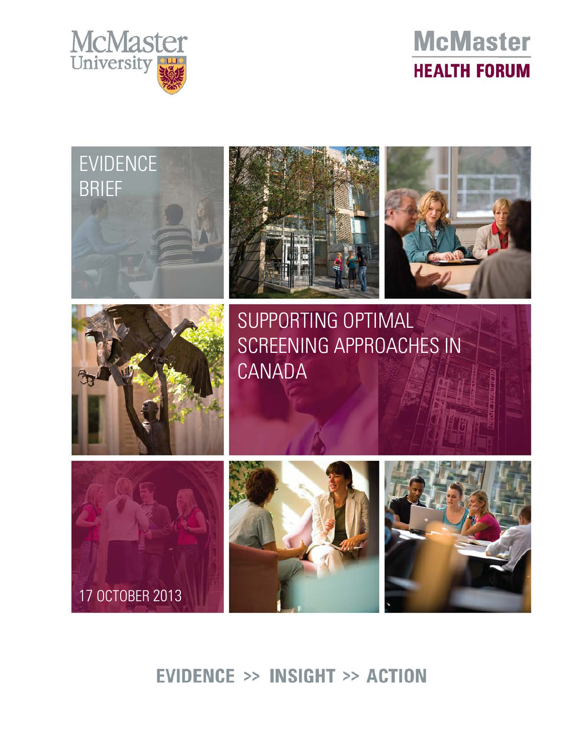McMaster University

McMaster HEALTH FORUM

EVIDENCE BRIEF

# SUPPORTING OPTIMAL SCREENING APPROACHES IN CANADA

17 OCTOBER 2013

EVIDENCE >> INSIGHT >> ACTION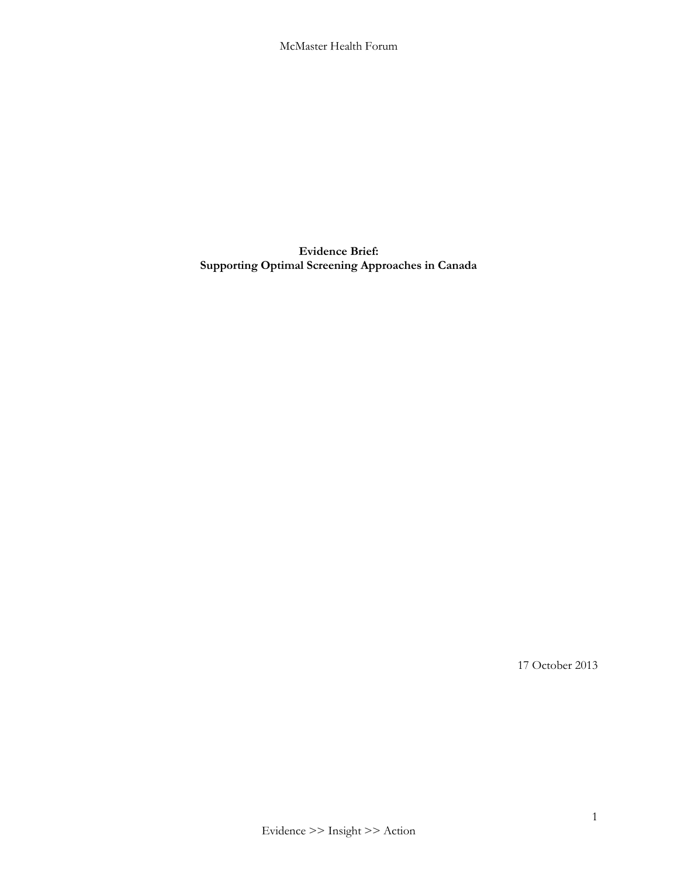**Evidence Brief:**
**Supporting Optimal Screening Approaches in Canada**

17 October 2013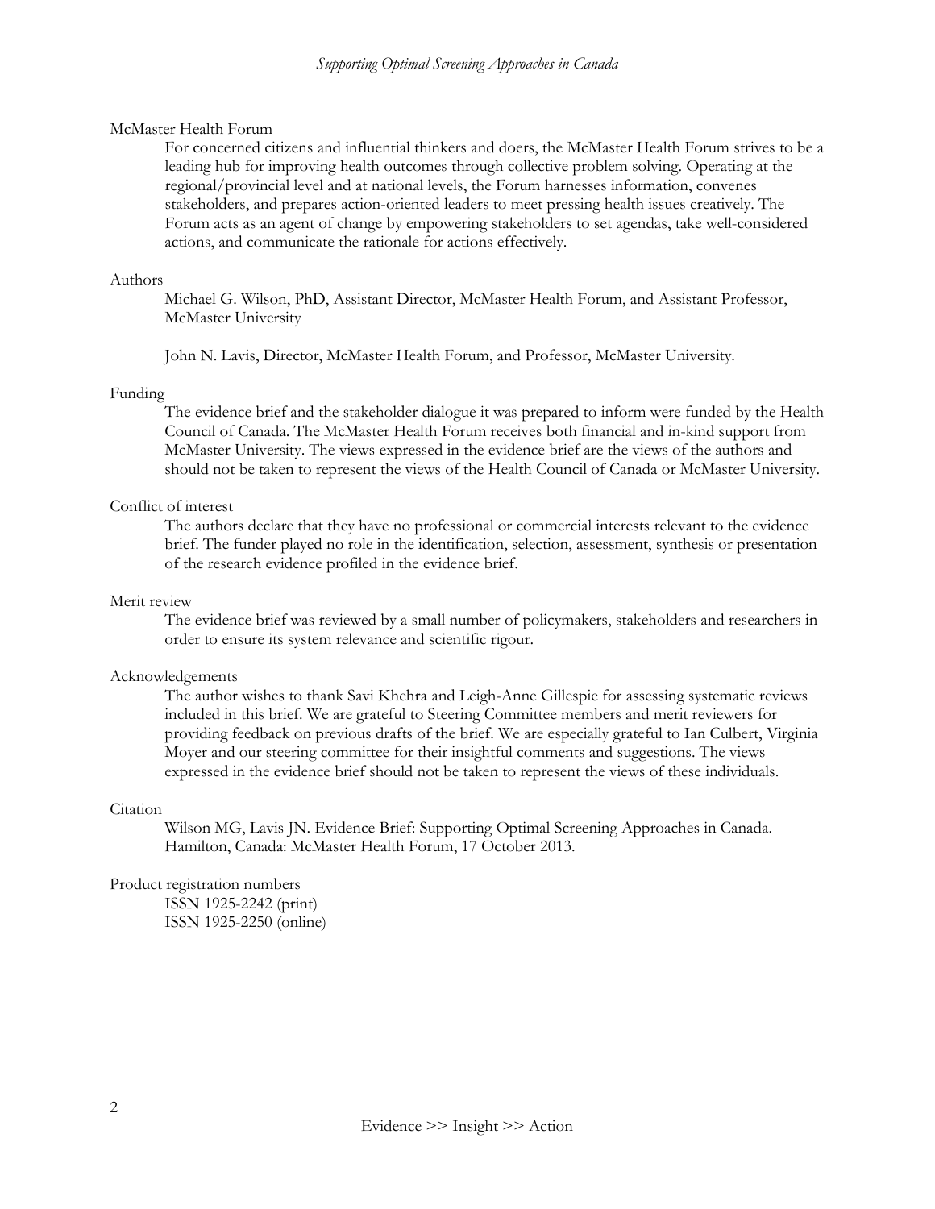McMaster Health Forum

For concerned citizens and influential thinkers and doers, the McMaster Health Forum strives to be a leading hub for improving health outcomes through collective problem solving. Operating at the regional/provincial level and at national levels, the Forum harnesses information, convenes stakeholders, and prepares action-oriented leaders to meet pressing health issues creatively. The Forum acts as an agent of change by empowering stakeholders to set agendas, take well-considered actions, and communicate the rationale for actions effectively.

Authors

Michael G. Wilson, PhD, Assistant Director, McMaster Health Forum, and Assistant Professor, McMaster University

John N. Lavis, Director, McMaster Health Forum, and Professor, McMaster University.

Funding

The evidence brief and the stakeholder dialogue it was prepared to inform were funded by the Health Council of Canada. The McMaster Health Forum receives both financial and in-kind support from McMaster University. The views expressed in the evidence brief are the views of the authors and should not be taken to represent the views of the Health Council of Canada or McMaster University.

Conflict of interest

The authors declare that they have no professional or commercial interests relevant to the evidence brief. The funder played no role in the identification, selection, assessment, synthesis or presentation of the research evidence profiled in the evidence brief.

Merit review

The evidence brief was reviewed by a small number of policymakers, stakeholders and researchers in order to ensure its system relevance and scientific rigour.

Acknowledgements

The author wishes to thank Savi Khehra and Leigh-Anne Gillespie for assessing systematic reviews included in this brief. We are grateful to Steering Committee members and merit reviewers for providing feedback on previous drafts of the brief. We are especially grateful to Ian Culbert, Virginia Moyer and our steering committee for their insightful comments and suggestions. The views expressed in the evidence brief should not be taken to represent the views of these individuals.

Citation

Wilson MG, Lavis JN. Evidence Brief: Supporting Optimal Screening Approaches in Canada. Hamilton, Canada: McMaster Health Forum, 17 October 2013.

Product registration numbers

ISSN 1925-2242 (print)
ISSN 1925-2250 (online)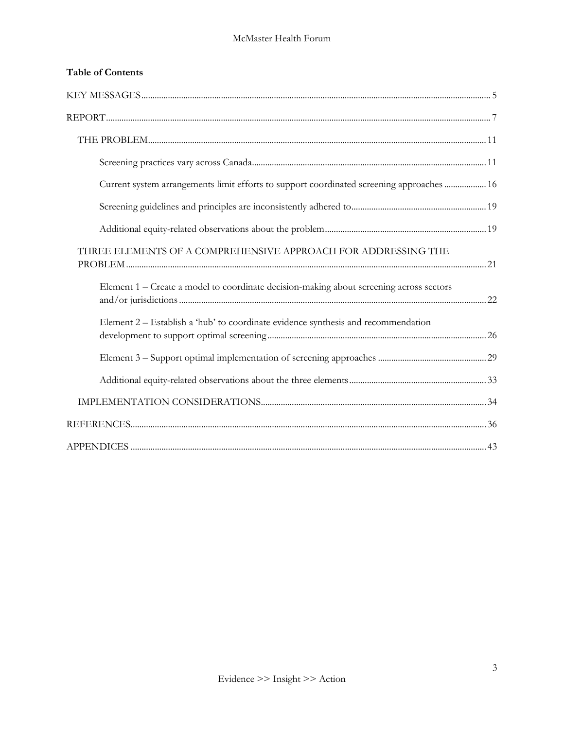**Table of Contents**

KEY MESSAGES ..... 5

REPORT ..... 7

- THE PROBLEM ..... 11
  - Screening practices vary across Canada ..... 11
  - Current system arrangements limit efforts to support coordinated screening approaches ..... 16
  - Screening guidelines and principles are inconsistently adhered to ..... 19
  - Additional equity-related observations about the problem ..... 19
- THREE ELEMENTS OF A COMPREHENSIVE APPROACH FOR ADDRESSING THE PROBLEM ..... 21
  - Element 1 – Create a model to coordinate decision-making about screening across sectors and/or jurisdictions ..... 22
  - Element 2 – Establish a 'hub' to coordinate evidence synthesis and recommendation development to support optimal screening ..... 26
  - Element 3 – Support optimal implementation of screening approaches ..... 29
  - Additional equity-related observations about the three elements ..... 33
- IMPLEMENTATION CONSIDERATIONS ..... 34

REFERENCES ..... 36

APPENDICES ..... 43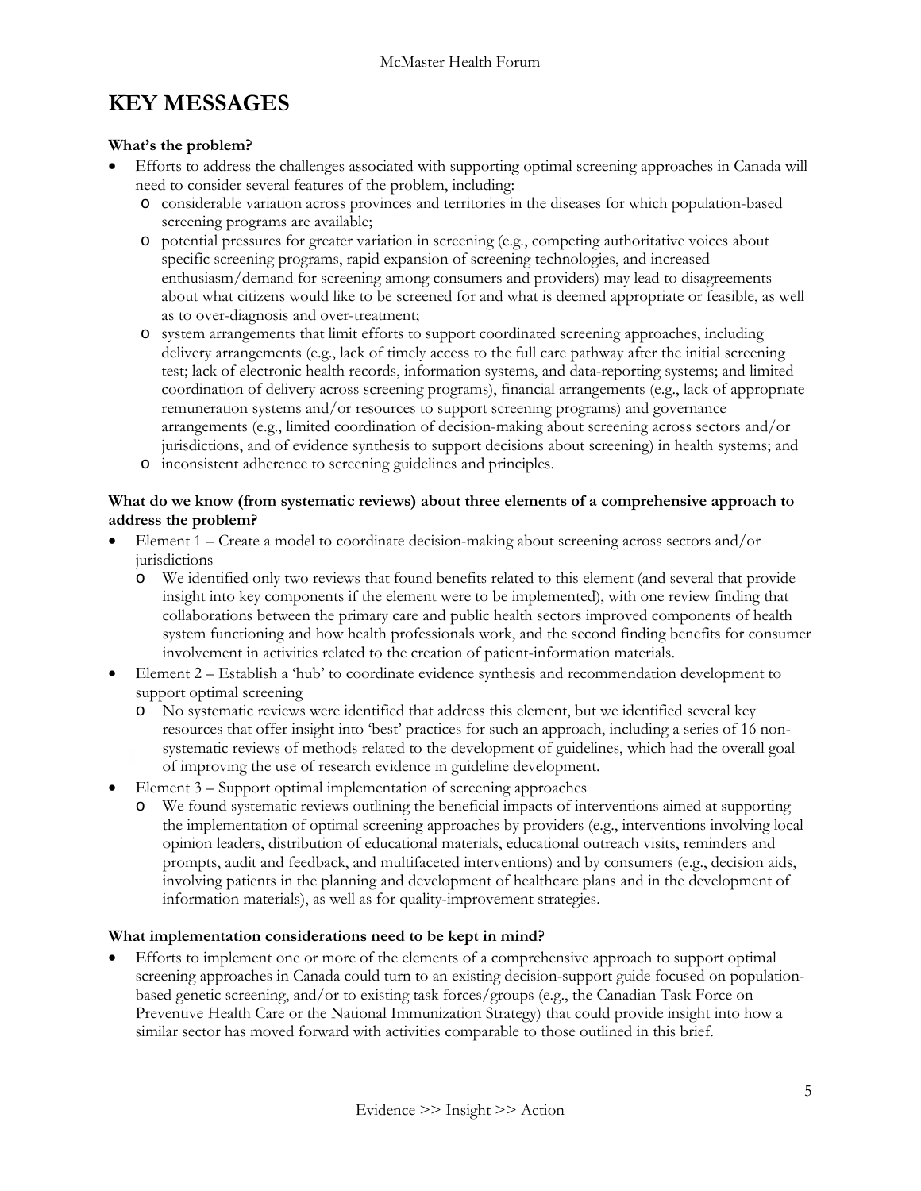# KEY MESSAGES

**What's the problem?**

- Efforts to address the challenges associated with supporting optimal screening approaches in Canada will need to consider several features of the problem, including:
  - considerable variation across provinces and territories in the diseases for which population-based screening programs are available;
  - potential pressures for greater variation in screening (e.g., competing authoritative voices about specific screening programs, rapid expansion of screening technologies, and increased enthusiasm/demand for screening among consumers and providers) may lead to disagreements about what citizens would like to be screened for and what is deemed appropriate or feasible, as well as to over-diagnosis and over-treatment;
  - system arrangements that limit efforts to support coordinated screening approaches, including delivery arrangements (e.g., lack of timely access to the full care pathway after the initial screening test; lack of electronic health records, information systems, and data-reporting systems; and limited coordination of delivery across screening programs), financial arrangements (e.g., lack of appropriate remuneration systems and/or resources to support screening programs) and governance arrangements (e.g., limited coordination of decision-making about screening across sectors and/or jurisdictions, and of evidence synthesis to support decisions about screening) in health systems; and
  - inconsistent adherence to screening guidelines and principles.

**What do we know (from systematic reviews) about three elements of a comprehensive approach to address the problem?**

- Element 1 – Create a model to coordinate decision-making about screening across sectors and/or jurisdictions
  - We identified only two reviews that found benefits related to this element (and several that provide insight into key components if the element were to be implemented), with one review finding that collaborations between the primary care and public health sectors improved components of health system functioning and how health professionals work, and the second finding benefits for consumer involvement in activities related to the creation of patient-information materials.
- Element 2 – Establish a 'hub' to coordinate evidence synthesis and recommendation development to support optimal screening
  - No systematic reviews were identified that address this element, but we identified several key resources that offer insight into 'best' practices for such an approach, including a series of 16 non-systematic reviews of methods related to the development of guidelines, which had the overall goal of improving the use of research evidence in guideline development.
- Element 3 – Support optimal implementation of screening approaches
  - We found systematic reviews outlining the beneficial impacts of interventions aimed at supporting the implementation of optimal screening approaches by providers (e.g., interventions involving local opinion leaders, distribution of educational materials, educational outreach visits, reminders and prompts, audit and feedback, and multifaceted interventions) and by consumers (e.g., decision aids, involving patients in the planning and development of healthcare plans and in the development of information materials), as well as for quality-improvement strategies.

**What implementation considerations need to be kept in mind?**

- Efforts to implement one or more of the elements of a comprehensive approach to support optimal screening approaches in Canada could turn to an existing decision-support guide focused on population-based genetic screening, and/or to existing task forces/groups (e.g., the Canadian Task Force on Preventive Health Care or the National Immunization Strategy) that could provide insight into how a similar sector has moved forward with activities comparable to those outlined in this brief.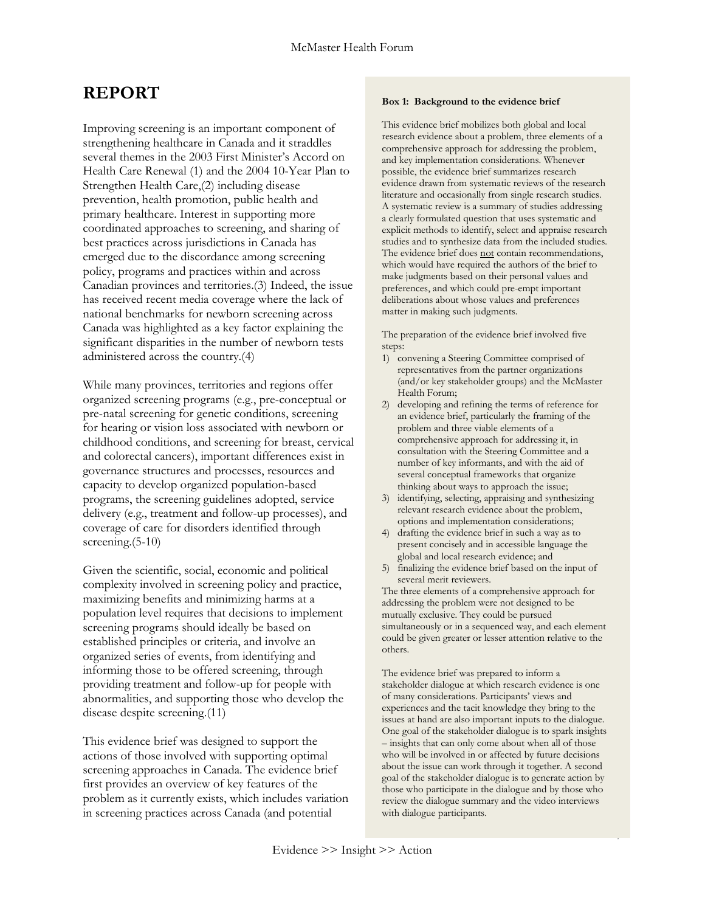# REPORT

Improving screening is an important component of strengthening healthcare in Canada and it straddles several themes in the 2003 First Minister's Accord on Health Care Renewal (1) and the 2004 10-Year Plan to Strengthen Health Care,(2) including disease prevention, health promotion, public health and primary healthcare. Interest in supporting more coordinated approaches to screening, and sharing of best practices across jurisdictions in Canada has emerged due to the discordance among screening policy, programs and practices within and across Canadian provinces and territories.(3) Indeed, the issue has received recent media coverage where the lack of national benchmarks for newborn screening across Canada was highlighted as a key factor explaining the significant disparities in the number of newborn tests administered across the country.(4)

While many provinces, territories and regions offer organized screening programs (e.g., pre-conceptual or pre-natal screening for genetic conditions, screening for hearing or vision loss associated with newborn or childhood conditions, and screening for breast, cervical and colorectal cancers), important differences exist in governance structures and processes, resources and capacity to develop organized population-based programs, the screening guidelines adopted, service delivery (e.g., treatment and follow-up processes), and coverage of care for disorders identified through screening.(5-10)

Given the scientific, social, economic and political complexity involved in screening policy and practice, maximizing benefits and minimizing harms at a population level requires that decisions to implement screening programs should ideally be based on established principles or criteria, and involve an organized series of events, from identifying and informing those to be offered screening, through providing treatment and follow-up for people with abnormalities, and supporting those who develop the disease despite screening.(11)

This evidence brief was designed to support the actions of those involved with supporting optimal screening approaches in Canada. The evidence brief first provides an overview of key features of the problem as it currently exists, which includes variation in screening practices across Canada (and potential

**Box 1: Background to the evidence brief**

This evidence brief mobilizes both global and local research evidence about a problem, three elements of a comprehensive approach for addressing the problem, and key implementation considerations. Whenever possible, the evidence brief summarizes research evidence drawn from systematic reviews of the research literature and occasionally from single research studies. A systematic review is a summary of studies addressing a clearly formulated question that uses systematic and explicit methods to identify, select and appraise research studies and to synthesize data from the included studies. The evidence brief does not contain recommendations, which would have required the authors of the brief to make judgments based on their personal values and preferences, and which could pre-empt important deliberations about whose values and preferences matter in making such judgments.

The preparation of the evidence brief involved five steps:

1) convening a Steering Committee comprised of representatives from the partner organizations (and/or key stakeholder groups) and the McMaster Health Forum;
2) developing and refining the terms of reference for an evidence brief, particularly the framing of the problem and three viable elements of a comprehensive approach for addressing it, in consultation with the Steering Committee and a number of key informants, and with the aid of several conceptual frameworks that organize thinking about ways to approach the issue;
3) identifying, selecting, appraising and synthesizing relevant research evidence about the problem, options and implementation considerations;
4) drafting the evidence brief in such a way as to present concisely and in accessible language the global and local research evidence; and
5) finalizing the evidence brief based on the input of several merit reviewers.

The three elements of a comprehensive approach for addressing the problem were not designed to be mutually exclusive. They could be pursued simultaneously or in a sequenced way, and each element could be given greater or lesser attention relative to the others.

The evidence brief was prepared to inform a stakeholder dialogue at which research evidence is one of many considerations. Participants' views and experiences and the tacit knowledge they bring to the issues at hand are also important inputs to the dialogue. One goal of the stakeholder dialogue is to spark insights – insights that can only come about when all of those who will be involved in or affected by future decisions about the issue can work through it together. A second goal of the stakeholder dialogue is to generate action by those who participate in the dialogue and by those who review the dialogue summary and the video interviews with dialogue participants.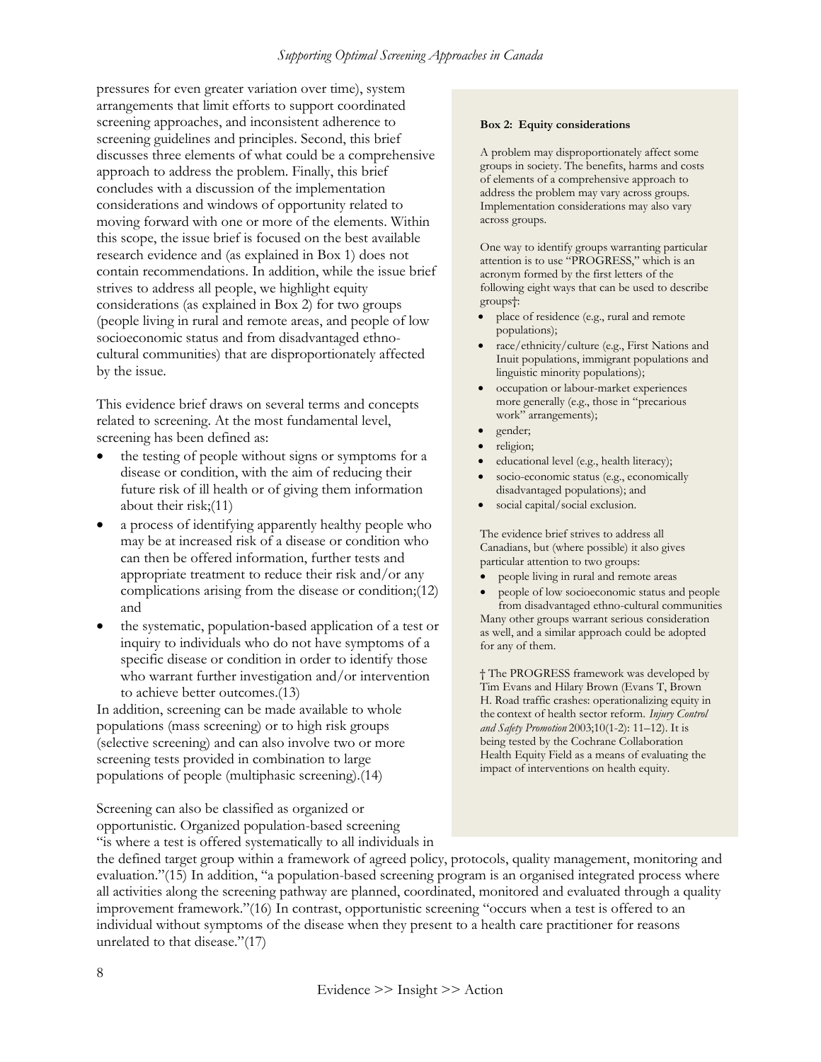pressures for even greater variation over time), system arrangements that limit efforts to support coordinated screening approaches, and inconsistent adherence to screening guidelines and principles. Second, this brief discusses three elements of what could be a comprehensive approach to address the problem. Finally, this brief concludes with a discussion of the implementation considerations and windows of opportunity related to moving forward with one or more of the elements. Within this scope, the issue brief is focused on the best available research evidence and (as explained in Box 1) does not contain recommendations. In addition, while the issue brief strives to address all people, we highlight equity considerations (as explained in Box 2) for two groups (people living in rural and remote areas, and people of low socioeconomic status and from disadvantaged ethno-cultural communities) that are disproportionately affected by the issue.

This evidence brief draws on several terms and concepts related to screening. At the most fundamental level, screening has been defined as:

- the testing of people without signs or symptoms for a disease or condition, with the aim of reducing their future risk of ill health or of giving them information about their risk;(11)
- a process of identifying apparently healthy people who may be at increased risk of a disease or condition who can then be offered information, further tests and appropriate treatment to reduce their risk and/or any complications arising from the disease or condition;(12) and
- the systematic, population-based application of a test or inquiry to individuals who do not have symptoms of a specific disease or condition in order to identify those who warrant further investigation and/or intervention to achieve better outcomes.(13)

In addition, screening can be made available to whole populations (mass screening) or to high risk groups (selective screening) and can also involve two or more screening tests provided in combination to large populations of people (multiphasic screening).(14)

Screening can also be classified as organized or opportunistic. Organized population-based screening "is where a test is offered systematically to all individuals in the defined target group within a framework of agreed policy, protocols, quality management, monitoring and evaluation."(15) In addition, "a population-based screening program is an organised integrated process where all activities along the screening pathway are planned, coordinated, monitored and evaluated through a quality improvement framework."(16) In contrast, opportunistic screening "occurs when a test is offered to an individual without symptoms of the disease when they present to a health care practitioner for reasons unrelated to that disease."(17)

**Box 2: Equity considerations**

A problem may disproportionately affect some groups in society. The benefits, harms and costs of elements of a comprehensive approach to address the problem may vary across groups. Implementation considerations may also vary across groups.

One way to identify groups warranting particular attention is to use "PROGRESS," which is an acronym formed by the first letters of the following eight ways that can be used to describe groups†:

- place of residence (e.g., rural and remote populations);
- race/ethnicity/culture (e.g., First Nations and Inuit populations, immigrant populations and linguistic minority populations);
- occupation or labour-market experiences more generally (e.g., those in "precarious work" arrangements);
- gender;
- religion;
- educational level (e.g., health literacy);
- socio-economic status (e.g., economically disadvantaged populations); and
- social capital/social exclusion.

The evidence brief strives to address all Canadians, but (where possible) it also gives particular attention to two groups:

- people living in rural and remote areas
- people of low socioeconomic status and people from disadvantaged ethno-cultural communities

Many other groups warrant serious consideration as well, and a similar approach could be adopted for any of them.

† The PROGRESS framework was developed by Tim Evans and Hilary Brown (Evans T, Brown H. Road traffic crashes: operationalizing equity in the context of health sector reform. *Injury Control and Safety Promotion* 2003;10(1-2): 11–12). It is being tested by the Cochrane Collaboration Health Equity Field as a means of evaluating the impact of interventions on health equity.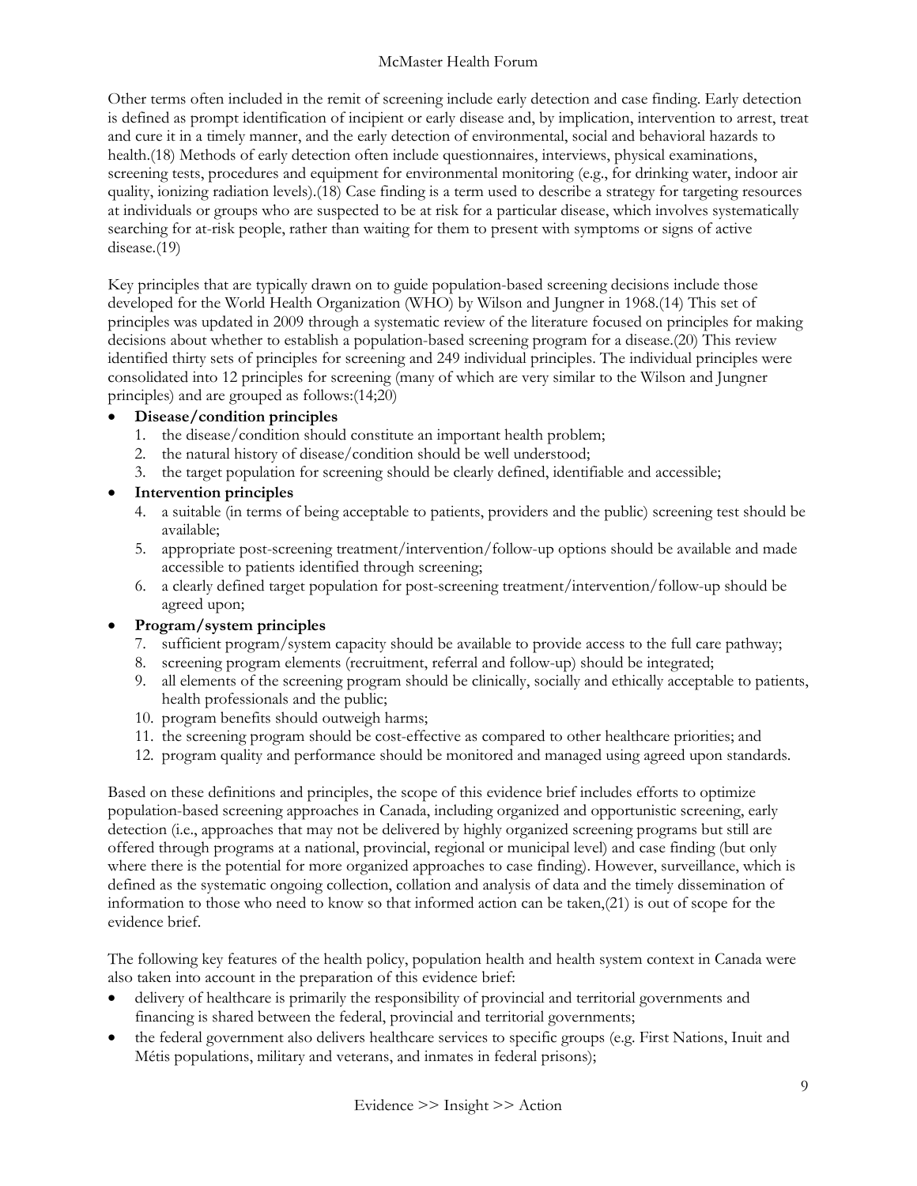Other terms often included in the remit of screening include early detection and case finding. Early detection is defined as prompt identification of incipient or early disease and, by implication, intervention to arrest, treat and cure it in a timely manner, and the early detection of environmental, social and behavioral hazards to health.(18) Methods of early detection often include questionnaires, interviews, physical examinations, screening tests, procedures and equipment for environmental monitoring (e.g., for drinking water, indoor air quality, ionizing radiation levels).(18) Case finding is a term used to describe a strategy for targeting resources at individuals or groups who are suspected to be at risk for a particular disease, which involves systematically searching for at-risk people, rather than waiting for them to present with symptoms or signs of active disease.(19)

Key principles that are typically drawn on to guide population-based screening decisions include those developed for the World Health Organization (WHO) by Wilson and Jungner in 1968.(14) This set of principles was updated in 2009 through a systematic review of the literature focused on principles for making decisions about whether to establish a population-based screening program for a disease.(20) This review identified thirty sets of principles for screening and 249 individual principles. The individual principles were consolidated into 12 principles for screening (many of which are very similar to the Wilson and Jungner principles) and are grouped as follows:(14;20)

- **Disease/condition principles**
  1. the disease/condition should constitute an important health problem;
  2. the natural history of disease/condition should be well understood;
  3. the target population for screening should be clearly defined, identifiable and accessible;
- **Intervention principles**
  4. a suitable (in terms of being acceptable to patients, providers and the public) screening test should be available;
  5. appropriate post-screening treatment/intervention/follow-up options should be available and made accessible to patients identified through screening;
  6. a clearly defined target population for post-screening treatment/intervention/follow-up should be agreed upon;
- **Program/system principles**
  7. sufficient program/system capacity should be available to provide access to the full care pathway;
  8. screening program elements (recruitment, referral and follow-up) should be integrated;
  9. all elements of the screening program should be clinically, socially and ethically acceptable to patients, health professionals and the public;
  10. program benefits should outweigh harms;
  11. the screening program should be cost-effective as compared to other healthcare priorities; and
  12. program quality and performance should be monitored and managed using agreed upon standards.

Based on these definitions and principles, the scope of this evidence brief includes efforts to optimize population-based screening approaches in Canada, including organized and opportunistic screening, early detection (i.e., approaches that may not be delivered by highly organized screening programs but still are offered through programs at a national, provincial, regional or municipal level) and case finding (but only where there is the potential for more organized approaches to case finding). However, surveillance, which is defined as the systematic ongoing collection, collation and analysis of data and the timely dissemination of information to those who need to know so that informed action can be taken,(21) is out of scope for the evidence brief.

The following key features of the health policy, population health and health system context in Canada were also taken into account in the preparation of this evidence brief:

- delivery of healthcare is primarily the responsibility of provincial and territorial governments and financing is shared between the federal, provincial and territorial governments;
- the federal government also delivers healthcare services to specific groups (e.g. First Nations, Inuit and Métis populations, military and veterans, and inmates in federal prisons);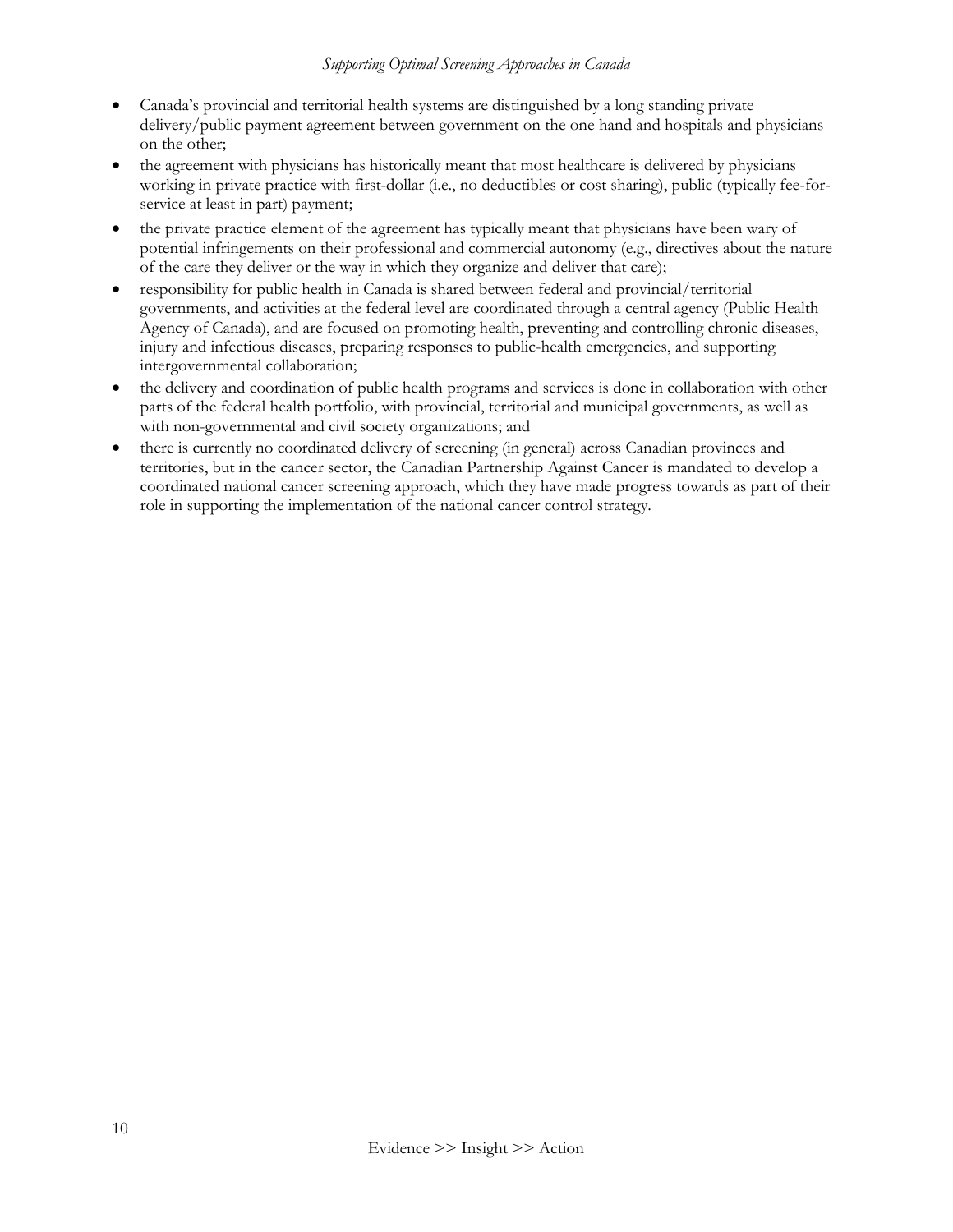- Canada's provincial and territorial health systems are distinguished by a long standing private delivery/public payment agreement between government on the one hand and hospitals and physicians on the other;
- the agreement with physicians has historically meant that most healthcare is delivered by physicians working in private practice with first-dollar (i.e., no deductibles or cost sharing), public (typically fee-for-service at least in part) payment;
- the private practice element of the agreement has typically meant that physicians have been wary of potential infringements on their professional and commercial autonomy (e.g., directives about the nature of the care they deliver or the way in which they organize and deliver that care);
- responsibility for public health in Canada is shared between federal and provincial/territorial governments, and activities at the federal level are coordinated through a central agency (Public Health Agency of Canada), and are focused on promoting health, preventing and controlling chronic diseases, injury and infectious diseases, preparing responses to public-health emergencies, and supporting intergovernmental collaboration;
- the delivery and coordination of public health programs and services is done in collaboration with other parts of the federal health portfolio, with provincial, territorial and municipal governments, as well as with non-governmental and civil society organizations; and
- there is currently no coordinated delivery of screening (in general) across Canadian provinces and territories, but in the cancer sector, the Canadian Partnership Against Cancer is mandated to develop a coordinated national cancer screening approach, which they have made progress towards as part of their role in supporting the implementation of the national cancer control strategy.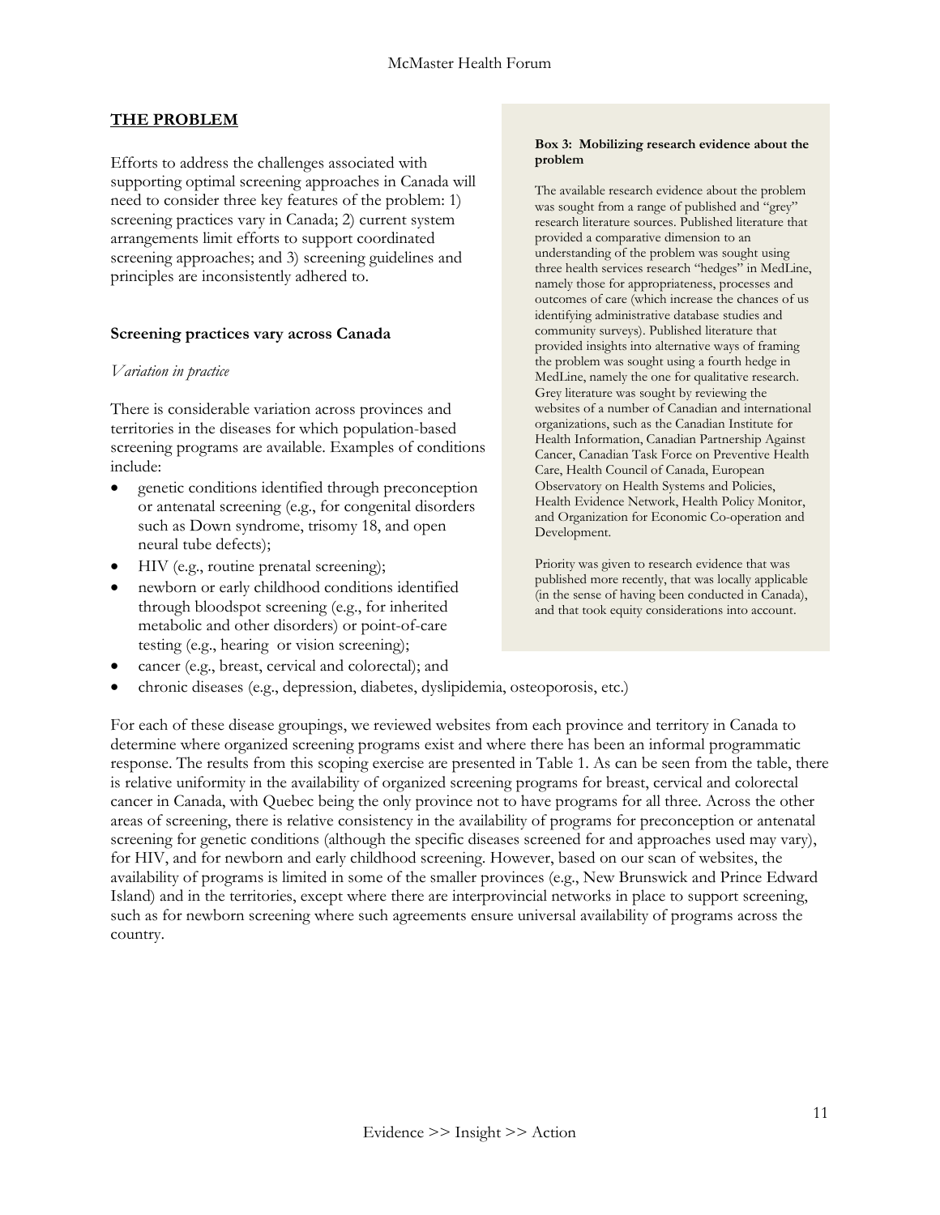## THE PROBLEM

Efforts to address the challenges associated with supporting optimal screening approaches in Canada will need to consider three key features of the problem: 1) screening practices vary in Canada; 2) current system arrangements limit efforts to support coordinated screening approaches; and 3) screening guidelines and principles are inconsistently adhered to.

> **Box 3: Mobilizing research evidence about the problem**
>
> The available research evidence about the problem was sought from a range of published and "grey" research literature sources. Published literature that provided a comparative dimension to an understanding of the problem was sought using three health services research "hedges" in MedLine, namely those for appropriateness, processes and outcomes of care (which increase the chances of us identifying administrative database studies and community surveys). Published literature that provided insights into alternative ways of framing the problem was sought using a fourth hedge in MedLine, namely the one for qualitative research. Grey literature was sought by reviewing the websites of a number of Canadian and international organizations, such as the Canadian Institute for Health Information, Canadian Partnership Against Cancer, Canadian Task Force on Preventive Health Care, Health Council of Canada, European Observatory on Health Systems and Policies, Health Evidence Network, Health Policy Monitor, and Organization for Economic Co-operation and Development.
>
> Priority was given to research evidence that was published more recently, that was locally applicable (in the sense of having been conducted in Canada), and that took equity considerations into account.

### Screening practices vary across Canada

*Variation in practice*

There is considerable variation across provinces and territories in the diseases for which population-based screening programs are available. Examples of conditions include:

- genetic conditions identified through preconception or antenatal screening (e.g., for congenital disorders such as Down syndrome, trisomy 18, and open neural tube defects);
- HIV (e.g., routine prenatal screening);
- newborn or early childhood conditions identified through bloodspot screening (e.g., for inherited metabolic and other disorders) or point-of-care testing (e.g., hearing or vision screening);
- cancer (e.g., breast, cervical and colorectal); and
- chronic diseases (e.g., depression, diabetes, dyslipidemia, osteoporosis, etc.)

For each of these disease groupings, we reviewed websites from each province and territory in Canada to determine where organized screening programs exist and where there has been an informal programmatic response. The results from this scoping exercise are presented in Table 1. As can be seen from the table, there is relative uniformity in the availability of organized screening programs for breast, cervical and colorectal cancer in Canada, with Quebec being the only province not to have programs for all three. Across the other areas of screening, there is relative consistency in the availability of programs for preconception or antenatal screening for genetic conditions (although the specific diseases screened for and approaches used may vary), for HIV, and for newborn and early childhood screening. However, based on our scan of websites, the availability of programs is limited in some of the smaller provinces (e.g., New Brunswick and Prince Edward Island) and in the territories, except where there are interprovincial networks in place to support screening, such as for newborn screening where such agreements ensure universal availability of programs across the country.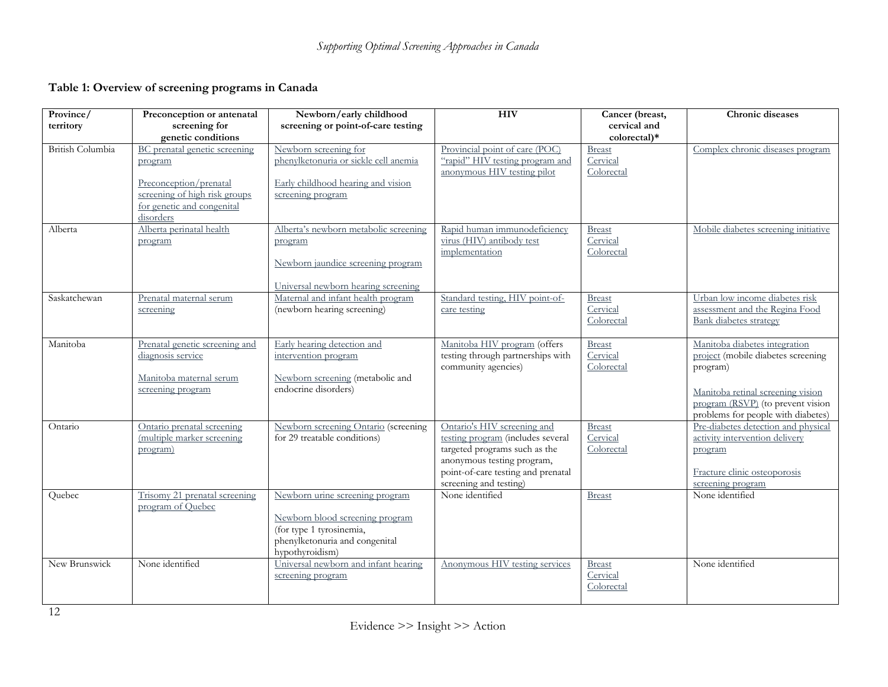**Table 1: Overview of screening programs in Canada**

| Province/ territory | Preconception or antenatal screening for genetic conditions | Newborn/early childhood screening or point-of-care testing | HIV | Cancer (breast, cervical and colorectal)* | Chronic diseases |
|---|---|---|---|---|---|
| British Columbia | BC prenatal genetic screening program<br><br>Preconception/prenatal screening of high risk groups for genetic and congenital disorders | Newborn screening for phenylketonuria or sickle cell anemia<br><br>Early childhood hearing and vision screening program | Provincial point of care (POC) "rapid" HIV testing program and anonymous HIV testing pilot | Breast<br>Cervical<br>Colorectal | Complex chronic diseases program |
| Alberta | Alberta perinatal health program | Alberta's newborn metabolic screening program<br><br>Newborn jaundice screening program<br><br>Universal newborn hearing screening | Rapid human immunodeficiency virus (HIV) antibody test implementation | Breast<br>Cervical<br>Colorectal | Mobile diabetes screening initiative |
| Saskatchewan | Prenatal maternal serum screening | Maternal and infant health program (newborn hearing screening) | Standard testing, HIV point-of-care testing | Breast<br>Cervical<br>Colorectal | Urban low income diabetes risk assessment and the Regina Food Bank diabetes strategy |
| Manitoba | Prenatal genetic screening and diagnosis service<br><br>Manitoba maternal serum screening program | Early hearing detection and intervention program<br><br>Newborn screening (metabolic and endocrine disorders) | Manitoba HIV program (offers testing through partnerships with community agencies) | Breast<br>Cervical<br>Colorectal | Manitoba diabetes integration project (mobile diabetes screening program)<br><br>Manitoba retinal screening vision program (RSVP) (to prevent vision problems for people with diabetes) |
| Ontario | Ontario prenatal screening (multiple marker screening program) | Newborn screening Ontario (screening for 29 treatable conditions) | Ontario's HIV screening and testing program (includes several targeted programs such as the anonymous testing program, point-of-care testing and prenatal screening and testing) | Breast<br>Cervical<br>Colorectal | Pre-diabetes detection and physical activity intervention delivery program<br><br>Fracture clinic osteoporosis screening program |
| Quebec | Trisomy 21 prenatal screening program of Quebec | Newborn urine screening program<br><br>Newborn blood screening program (for type 1 tyrosinemia, phenylketonuria and congenital hypothyroidism) | None identified | Breast | None identified |
| New Brunswick | None identified | Universal newborn and infant hearing screening program | Anonymous HIV testing services | Breast<br>Cervical<br>Colorectal | None identified |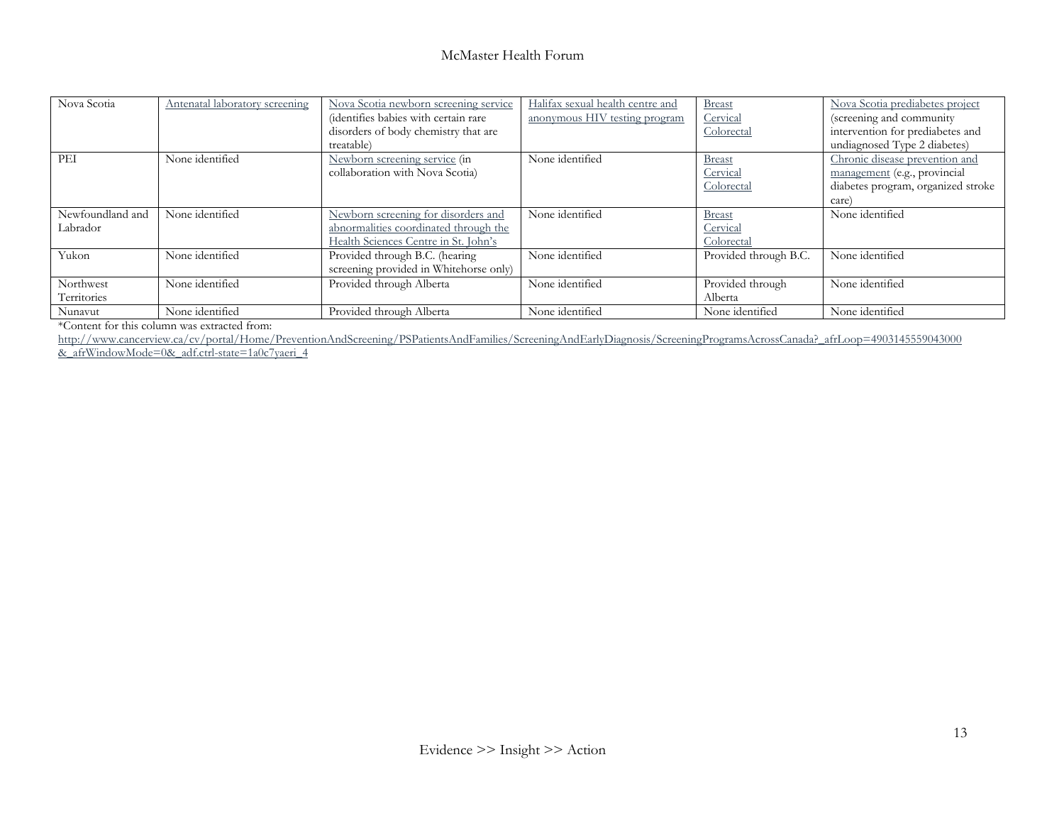| | | | | | |
|---|---|---|---|---|---|
| Nova Scotia | Antenatal laboratory screening | Nova Scotia newborn screening service (identifies babies with certain rare disorders of body chemistry that are treatable) | Halifax sexual health centre and anonymous HIV testing program | Breast<br>Cervical<br>Colorectal | Nova Scotia prediabetes project (screening and community intervention for prediabetes and undiagnosed Type 2 diabetes) |
| PEI | None identified | Newborn screening service (in collaboration with Nova Scotia) | None identified | Breast<br>Cervical<br>Colorectal | Chronic disease prevention and management (e.g., provincial diabetes program, organized stroke care) |
| Newfoundland and Labrador | None identified | Newborn screening for disorders and abnormalities coordinated through the Health Sciences Centre in St. John's | None identified | Breast<br>Cervical<br>Colorectal | None identified |
| Yukon | None identified | Provided through B.C. (hearing screening provided in Whitehorse only) | None identified | Provided through B.C. | None identified |
| Northwest Territories | None identified | Provided through Alberta | None identified | Provided through Alberta | None identified |
| Nunavut | None identified | Provided through Alberta | None identified | None identified | None identified |

*Content for this column was extracted from: http://www.cancerview.ca/cv/portal/Home/PreventionAndScreening/PSPatientsAndFamilies/ScreeningAndEarlyDiagnosis/ScreeningProgramsAcrossCanada?_afrLoop=4903145559043000&_afrWindowMode=0&_adf.ctrl-state=1a0c7yaeri_4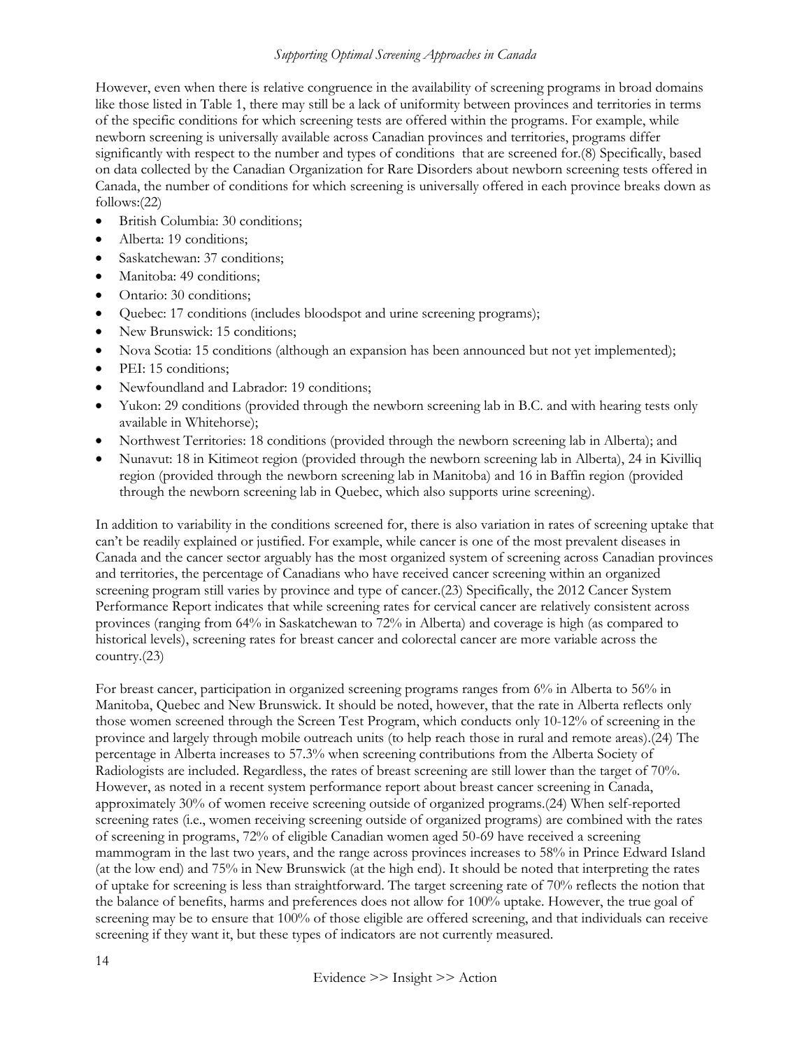However, even when there is relative congruence in the availability of screening programs in broad domains like those listed in Table 1, there may still be a lack of uniformity between provinces and territories in terms of the specific conditions for which screening tests are offered within the programs. For example, while newborn screening is universally available across Canadian provinces and territories, programs differ significantly with respect to the number and types of conditions that are screened for.(8) Specifically, based on data collected by the Canadian Organization for Rare Disorders about newborn screening tests offered in Canada, the number of conditions for which screening is universally offered in each province breaks down as follows:(22)

- British Columbia: 30 conditions;
- Alberta: 19 conditions;
- Saskatchewan: 37 conditions;
- Manitoba: 49 conditions;
- Ontario: 30 conditions;
- Quebec: 17 conditions (includes bloodspot and urine screening programs);
- New Brunswick: 15 conditions;
- Nova Scotia: 15 conditions (although an expansion has been announced but not yet implemented);
- PEI: 15 conditions;
- Newfoundland and Labrador: 19 conditions;
- Yukon: 29 conditions (provided through the newborn screening lab in B.C. and with hearing tests only available in Whitehorse);
- Northwest Territories: 18 conditions (provided through the newborn screening lab in Alberta); and
- Nunavut: 18 in Kitimeot region (provided through the newborn screening lab in Alberta), 24 in Kivilliq region (provided through the newborn screening lab in Manitoba) and 16 in Baffin region (provided through the newborn screening lab in Quebec, which also supports urine screening).

In addition to variability in the conditions screened for, there is also variation in rates of screening uptake that can't be readily explained or justified. For example, while cancer is one of the most prevalent diseases in Canada and the cancer sector arguably has the most organized system of screening across Canadian provinces and territories, the percentage of Canadians who have received cancer screening within an organized screening program still varies by province and type of cancer.(23) Specifically, the 2012 Cancer System Performance Report indicates that while screening rates for cervical cancer are relatively consistent across provinces (ranging from 64% in Saskatchewan to 72% in Alberta) and coverage is high (as compared to historical levels), screening rates for breast cancer and colorectal cancer are more variable across the country.(23)

For breast cancer, participation in organized screening programs ranges from 6% in Alberta to 56% in Manitoba, Quebec and New Brunswick. It should be noted, however, that the rate in Alberta reflects only those women screened through the Screen Test Program, which conducts only 10-12% of screening in the province and largely through mobile outreach units (to help reach those in rural and remote areas).(24) The percentage in Alberta increases to 57.3% when screening contributions from the Alberta Society of Radiologists are included. Regardless, the rates of breast screening are still lower than the target of 70%. However, as noted in a recent system performance report about breast cancer screening in Canada, approximately 30% of women receive screening outside of organized programs.(24) When self-reported screening rates (i.e., women receiving screening outside of organized programs) are combined with the rates of screening in programs, 72% of eligible Canadian women aged 50-69 have received a screening mammogram in the last two years, and the range across provinces increases to 58% in Prince Edward Island (at the low end) and 75% in New Brunswick (at the high end). It should be noted that interpreting the rates of uptake for screening is less than straightforward. The target screening rate of 70% reflects the notion that the balance of benefits, harms and preferences does not allow for 100% uptake. However, the true goal of screening may be to ensure that 100% of those eligible are offered screening, and that individuals can receive screening if they want it, but these types of indicators are not currently measured.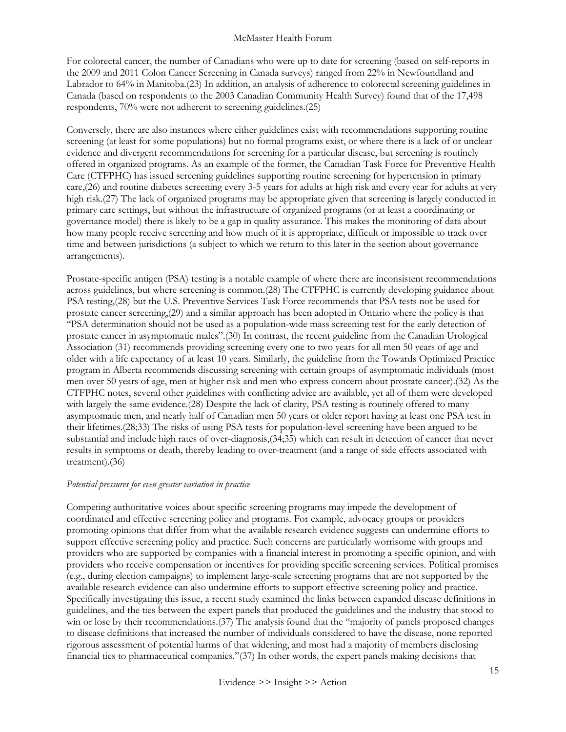For colorectal cancer, the number of Canadians who were up to date for screening (based on self-reports in the 2009 and 2011 Colon Cancer Screening in Canada surveys) ranged from 22% in Newfoundland and Labrador to 64% in Manitoba.(23) In addition, an analysis of adherence to colorectal screening guidelines in Canada (based on respondents to the 2003 Canadian Community Health Survey) found that of the 17,498 respondents, 70% were not adherent to screening guidelines.(25)

Conversely, there are also instances where either guidelines exist with recommendations supporting routine screening (at least for some populations) but no formal programs exist, or where there is a lack of or unclear evidence and divergent recommendations for screening for a particular disease, but screening is routinely offered in organized programs. As an example of the former, the Canadian Task Force for Preventive Health Care (CTFPHC) has issued screening guidelines supporting routine screening for hypertension in primary care,(26) and routine diabetes screening every 3-5 years for adults at high risk and every year for adults at very high risk.(27) The lack of organized programs may be appropriate given that screening is largely conducted in primary care settings, but without the infrastructure of organized programs (or at least a coordinating or governance model) there is likely to be a gap in quality assurance. This makes the monitoring of data about how many people receive screening and how much of it is appropriate, difficult or impossible to track over time and between jurisdictions (a subject to which we return to this later in the section about governance arrangements).

Prostate-specific antigen (PSA) testing is a notable example of where there are inconsistent recommendations across guidelines, but where screening is common.(28) The CTFPHC is currently developing guidance about PSA testing,(28) but the U.S. Preventive Services Task Force recommends that PSA tests not be used for prostate cancer screening,(29) and a similar approach has been adopted in Ontario where the policy is that "PSA determination should not be used as a population-wide mass screening test for the early detection of prostate cancer in asymptomatic males".(30) In contrast, the recent guideline from the Canadian Urological Association (31) recommends providing screening every one to two years for all men 50 years of age and older with a life expectancy of at least 10 years. Similarly, the guideline from the Towards Optimized Practice program in Alberta recommends discussing screening with certain groups of asymptomatic individuals (most men over 50 years of age, men at higher risk and men who express concern about prostate cancer).(32) As the CTFPHC notes, several other guidelines with conflicting advice are available, yet all of them were developed with largely the same evidence.(28) Despite the lack of clarity, PSA testing is routinely offered to many asymptomatic men, and nearly half of Canadian men 50 years or older report having at least one PSA test in their lifetimes.(28;33) The risks of using PSA tests for population-level screening have been argued to be substantial and include high rates of over-diagnosis,(34;35) which can result in detection of cancer that never results in symptoms or death, thereby leading to over-treatment (and a range of side effects associated with treatment).(36)

*Potential pressures for even greater variation in practice*

Competing authoritative voices about specific screening programs may impede the development of coordinated and effective screening policy and programs. For example, advocacy groups or providers promoting opinions that differ from what the available research evidence suggests can undermine efforts to support effective screening policy and practice. Such concerns are particularly worrisome with groups and providers who are supported by companies with a financial interest in promoting a specific opinion, and with providers who receive compensation or incentives for providing specific screening services. Political promises (e.g., during election campaigns) to implement large-scale screening programs that are not supported by the available research evidence can also undermine efforts to support effective screening policy and practice. Specifically investigating this issue, a recent study examined the links between expanded disease definitions in guidelines, and the ties between the expert panels that produced the guidelines and the industry that stood to win or lose by their recommendations.(37) The analysis found that the "majority of panels proposed changes to disease definitions that increased the number of individuals considered to have the disease, none reported rigorous assessment of potential harms of that widening, and most had a majority of members disclosing financial ties to pharmaceutical companies."(37) In other words, the expert panels making decisions that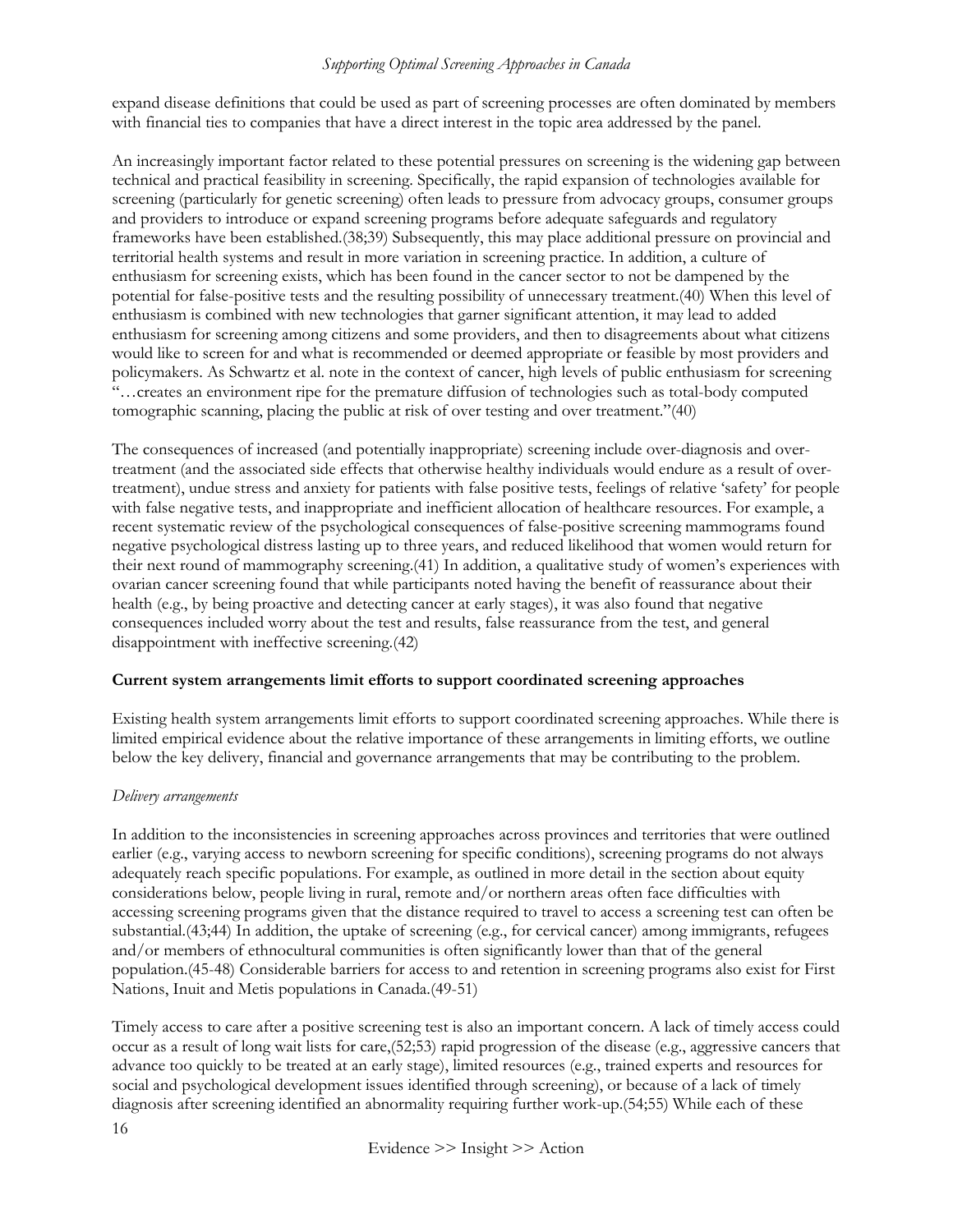expand disease definitions that could be used as part of screening processes are often dominated by members with financial ties to companies that have a direct interest in the topic area addressed by the panel.

An increasingly important factor related to these potential pressures on screening is the widening gap between technical and practical feasibility in screening. Specifically, the rapid expansion of technologies available for screening (particularly for genetic screening) often leads to pressure from advocacy groups, consumer groups and providers to introduce or expand screening programs before adequate safeguards and regulatory frameworks have been established.(38;39) Subsequently, this may place additional pressure on provincial and territorial health systems and result in more variation in screening practice. In addition, a culture of enthusiasm for screening exists, which has been found in the cancer sector to not be dampened by the potential for false-positive tests and the resulting possibility of unnecessary treatment.(40) When this level of enthusiasm is combined with new technologies that garner significant attention, it may lead to added enthusiasm for screening among citizens and some providers, and then to disagreements about what citizens would like to screen for and what is recommended or deemed appropriate or feasible by most providers and policymakers. As Schwartz et al. note in the context of cancer, high levels of public enthusiasm for screening "…creates an environment ripe for the premature diffusion of technologies such as total-body computed tomographic scanning, placing the public at risk of over testing and over treatment."(40)

The consequences of increased (and potentially inappropriate) screening include over-diagnosis and over-treatment (and the associated side effects that otherwise healthy individuals would endure as a result of over-treatment), undue stress and anxiety for patients with false positive tests, feelings of relative 'safety' for people with false negative tests, and inappropriate and inefficient allocation of healthcare resources. For example, a recent systematic review of the psychological consequences of false-positive screening mammograms found negative psychological distress lasting up to three years, and reduced likelihood that women would return for their next round of mammography screening.(41) In addition, a qualitative study of women's experiences with ovarian cancer screening found that while participants noted having the benefit of reassurance about their health (e.g., by being proactive and detecting cancer at early stages), it was also found that negative consequences included worry about the test and results, false reassurance from the test, and general disappointment with ineffective screening.(42)

**Current system arrangements limit efforts to support coordinated screening approaches**

Existing health system arrangements limit efforts to support coordinated screening approaches. While there is limited empirical evidence about the relative importance of these arrangements in limiting efforts, we outline below the key delivery, financial and governance arrangements that may be contributing to the problem.

*Delivery arrangements*

In addition to the inconsistencies in screening approaches across provinces and territories that were outlined earlier (e.g., varying access to newborn screening for specific conditions), screening programs do not always adequately reach specific populations. For example, as outlined in more detail in the section about equity considerations below, people living in rural, remote and/or northern areas often face difficulties with accessing screening programs given that the distance required to travel to access a screening test can often be substantial.(43;44) In addition, the uptake of screening (e.g., for cervical cancer) among immigrants, refugees and/or members of ethnocultural communities is often significantly lower than that of the general population.(45-48) Considerable barriers for access to and retention in screening programs also exist for First Nations, Inuit and Metis populations in Canada.(49-51)

Timely access to care after a positive screening test is also an important concern. A lack of timely access could occur as a result of long wait lists for care,(52;53) rapid progression of the disease (e.g., aggressive cancers that advance too quickly to be treated at an early stage), limited resources (e.g., trained experts and resources for social and psychological development issues identified through screening), or because of a lack of timely diagnosis after screening identified an abnormality requiring further work-up.(54;55) While each of these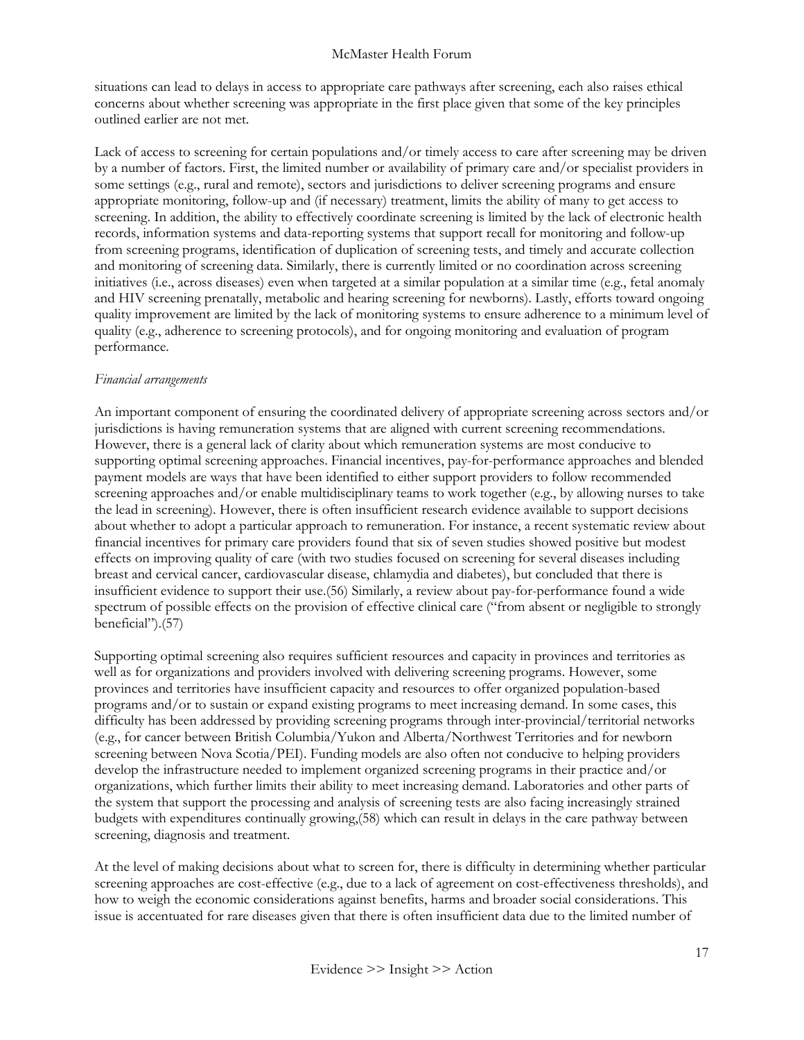situations can lead to delays in access to appropriate care pathways after screening, each also raises ethical concerns about whether screening was appropriate in the first place given that some of the key principles outlined earlier are not met.

Lack of access to screening for certain populations and/or timely access to care after screening may be driven by a number of factors. First, the limited number or availability of primary care and/or specialist providers in some settings (e.g., rural and remote), sectors and jurisdictions to deliver screening programs and ensure appropriate monitoring, follow-up and (if necessary) treatment, limits the ability of many to get access to screening. In addition, the ability to effectively coordinate screening is limited by the lack of electronic health records, information systems and data-reporting systems that support recall for monitoring and follow-up from screening programs, identification of duplication of screening tests, and timely and accurate collection and monitoring of screening data. Similarly, there is currently limited or no coordination across screening initiatives (i.e., across diseases) even when targeted at a similar population at a similar time (e.g., fetal anomaly and HIV screening prenatally, metabolic and hearing screening for newborns). Lastly, efforts toward ongoing quality improvement are limited by the lack of monitoring systems to ensure adherence to a minimum level of quality (e.g., adherence to screening protocols), and for ongoing monitoring and evaluation of program performance.

*Financial arrangements*

An important component of ensuring the coordinated delivery of appropriate screening across sectors and/or jurisdictions is having remuneration systems that are aligned with current screening recommendations. However, there is a general lack of clarity about which remuneration systems are most conducive to supporting optimal screening approaches. Financial incentives, pay-for-performance approaches and blended payment models are ways that have been identified to either support providers to follow recommended screening approaches and/or enable multidisciplinary teams to work together (e.g., by allowing nurses to take the lead in screening). However, there is often insufficient research evidence available to support decisions about whether to adopt a particular approach to remuneration. For instance, a recent systematic review about financial incentives for primary care providers found that six of seven studies showed positive but modest effects on improving quality of care (with two studies focused on screening for several diseases including breast and cervical cancer, cardiovascular disease, chlamydia and diabetes), but concluded that there is insufficient evidence to support their use.(56) Similarly, a review about pay-for-performance found a wide spectrum of possible effects on the provision of effective clinical care ("from absent or negligible to strongly beneficial").(57)

Supporting optimal screening also requires sufficient resources and capacity in provinces and territories as well as for organizations and providers involved with delivering screening programs. However, some provinces and territories have insufficient capacity and resources to offer organized population-based programs and/or to sustain or expand existing programs to meet increasing demand. In some cases, this difficulty has been addressed by providing screening programs through inter-provincial/territorial networks (e.g., for cancer between British Columbia/Yukon and Alberta/Northwest Territories and for newborn screening between Nova Scotia/PEI). Funding models are also often not conducive to helping providers develop the infrastructure needed to implement organized screening programs in their practice and/or organizations, which further limits their ability to meet increasing demand. Laboratories and other parts of the system that support the processing and analysis of screening tests are also facing increasingly strained budgets with expenditures continually growing,(58) which can result in delays in the care pathway between screening, diagnosis and treatment.

At the level of making decisions about what to screen for, there is difficulty in determining whether particular screening approaches are cost-effective (e.g., due to a lack of agreement on cost-effectiveness thresholds), and how to weigh the economic considerations against benefits, harms and broader social considerations. This issue is accentuated for rare diseases given that there is often insufficient data due to the limited number of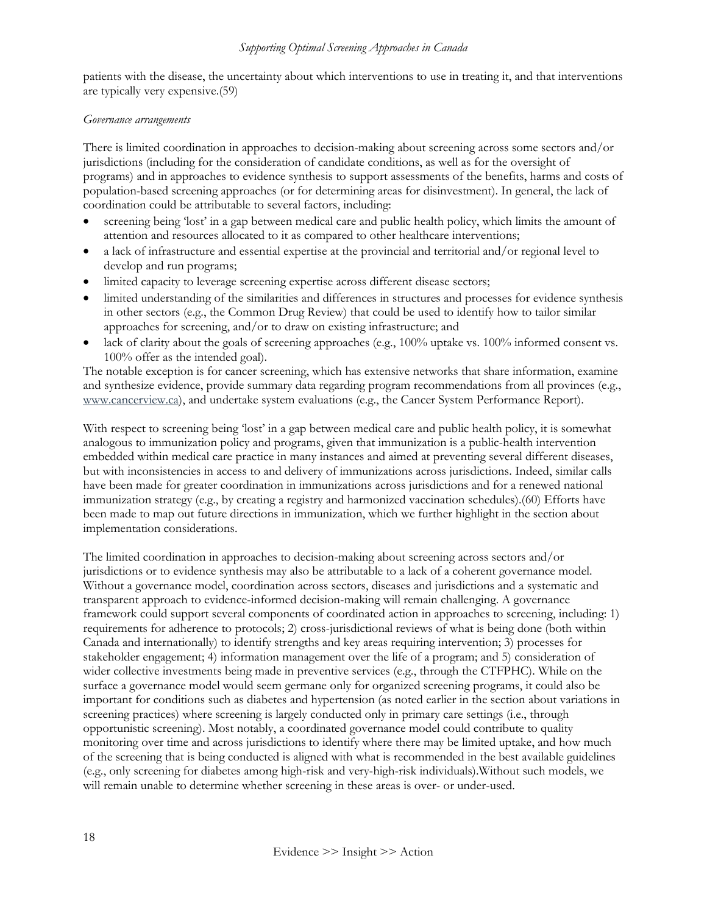patients with the disease, the uncertainty about which interventions to use in treating it, and that interventions are typically very expensive.(59)

*Governance arrangements*

There is limited coordination in approaches to decision-making about screening across some sectors and/or jurisdictions (including for the consideration of candidate conditions, as well as for the oversight of programs) and in approaches to evidence synthesis to support assessments of the benefits, harms and costs of population-based screening approaches (or for determining areas for disinvestment). In general, the lack of coordination could be attributable to several factors, including:

- screening being 'lost' in a gap between medical care and public health policy, which limits the amount of attention and resources allocated to it as compared to other healthcare interventions;
- a lack of infrastructure and essential expertise at the provincial and territorial and/or regional level to develop and run programs;
- limited capacity to leverage screening expertise across different disease sectors;
- limited understanding of the similarities and differences in structures and processes for evidence synthesis in other sectors (e.g., the Common Drug Review) that could be used to identify how to tailor similar approaches for screening, and/or to draw on existing infrastructure; and
- lack of clarity about the goals of screening approaches (e.g., 100% uptake vs. 100% informed consent vs. 100% offer as the intended goal).

The notable exception is for cancer screening, which has extensive networks that share information, examine and synthesize evidence, provide summary data regarding program recommendations from all provinces (e.g., www.cancerview.ca), and undertake system evaluations (e.g., the Cancer System Performance Report).

With respect to screening being 'lost' in a gap between medical care and public health policy, it is somewhat analogous to immunization policy and programs, given that immunization is a public-health intervention embedded within medical care practice in many instances and aimed at preventing several different diseases, but with inconsistencies in access to and delivery of immunizations across jurisdictions. Indeed, similar calls have been made for greater coordination in immunizations across jurisdictions and for a renewed national immunization strategy (e.g., by creating a registry and harmonized vaccination schedules).(60) Efforts have been made to map out future directions in immunization, which we further highlight in the section about implementation considerations.

The limited coordination in approaches to decision-making about screening across sectors and/or jurisdictions or to evidence synthesis may also be attributable to a lack of a coherent governance model. Without a governance model, coordination across sectors, diseases and jurisdictions and a systematic and transparent approach to evidence-informed decision-making will remain challenging. A governance framework could support several components of coordinated action in approaches to screening, including: 1) requirements for adherence to protocols; 2) cross-jurisdictional reviews of what is being done (both within Canada and internationally) to identify strengths and key areas requiring intervention; 3) processes for stakeholder engagement; 4) information management over the life of a program; and 5) consideration of wider collective investments being made in preventive services (e.g., through the CTFPHC). While on the surface a governance model would seem germane only for organized screening programs, it could also be important for conditions such as diabetes and hypertension (as noted earlier in the section about variations in screening practices) where screening is largely conducted only in primary care settings (i.e., through opportunistic screening). Most notably, a coordinated governance model could contribute to quality monitoring over time and across jurisdictions to identify where there may be limited uptake, and how much of the screening that is being conducted is aligned with what is recommended in the best available guidelines (e.g., only screening for diabetes among high-risk and very-high-risk individuals).Without such models, we will remain unable to determine whether screening in these areas is over- or under-used.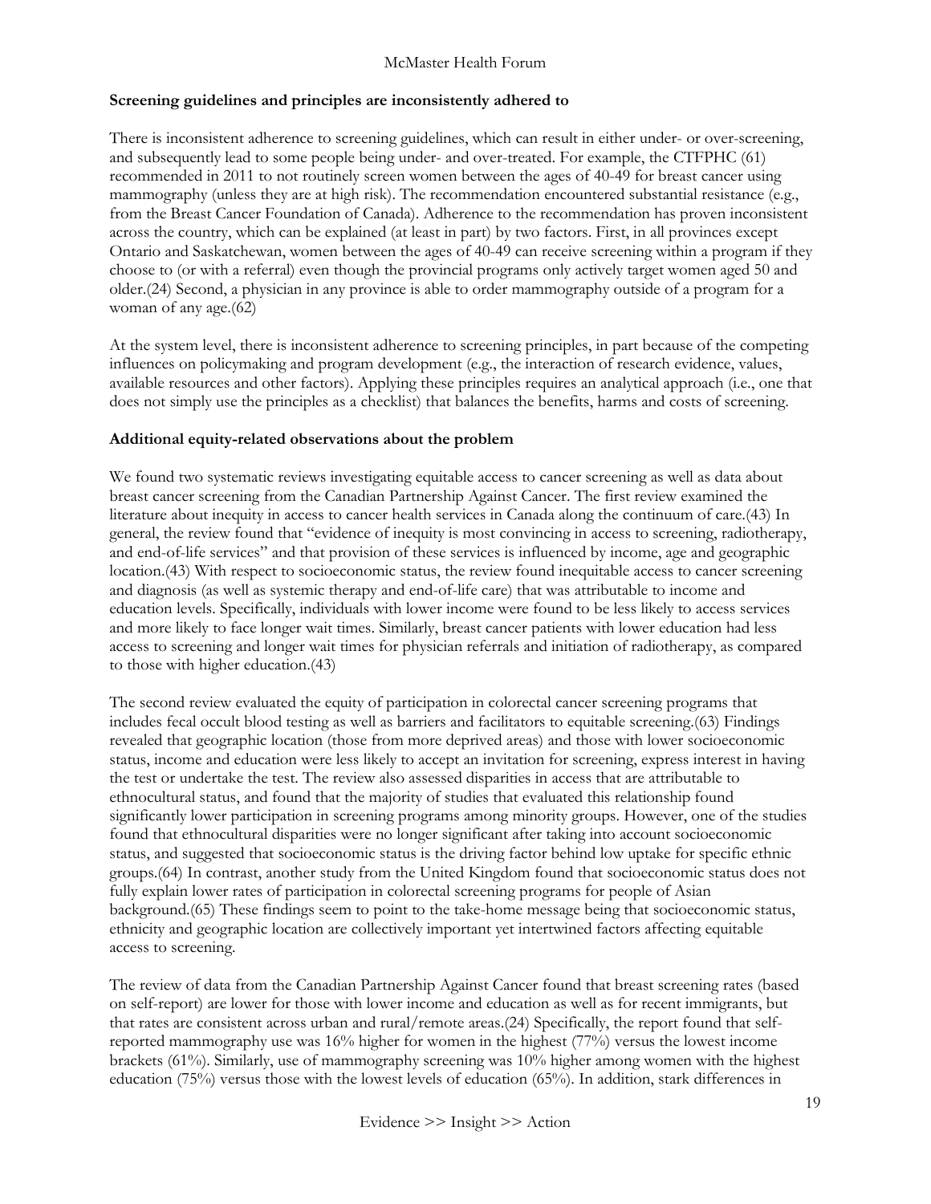### Screening guidelines and principles are inconsistently adhered to

There is inconsistent adherence to screening guidelines, which can result in either under- or over-screening, and subsequently lead to some people being under- and over-treated. For example, the CTFPHC (61) recommended in 2011 to not routinely screen women between the ages of 40-49 for breast cancer using mammography (unless they are at high risk). The recommendation encountered substantial resistance (e.g., from the Breast Cancer Foundation of Canada). Adherence to the recommendation has proven inconsistent across the country, which can be explained (at least in part) by two factors. First, in all provinces except Ontario and Saskatchewan, women between the ages of 40-49 can receive screening within a program if they choose to (or with a referral) even though the provincial programs only actively target women aged 50 and older.(24) Second, a physician in any province is able to order mammography outside of a program for a woman of any age.(62)

At the system level, there is inconsistent adherence to screening principles, in part because of the competing influences on policymaking and program development (e.g., the interaction of research evidence, values, available resources and other factors). Applying these principles requires an analytical approach (i.e., one that does not simply use the principles as a checklist) that balances the benefits, harms and costs of screening.

### Additional equity-related observations about the problem

We found two systematic reviews investigating equitable access to cancer screening as well as data about breast cancer screening from the Canadian Partnership Against Cancer. The first review examined the literature about inequity in access to cancer health services in Canada along the continuum of care.(43) In general, the review found that "evidence of inequity is most convincing in access to screening, radiotherapy, and end-of-life services" and that provision of these services is influenced by income, age and geographic location.(43) With respect to socioeconomic status, the review found inequitable access to cancer screening and diagnosis (as well as systemic therapy and end-of-life care) that was attributable to income and education levels. Specifically, individuals with lower income were found to be less likely to access services and more likely to face longer wait times. Similarly, breast cancer patients with lower education had less access to screening and longer wait times for physician referrals and initiation of radiotherapy, as compared to those with higher education.(43)

The second review evaluated the equity of participation in colorectal cancer screening programs that includes fecal occult blood testing as well as barriers and facilitators to equitable screening.(63) Findings revealed that geographic location (those from more deprived areas) and those with lower socioeconomic status, income and education were less likely to accept an invitation for screening, express interest in having the test or undertake the test. The review also assessed disparities in access that are attributable to ethnocultural status, and found that the majority of studies that evaluated this relationship found significantly lower participation in screening programs among minority groups. However, one of the studies found that ethnocultural disparities were no longer significant after taking into account socioeconomic status, and suggested that socioeconomic status is the driving factor behind low uptake for specific ethnic groups.(64) In contrast, another study from the United Kingdom found that socioeconomic status does not fully explain lower rates of participation in colorectal screening programs for people of Asian background.(65) These findings seem to point to the take-home message being that socioeconomic status, ethnicity and geographic location are collectively important yet intertwined factors affecting equitable access to screening.

The review of data from the Canadian Partnership Against Cancer found that breast screening rates (based on self-report) are lower for those with lower income and education as well as for recent immigrants, but that rates are consistent across urban and rural/remote areas.(24) Specifically, the report found that self-reported mammography use was 16% higher for women in the highest (77%) versus the lowest income brackets (61%). Similarly, use of mammography screening was 10% higher among women with the highest education (75%) versus those with the lowest levels of education (65%). In addition, stark differences in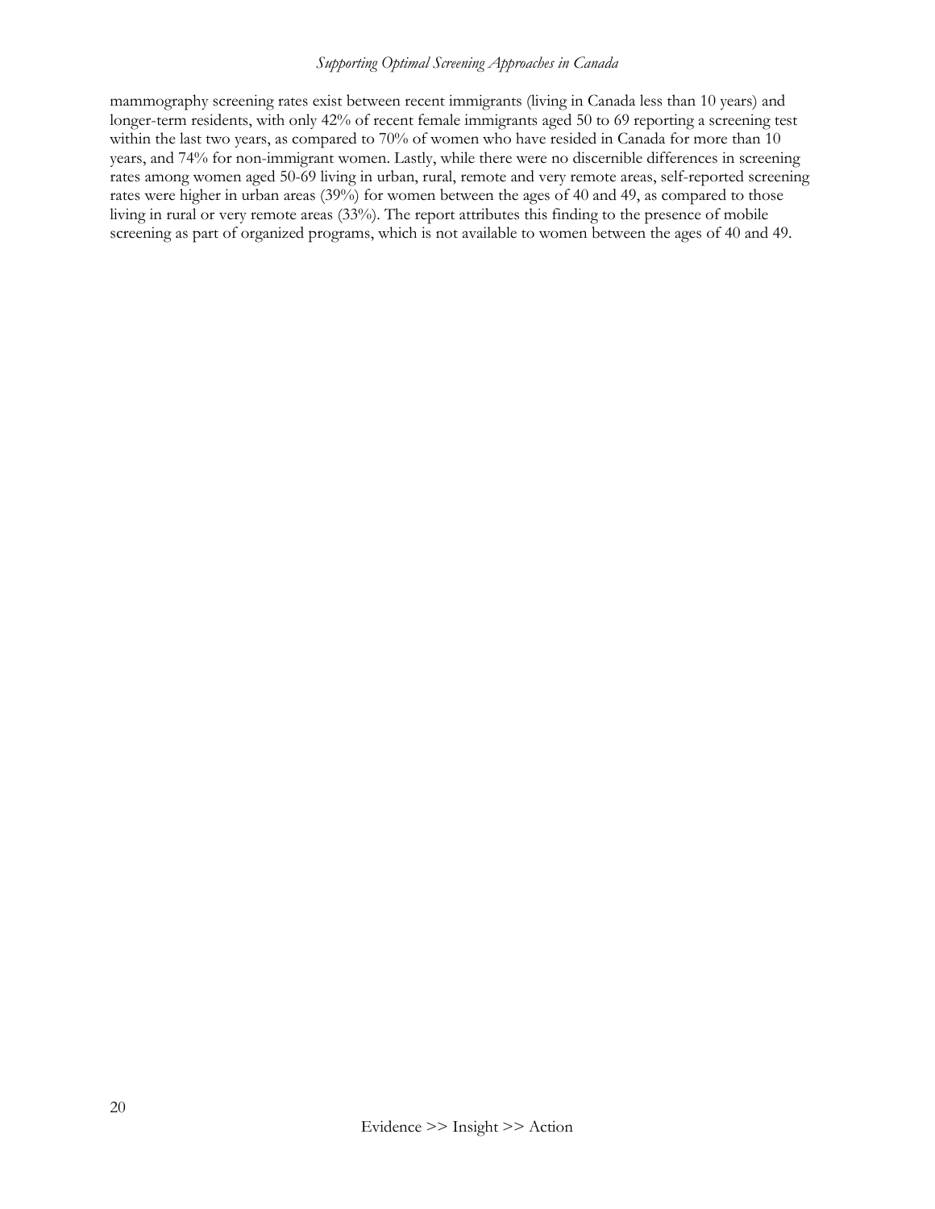mammography screening rates exist between recent immigrants (living in Canada less than 10 years) and longer-term residents, with only 42% of recent female immigrants aged 50 to 69 reporting a screening test within the last two years, as compared to 70% of women who have resided in Canada for more than 10 years, and 74% for non-immigrant women. Lastly, while there were no discernible differences in screening rates among women aged 50-69 living in urban, rural, remote and very remote areas, self-reported screening rates were higher in urban areas (39%) for women between the ages of 40 and 49, as compared to those living in rural or very remote areas (33%). The report attributes this finding to the presence of mobile screening as part of organized programs, which is not available to women between the ages of 40 and 49.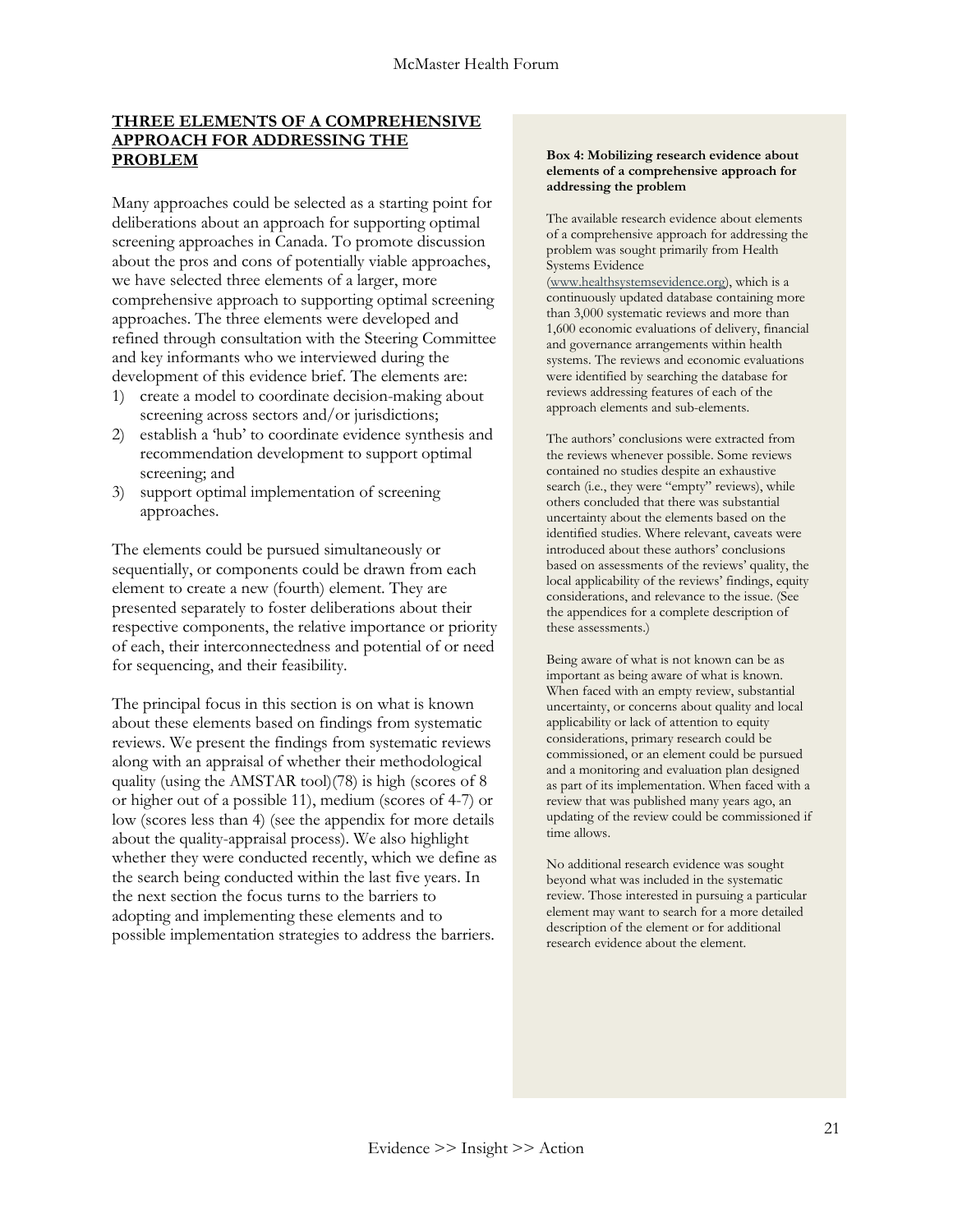## THREE ELEMENTS OF A COMPREHENSIVE APPROACH FOR ADDRESSING THE PROBLEM

Many approaches could be selected as a starting point for deliberations about an approach for supporting optimal screening approaches in Canada. To promote discussion about the pros and cons of potentially viable approaches, we have selected three elements of a larger, more comprehensive approach to supporting optimal screening approaches. The three elements were developed and refined through consultation with the Steering Committee and key informants who we interviewed during the development of this evidence brief. The elements are:

1) create a model to coordinate decision-making about screening across sectors and/or jurisdictions;
2) establish a 'hub' to coordinate evidence synthesis and recommendation development to support optimal screening; and
3) support optimal implementation of screening approaches.

The elements could be pursued simultaneously or sequentially, or components could be drawn from each element to create a new (fourth) element. They are presented separately to foster deliberations about their respective components, the relative importance or priority of each, their interconnectedness and potential of or need for sequencing, and their feasibility.

The principal focus in this section is on what is known about these elements based on findings from systematic reviews. We present the findings from systematic reviews along with an appraisal of whether their methodological quality (using the AMSTAR tool)(78) is high (scores of 8 or higher out of a possible 11), medium (scores of 4-7) or low (scores less than 4) (see the appendix for more details about the quality-appraisal process). We also highlight whether they were conducted recently, which we define as the search being conducted within the last five years. In the next section the focus turns to the barriers to adopting and implementing these elements and to possible implementation strategies to address the barriers.

**Box 4: Mobilizing research evidence about elements of a comprehensive approach for addressing the problem**

The available research evidence about elements of a comprehensive approach for addressing the problem was sought primarily from Health Systems Evidence (www.healthsystemsevidence.org), which is a continuously updated database containing more than 3,000 systematic reviews and more than 1,600 economic evaluations of delivery, financial and governance arrangements within health systems. The reviews and economic evaluations were identified by searching the database for reviews addressing features of each of the approach elements and sub-elements.

The authors' conclusions were extracted from the reviews whenever possible. Some reviews contained no studies despite an exhaustive search (i.e., they were "empty" reviews), while others concluded that there was substantial uncertainty about the elements based on the identified studies. Where relevant, caveats were introduced about these authors' conclusions based on assessments of the reviews' quality, the local applicability of the reviews' findings, equity considerations, and relevance to the issue. (See the appendices for a complete description of these assessments.)

Being aware of what is not known can be as important as being aware of what is known. When faced with an empty review, substantial uncertainty, or concerns about quality and local applicability or lack of attention to equity considerations, primary research could be commissioned, or an element could be pursued and a monitoring and evaluation plan designed as part of its implementation. When faced with a review that was published many years ago, an updating of the review could be commissioned if time allows.

No additional research evidence was sought beyond what was included in the systematic review. Those interested in pursuing a particular element may want to search for a more detailed description of the element or for additional research evidence about the element.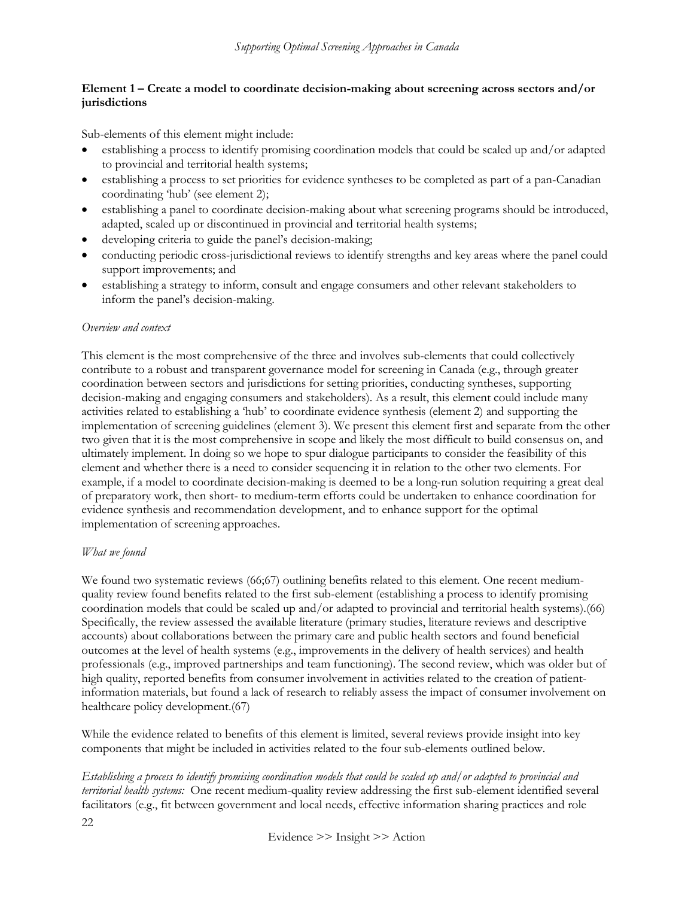**Element 1 – Create a model to coordinate decision-making about screening across sectors and/or jurisdictions**

Sub-elements of this element might include:

- establishing a process to identify promising coordination models that could be scaled up and/or adapted to provincial and territorial health systems;
- establishing a process to set priorities for evidence syntheses to be completed as part of a pan-Canadian coordinating 'hub' (see element 2);
- establishing a panel to coordinate decision-making about what screening programs should be introduced, adapted, scaled up or discontinued in provincial and territorial health systems;
- developing criteria to guide the panel's decision-making;
- conducting periodic cross-jurisdictional reviews to identify strengths and key areas where the panel could support improvements; and
- establishing a strategy to inform, consult and engage consumers and other relevant stakeholders to inform the panel's decision-making.

*Overview and context*

This element is the most comprehensive of the three and involves sub-elements that could collectively contribute to a robust and transparent governance model for screening in Canada (e.g., through greater coordination between sectors and jurisdictions for setting priorities, conducting syntheses, supporting decision-making and engaging consumers and stakeholders). As a result, this element could include many activities related to establishing a 'hub' to coordinate evidence synthesis (element 2) and supporting the implementation of screening guidelines (element 3). We present this element first and separate from the other two given that it is the most comprehensive in scope and likely the most difficult to build consensus on, and ultimately implement. In doing so we hope to spur dialogue participants to consider the feasibility of this element and whether there is a need to consider sequencing it in relation to the other two elements. For example, if a model to coordinate decision-making is deemed to be a long-run solution requiring a great deal of preparatory work, then short- to medium-term efforts could be undertaken to enhance coordination for evidence synthesis and recommendation development, and to enhance support for the optimal implementation of screening approaches.

*What we found*

We found two systematic reviews (66;67) outlining benefits related to this element. One recent medium-quality review found benefits related to the first sub-element (establishing a process to identify promising coordination models that could be scaled up and/or adapted to provincial and territorial health systems).(66) Specifically, the review assessed the available literature (primary studies, literature reviews and descriptive accounts) about collaborations between the primary care and public health sectors and found beneficial outcomes at the level of health systems (e.g., improvements in the delivery of health services) and health professionals (e.g., improved partnerships and team functioning). The second review, which was older but of high quality, reported benefits from consumer involvement in activities related to the creation of patient-information materials, but found a lack of research to reliably assess the impact of consumer involvement on healthcare policy development.(67)

While the evidence related to benefits of this element is limited, several reviews provide insight into key components that might be included in activities related to the four sub-elements outlined below.

*Establishing a process to identify promising coordination models that could be scaled up and/or adapted to provincial and territorial health systems:* One recent medium-quality review addressing the first sub-element identified several facilitators (e.g., fit between government and local needs, effective information sharing practices and role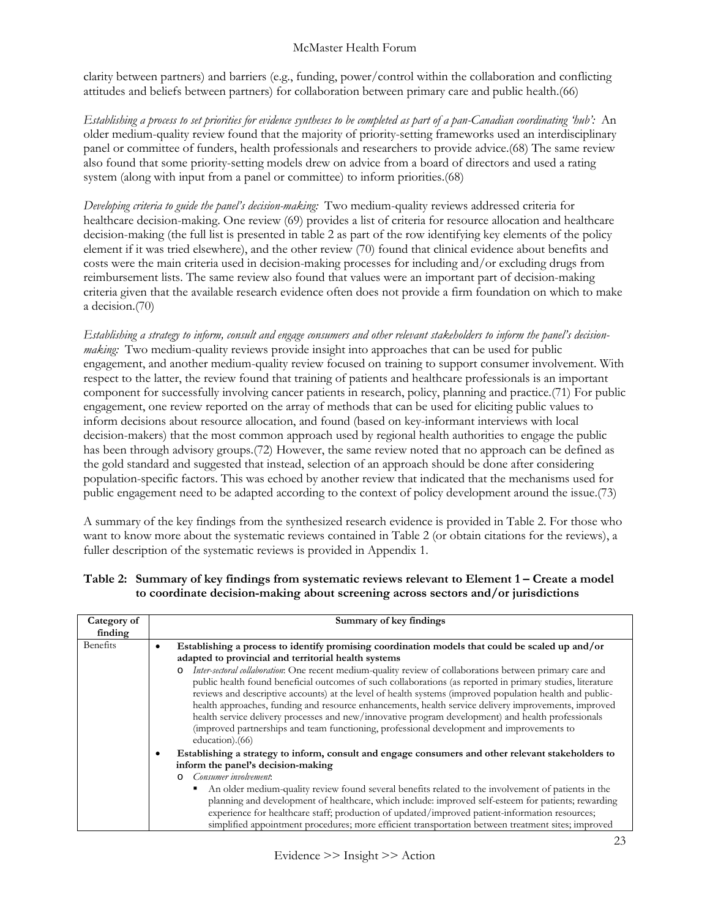clarity between partners) and barriers (e.g., funding, power/control within the collaboration and conflicting attitudes and beliefs between partners) for collaboration between primary care and public health.(66)

*Establishing a process to set priorities for evidence syntheses to be completed as part of a pan-Canadian coordinating 'hub':* An older medium-quality review found that the majority of priority-setting frameworks used an interdisciplinary panel or committee of funders, health professionals and researchers to provide advice.(68) The same review also found that some priority-setting models drew on advice from a board of directors and used a rating system (along with input from a panel or committee) to inform priorities.(68)

*Developing criteria to guide the panel's decision-making:* Two medium-quality reviews addressed criteria for healthcare decision-making. One review (69) provides a list of criteria for resource allocation and healthcare decision-making (the full list is presented in table 2 as part of the row identifying key elements of the policy element if it was tried elsewhere), and the other review (70) found that clinical evidence about benefits and costs were the main criteria used in decision-making processes for including and/or excluding drugs from reimbursement lists. The same review also found that values were an important part of decision-making criteria given that the available research evidence often does not provide a firm foundation on which to make a decision.(70)

*Establishing a strategy to inform, consult and engage consumers and other relevant stakeholders to inform the panel's decision-making:* Two medium-quality reviews provide insight into approaches that can be used for public engagement, and another medium-quality review focused on training to support consumer involvement. With respect to the latter, the review found that training of patients and healthcare professionals is an important component for successfully involving cancer patients in research, policy, planning and practice.(71) For public engagement, one review reported on the array of methods that can be used for eliciting public values to inform decisions about resource allocation, and found (based on key-informant interviews with local decision-makers) that the most common approach used by regional health authorities to engage the public has been through advisory groups.(72) However, the same review noted that no approach can be defined as the gold standard and suggested that instead, selection of an approach should be done after considering population-specific factors. This was echoed by another review that indicated that the mechanisms used for public engagement need to be adapted according to the context of policy development around the issue.(73)

A summary of the key findings from the synthesized research evidence is provided in Table 2. For those who want to know more about the systematic reviews contained in Table 2 (or obtain citations for the reviews), a fuller description of the systematic reviews is provided in Appendix 1.

**Table 2: Summary of key findings from systematic reviews relevant to Element 1 – Create a model to coordinate decision-making about screening across sectors and/or jurisdictions**

| Category of finding | Summary of key findings |
|---|---|
| Benefits | • **Establishing a process to identify promising coordination models that could be scaled up and/or adapted to provincial and territorial health systems**<br>  o *Inter-sectoral collaboration*: One recent medium-quality review of collaborations between primary care and public health found beneficial outcomes of such collaborations (as reported in primary studies, literature reviews and descriptive accounts) at the level of health systems (improved population health and public-health approaches, funding and resource enhancements, health service delivery improvements, improved health service delivery processes and new/innovative program development) and health professionals (improved partnerships and team functioning, professional development and improvements to education).(66)<br>• **Establishing a strategy to inform, consult and engage consumers and other relevant stakeholders to inform the panel's decision-making**<br>  o *Consumer involvement*:<br>    ▪ An older medium-quality review found several benefits related to the involvement of patients in the planning and development of healthcare, which include: improved self-esteem for patients; rewarding experience for healthcare staff; production of updated/improved patient-information resources; simplified appointment procedures; more efficient transportation between treatment sites; improved |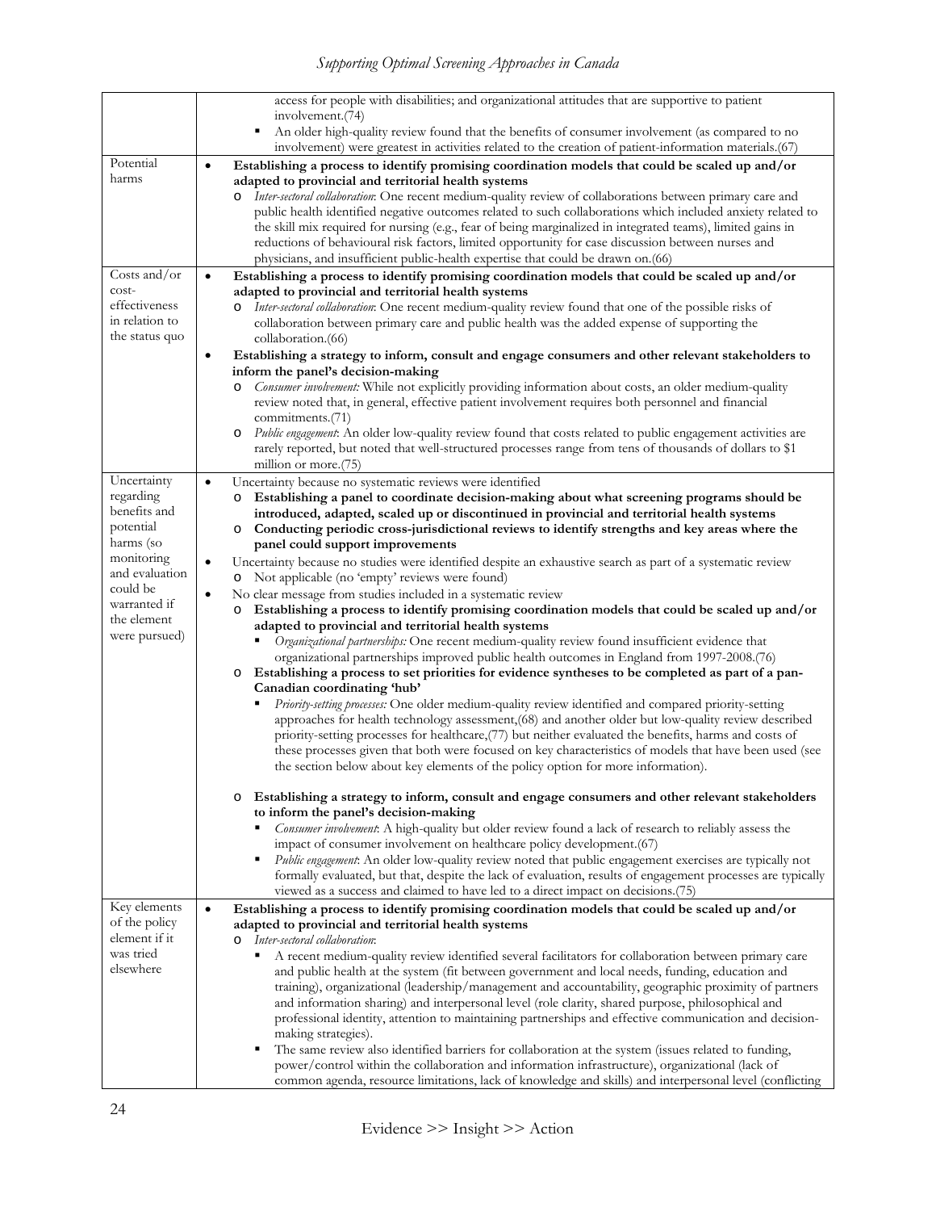| | |
|---|---|
| | access for people with disabilities; and organizational attitudes that are supportive to patient involvement.(74)<br>▪ An older high-quality review found that the benefits of consumer involvement (as compared to no involvement) were greatest in activities related to the creation of patient-information materials.(67) |
| Potential harms | • **Establishing a process to identify promising coordination models that could be scaled up and/or adapted to provincial and territorial health systems**<br>o *Inter-sectoral collaboration*: One recent medium-quality review of collaborations between primary care and public health identified negative outcomes related to such collaborations which included anxiety related to the skill mix required for nursing (e.g., fear of being marginalized in integrated teams), limited gains in reductions of behavioural risk factors, limited opportunity for case discussion between nurses and physicians, and insufficient public-health expertise that could be drawn on.(66) |
| Costs and/or cost-effectiveness in relation to the status quo | • **Establishing a process to identify promising coordination models that could be scaled up and/or adapted to provincial and territorial health systems**<br>o *Inter-sectoral collaboration*: One recent medium-quality review found that one of the possible risks of collaboration between primary care and public health was the added expense of supporting the collaboration.(66)<br>• **Establishing a strategy to inform, consult and engage consumers and other relevant stakeholders to inform the panel's decision-making**<br>o *Consumer involvement:* While not explicitly providing information about costs, an older medium-quality review noted that, in general, effective patient involvement requires both personnel and financial commitments.(71)<br>o *Public engagement*: An older low-quality review found that costs related to public engagement activities are rarely reported, but noted that well-structured processes range from tens of thousands of dollars to $1 million or more.(75) |
| Uncertainty regarding benefits and potential harms (so monitoring and evaluation could be warranted if the element were pursued) | • Uncertainty because no systematic reviews were identified<br>o **Establishing a panel to coordinate decision-making about what screening programs should be introduced, adapted, scaled up or discontinued in provincial and territorial health systems**<br>o **Conducting periodic cross-jurisdictional reviews to identify strengths and key areas where the panel could support improvements**<br>• Uncertainty because no studies were identified despite an exhaustive search as part of a systematic review<br>o Not applicable (no 'empty' reviews were found)<br>• No clear message from studies included in a systematic review<br>o **Establishing a process to identify promising coordination models that could be scaled up and/or adapted to provincial and territorial health systems**<br>▪ *Organizational partnerships:* One recent medium-quality review found insufficient evidence that organizational partnerships improved public health outcomes in England from 1997-2008.(76)<br>o **Establishing a process to set priorities for evidence syntheses to be completed as part of a pan-Canadian coordinating 'hub'**<br>▪ *Priority-setting processes:* One older medium-quality review identified and compared priority-setting approaches for health technology assessment,(68) and another older but low-quality review described priority-setting processes for healthcare,(77) but neither evaluated the benefits, harms and costs of these processes given that both were focused on key characteristics of models that have been used (see the section below about key elements of the policy option for more information).<br>o **Establishing a strategy to inform, consult and engage consumers and other relevant stakeholders to inform the panel's decision-making**<br>▪ *Consumer involvement*: A high-quality but older review found a lack of research to reliably assess the impact of consumer involvement on healthcare policy development.(67)<br>▪ *Public engagement*: An older low-quality review noted that public engagement exercises are typically not formally evaluated, but that, despite the lack of evaluation, results of engagement processes are typically viewed as a success and claimed to have led to a direct impact on decisions.(75) |
| Key elements of the policy element if it was tried elsewhere | • **Establishing a process to identify promising coordination models that could be scaled up and/or adapted to provincial and territorial health systems**<br>o *Inter-sectoral collaboration*:<br>▪ A recent medium-quality review identified several facilitators for collaboration between primary care and public health at the system (fit between government and local needs, funding, education and training), organizational (leadership/management and accountability, geographic proximity of partners and information sharing) and interpersonal level (role clarity, shared purpose, philosophical and professional identity, attention to maintaining partnerships and effective communication and decision-making strategies).<br>▪ The same review also identified barriers for collaboration at the system (issues related to funding, power/control within the collaboration and information infrastructure), organizational (lack of common agenda, resource limitations, lack of knowledge and skills) and interpersonal level (conflicting |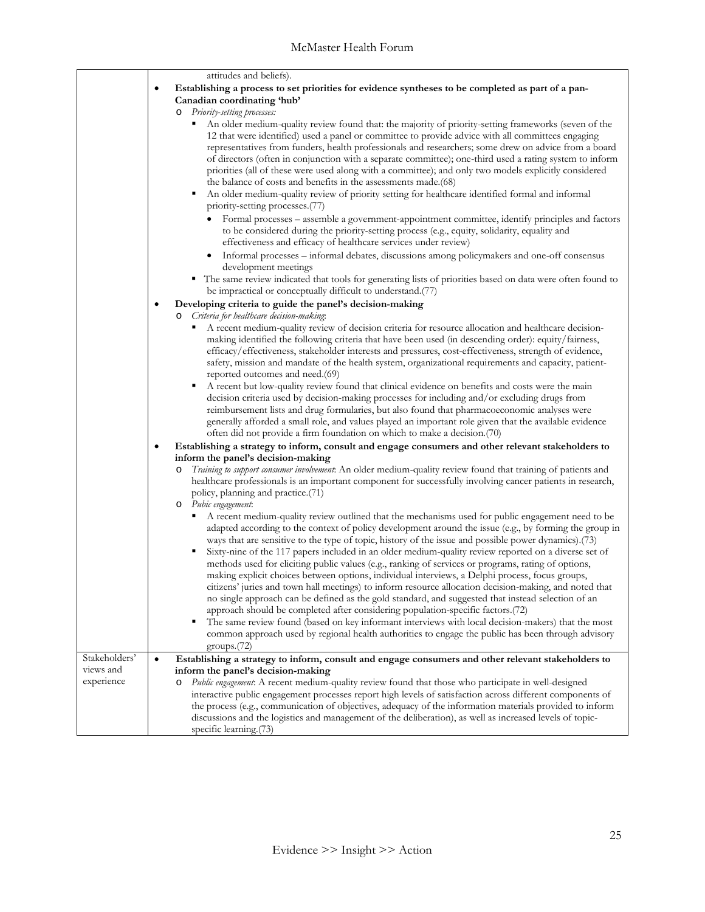| | |
|---|---|
| | attitudes and beliefs).<br>• **Establishing a process to set priorities for evidence syntheses to be completed as part of a pan-Canadian coordinating 'hub'**<br>  o *Priority-setting processes:*<br>    ▪ An older medium-quality review found that: the majority of priority-setting frameworks (seven of the 12 that were identified) used a panel or committee to provide advice with all committees engaging representatives from funders, health professionals and researchers; some drew on advice from a board of directors (often in conjunction with a separate committee); one-third used a rating system to inform priorities (all of these were used along with a committee); and only two models explicitly considered the balance of costs and benefits in the assessments made.(68)<br>    ▪ An older medium-quality review of priority setting for healthcare identified formal and informal priority-setting processes.(77)<br>      • Formal processes – assemble a government-appointment committee, identify principles and factors to be considered during the priority-setting process (e.g., equity, solidarity, equality and effectiveness and efficacy of healthcare services under review)<br>      • Informal processes – informal debates, discussions among policymakers and one-off consensus development meetings<br>    ▪ The same review indicated that tools for generating lists of priorities based on data were often found to be impractical or conceptually difficult to understand.(77)<br>• **Developing criteria to guide the panel's decision-making**<br>  o *Criteria for healthcare decision-making*:<br>    ▪ A recent medium-quality review of decision criteria for resource allocation and healthcare decision-making identified the following criteria that have been used (in descending order): equity/fairness, efficacy/effectiveness, stakeholder interests and pressures, cost-effectiveness, strength of evidence, safety, mission and mandate of the health system, organizational requirements and capacity, patient-reported outcomes and need.(69)<br>    ▪ A recent but low-quality review found that clinical evidence on benefits and costs were the main decision criteria used by decision-making processes for including and/or excluding drugs from reimbursement lists and drug formularies, but also found that pharmacoeconomic analyses were generally afforded a small role, and values played an important role given that the available evidence often did not provide a firm foundation on which to make a decision.(70)<br>• **Establishing a strategy to inform, consult and engage consumers and other relevant stakeholders to inform the panel's decision-making**<br>  o *Training to support consumer involvement*: An older medium-quality review found that training of patients and healthcare professionals is an important component for successfully involving cancer patients in research, policy, planning and practice.(71)<br>  o *Pubic engagement*:<br>    ▪ A recent medium-quality review outlined that the mechanisms used for public engagement need to be adapted according to the context of policy development around the issue (e.g., by forming the group in ways that are sensitive to the type of topic, history of the issue and possible power dynamics).(73)<br>    ▪ Sixty-nine of the 117 papers included in an older medium-quality review reported on a diverse set of methods used for eliciting public values (e.g., ranking of services or programs, rating of options, making explicit choices between options, individual interviews, a Delphi process, focus groups, citizens' juries and town hall meetings) to inform resource allocation decision-making, and noted that no single approach can be defined as the gold standard, and suggested that instead selection of an approach should be completed after considering population-specific factors.(72)<br>    ▪ The same review found (based on key informant interviews with local decision-makers) that the most common approach used by regional health authorities to engage the public has been through advisory groups.(72) |
| Stakeholders' views and experience | • **Establishing a strategy to inform, consult and engage consumers and other relevant stakeholders to inform the panel's decision-making**<br>  o *Public engagement*: A recent medium-quality review found that those who participate in well-designed interactive public engagement processes report high levels of satisfaction across different components of the process (e.g., communication of objectives, adequacy of the information materials provided to inform discussions and the logistics and management of the deliberation), as well as increased levels of topic-specific learning.(73) |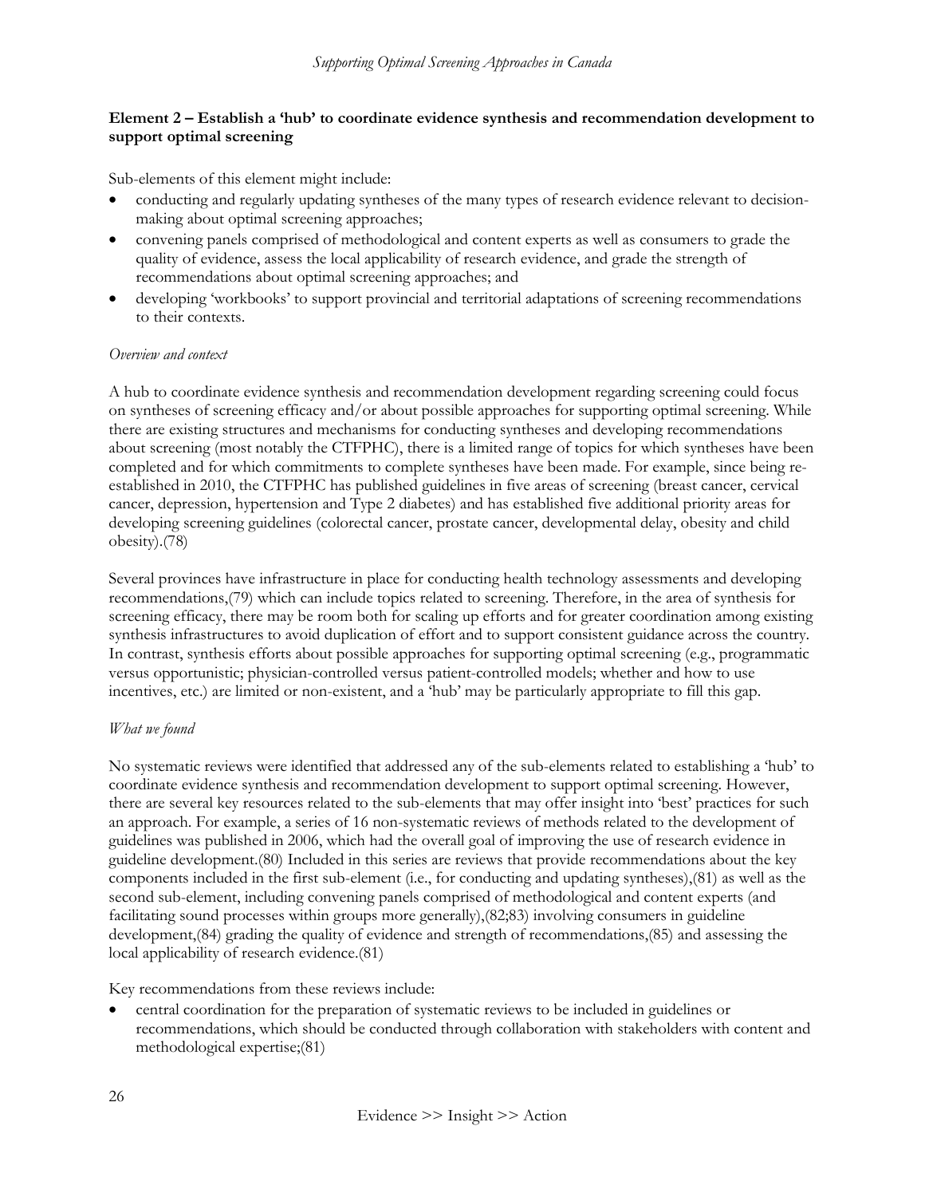**Element 2 – Establish a 'hub' to coordinate evidence synthesis and recommendation development to support optimal screening**

Sub-elements of this element might include:

- conducting and regularly updating syntheses of the many types of research evidence relevant to decision-making about optimal screening approaches;
- convening panels comprised of methodological and content experts as well as consumers to grade the quality of evidence, assess the local applicability of research evidence, and grade the strength of recommendations about optimal screening approaches; and
- developing 'workbooks' to support provincial and territorial adaptations of screening recommendations to their contexts.

*Overview and context*

A hub to coordinate evidence synthesis and recommendation development regarding screening could focus on syntheses of screening efficacy and/or about possible approaches for supporting optimal screening. While there are existing structures and mechanisms for conducting syntheses and developing recommendations about screening (most notably the CTFPHC), there is a limited range of topics for which syntheses have been completed and for which commitments to complete syntheses have been made. For example, since being re-established in 2010, the CTFPHC has published guidelines in five areas of screening (breast cancer, cervical cancer, depression, hypertension and Type 2 diabetes) and has established five additional priority areas for developing screening guidelines (colorectal cancer, prostate cancer, developmental delay, obesity and child obesity).(78)

Several provinces have infrastructure in place for conducting health technology assessments and developing recommendations,(79) which can include topics related to screening. Therefore, in the area of synthesis for screening efficacy, there may be room both for scaling up efforts and for greater coordination among existing synthesis infrastructures to avoid duplication of effort and to support consistent guidance across the country. In contrast, synthesis efforts about possible approaches for supporting optimal screening (e.g., programmatic versus opportunistic; physician-controlled versus patient-controlled models; whether and how to use incentives, etc.) are limited or non-existent, and a 'hub' may be particularly appropriate to fill this gap.

*What we found*

No systematic reviews were identified that addressed any of the sub-elements related to establishing a 'hub' to coordinate evidence synthesis and recommendation development to support optimal screening. However, there are several key resources related to the sub-elements that may offer insight into 'best' practices for such an approach. For example, a series of 16 non-systematic reviews of methods related to the development of guidelines was published in 2006, which had the overall goal of improving the use of research evidence in guideline development.(80) Included in this series are reviews that provide recommendations about the key components included in the first sub-element (i.e., for conducting and updating syntheses),(81) as well as the second sub-element, including convening panels comprised of methodological and content experts (and facilitating sound processes within groups more generally),(82;83) involving consumers in guideline development,(84) grading the quality of evidence and strength of recommendations,(85) and assessing the local applicability of research evidence.(81)

Key recommendations from these reviews include:

- central coordination for the preparation of systematic reviews to be included in guidelines or recommendations, which should be conducted through collaboration with stakeholders with content and methodological expertise;(81)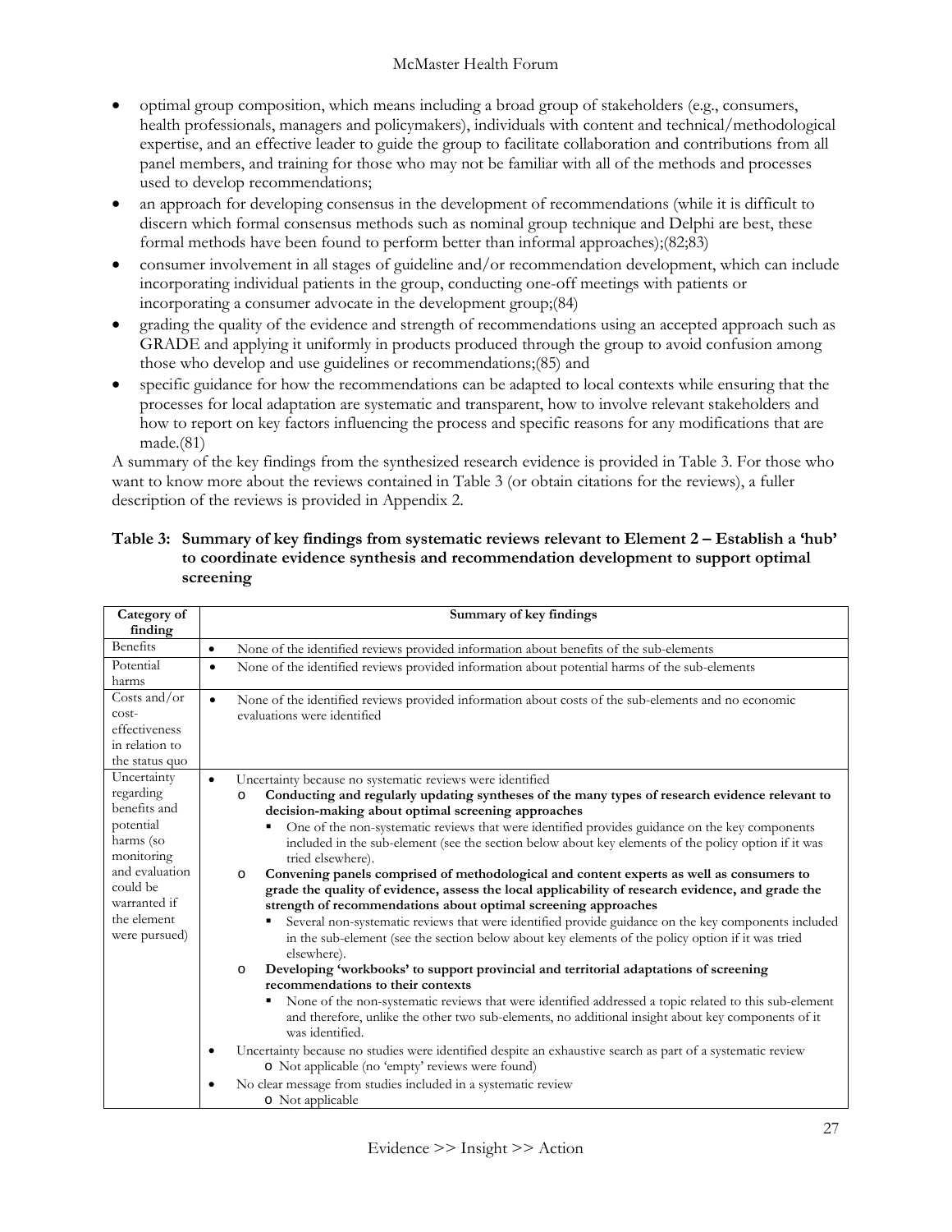- optimal group composition, which means including a broad group of stakeholders (e.g., consumers, health professionals, managers and policymakers), individuals with content and technical/methodological expertise, and an effective leader to guide the group to facilitate collaboration and contributions from all panel members, and training for those who may not be familiar with all of the methods and processes used to develop recommendations;
- an approach for developing consensus in the development of recommendations (while it is difficult to discern which formal consensus methods such as nominal group technique and Delphi are best, these formal methods have been found to perform better than informal approaches);(82;83)
- consumer involvement in all stages of guideline and/or recommendation development, which can include incorporating individual patients in the group, conducting one-off meetings with patients or incorporating a consumer advocate in the development group;(84)
- grading the quality of the evidence and strength of recommendations using an accepted approach such as GRADE and applying it uniformly in products produced through the group to avoid confusion among those who develop and use guidelines or recommendations;(85) and
- specific guidance for how the recommendations can be adapted to local contexts while ensuring that the processes for local adaptation are systematic and transparent, how to involve relevant stakeholders and how to report on key factors influencing the process and specific reasons for any modifications that are made.(81)

A summary of the key findings from the synthesized research evidence is provided in Table 3. For those who want to know more about the reviews contained in Table 3 (or obtain citations for the reviews), a fuller description of the reviews is provided in Appendix 2.

**Table 3: Summary of key findings from systematic reviews relevant to Element 2 – Establish a 'hub' to coordinate evidence synthesis and recommendation development to support optimal screening**

| Category of finding | Summary of key findings |
|---|---|
| Benefits | • None of the identified reviews provided information about benefits of the sub-elements |
| Potential harms | • None of the identified reviews provided information about potential harms of the sub-elements |
| Costs and/or cost-effectiveness in relation to the status quo | • None of the identified reviews provided information about costs of the sub-elements and no economic evaluations were identified |
| Uncertainty regarding benefits and potential harms (so monitoring and evaluation could be warranted if the element were pursued) | • Uncertainty because no systematic reviews were identified<br>o **Conducting and regularly updating syntheses of the many types of research evidence relevant to decision-making about optimal screening approaches**<br>▪ One of the non-systematic reviews that were identified provides guidance on the key components included in the sub-element (see the section below about key elements of the policy option if it was tried elsewhere).<br>o **Convening panels comprised of methodological and content experts as well as consumers to grade the quality of evidence, assess the local applicability of research evidence, and grade the strength of recommendations about optimal screening approaches**<br>▪ Several non-systematic reviews that were identified provide guidance on the key components included in the sub-element (see the section below about key elements of the policy option if it was tried elsewhere).<br>o **Developing 'workbooks' to support provincial and territorial adaptations of screening recommendations to their contexts**<br>▪ None of the non-systematic reviews that were identified addressed a topic related to this sub-element and therefore, unlike the other two sub-elements, no additional insight about key components of it was identified.<br>• Uncertainty because no studies were identified despite an exhaustive search as part of a systematic review<br>o Not applicable (no 'empty' reviews were found)<br>• No clear message from studies included in a systematic review<br>o Not applicable |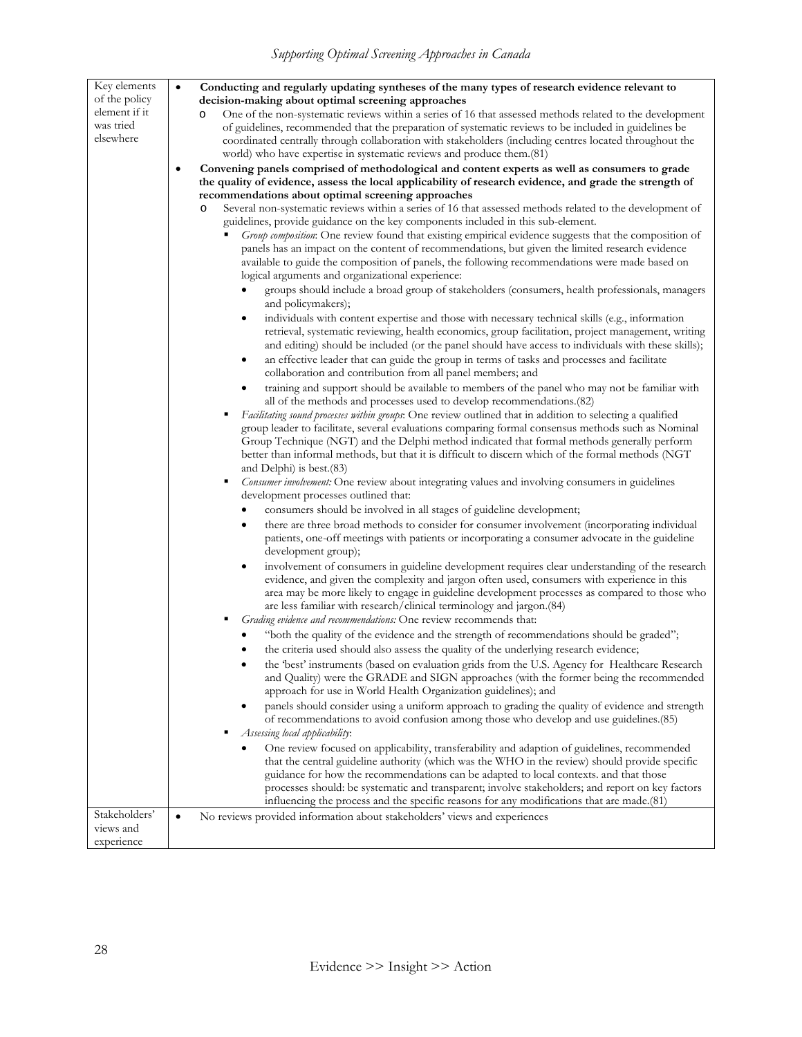| | |
|---|---|
| Key elements of the policy element if it was tried elsewhere | • **Conducting and regularly updating syntheses of the many types of research evidence relevant to decision-making about optimal screening approaches**<br>o One of the non-systematic reviews within a series of 16 that assessed methods related to the development of guidelines, recommended that the preparation of systematic reviews to be included in guidelines be coordinated centrally through collaboration with stakeholders (including centres located throughout the world) who have expertise in systematic reviews and produce them.(81)<br>• **Convening panels comprised of methodological and content experts as well as consumers to grade the quality of evidence, assess the local applicability of research evidence, and grade the strength of recommendations about optimal screening approaches**<br>o Several non-systematic reviews within a series of 16 that assessed methods related to the development of guidelines, provide guidance on the key components included in this sub-element.<br>▪ *Group composition*: One review found that existing empirical evidence suggests that the composition of panels has an impact on the content of recommendations, but given the limited research evidence available to guide the composition of panels, the following recommendations were made based on logical arguments and organizational experience:<br>• groups should include a broad group of stakeholders (consumers, health professionals, managers and policymakers);<br>• individuals with content expertise and those with necessary technical skills (e.g., information retrieval, systematic reviewing, health economics, group facilitation, project management, writing and editing) should be included (or the panel should have access to individuals with these skills);<br>• an effective leader that can guide the group in terms of tasks and processes and facilitate collaboration and contribution from all panel members; and<br>• training and support should be available to members of the panel who may not be familiar with all of the methods and processes used to develop recommendations.(82)<br>▪ *Facilitating sound processes within groups*: One review outlined that in addition to selecting a qualified group leader to facilitate, several evaluations comparing formal consensus methods such as Nominal Group Technique (NGT) and the Delphi method indicated that formal methods generally perform better than informal methods, but that it is difficult to discern which of the formal methods (NGT and Delphi) is best.(83)<br>▪ *Consumer involvement:* One review about integrating values and involving consumers in guidelines development processes outlined that:<br>• consumers should be involved in all stages of guideline development;<br>• there are three broad methods to consider for consumer involvement (incorporating individual patients, one-off meetings with patients or incorporating a consumer advocate in the guideline development group);<br>• involvement of consumers in guideline development requires clear understanding of the research evidence, and given the complexity and jargon often used, consumers with experience in this area may be more likely to engage in guideline development processes as compared to those who are less familiar with research/clinical terminology and jargon.(84)<br>▪ *Grading evidence and recommendations:* One review recommends that:<br>• "both the quality of the evidence and the strength of recommendations should be graded";<br>• the criteria used should also assess the quality of the underlying research evidence;<br>• the 'best' instruments (based on evaluation grids from the U.S. Agency for Healthcare Research and Quality) were the GRADE and SIGN approaches (with the former being the recommended approach for use in World Health Organization guidelines); and<br>• panels should consider using a uniform approach to grading the quality of evidence and strength of recommendations to avoid confusion among those who develop and use guidelines.(85)<br>▪ *Assessing local applicability*:<br>• One review focused on applicability, transferability and adaption of guidelines, recommended that the central guideline authority (which was the WHO in the review) should provide specific guidance for how the recommendations can be adapted to local contexts. and that those processes should: be systematic and transparent; involve stakeholders; and report on key factors influencing the process and the specific reasons for any modifications that are made.(81) |
| Stakeholders' views and experience | • No reviews provided information about stakeholders' views and experiences |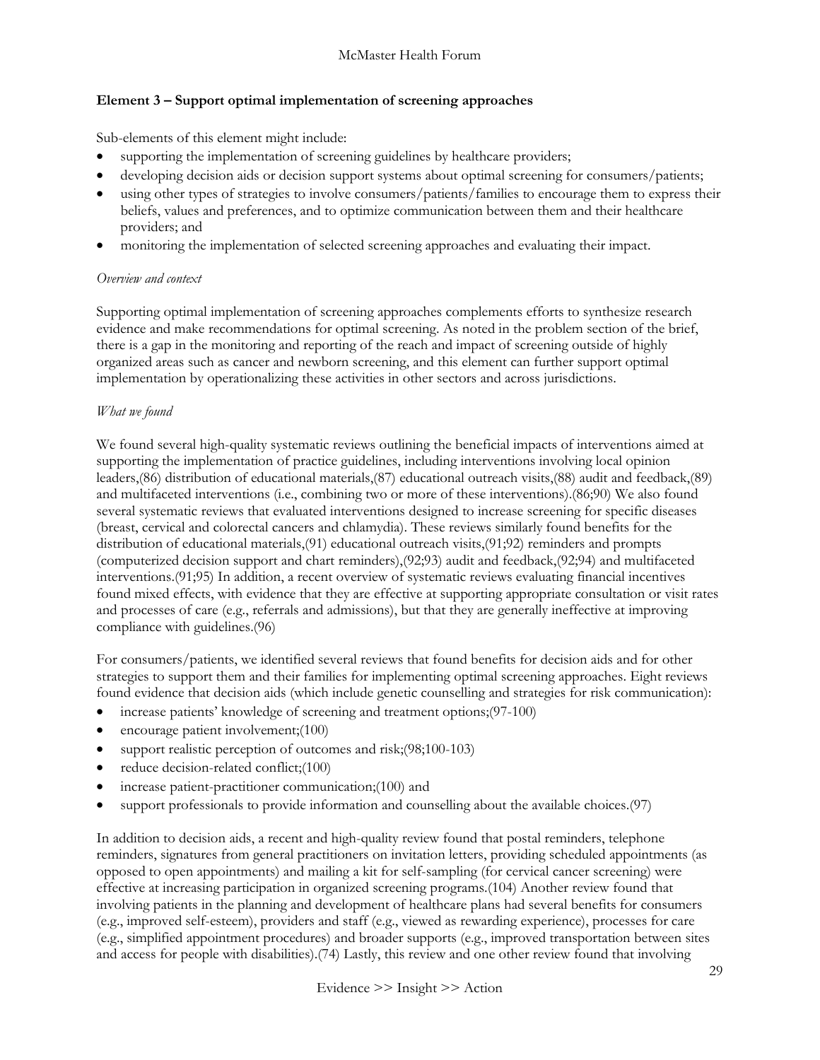**Element 3 – Support optimal implementation of screening approaches**

Sub-elements of this element might include:

- supporting the implementation of screening guidelines by healthcare providers;
- developing decision aids or decision support systems about optimal screening for consumers/patients;
- using other types of strategies to involve consumers/patients/families to encourage them to express their beliefs, values and preferences, and to optimize communication between them and their healthcare providers; and
- monitoring the implementation of selected screening approaches and evaluating their impact.

*Overview and context*

Supporting optimal implementation of screening approaches complements efforts to synthesize research evidence and make recommendations for optimal screening. As noted in the problem section of the brief, there is a gap in the monitoring and reporting of the reach and impact of screening outside of highly organized areas such as cancer and newborn screening, and this element can further support optimal implementation by operationalizing these activities in other sectors and across jurisdictions.

*What we found*

We found several high-quality systematic reviews outlining the beneficial impacts of interventions aimed at supporting the implementation of practice guidelines, including interventions involving local opinion leaders,(86) distribution of educational materials,(87) educational outreach visits,(88) audit and feedback,(89) and multifaceted interventions (i.e., combining two or more of these interventions).(86;90) We also found several systematic reviews that evaluated interventions designed to increase screening for specific diseases (breast, cervical and colorectal cancers and chlamydia). These reviews similarly found benefits for the distribution of educational materials,(91) educational outreach visits,(91;92) reminders and prompts (computerized decision support and chart reminders),(92;93) audit and feedback,(92;94) and multifaceted interventions.(91;95) In addition, a recent overview of systematic reviews evaluating financial incentives found mixed effects, with evidence that they are effective at supporting appropriate consultation or visit rates and processes of care (e.g., referrals and admissions), but that they are generally ineffective at improving compliance with guidelines.(96)

For consumers/patients, we identified several reviews that found benefits for decision aids and for other strategies to support them and their families for implementing optimal screening approaches. Eight reviews found evidence that decision aids (which include genetic counselling and strategies for risk communication):

- increase patients' knowledge of screening and treatment options;(97-100)
- encourage patient involvement;(100)
- support realistic perception of outcomes and risk;(98;100-103)
- reduce decision-related conflict;(100)
- increase patient-practitioner communication;(100) and
- support professionals to provide information and counselling about the available choices.(97)

In addition to decision aids, a recent and high-quality review found that postal reminders, telephone reminders, signatures from general practitioners on invitation letters, providing scheduled appointments (as opposed to open appointments) and mailing a kit for self-sampling (for cervical cancer screening) were effective at increasing participation in organized screening programs.(104) Another review found that involving patients in the planning and development of healthcare plans had several benefits for consumers (e.g., improved self-esteem), providers and staff (e.g., viewed as rewarding experience), processes for care (e.g., simplified appointment procedures) and broader supports (e.g., improved transportation between sites and access for people with disabilities).(74) Lastly, this review and one other review found that involving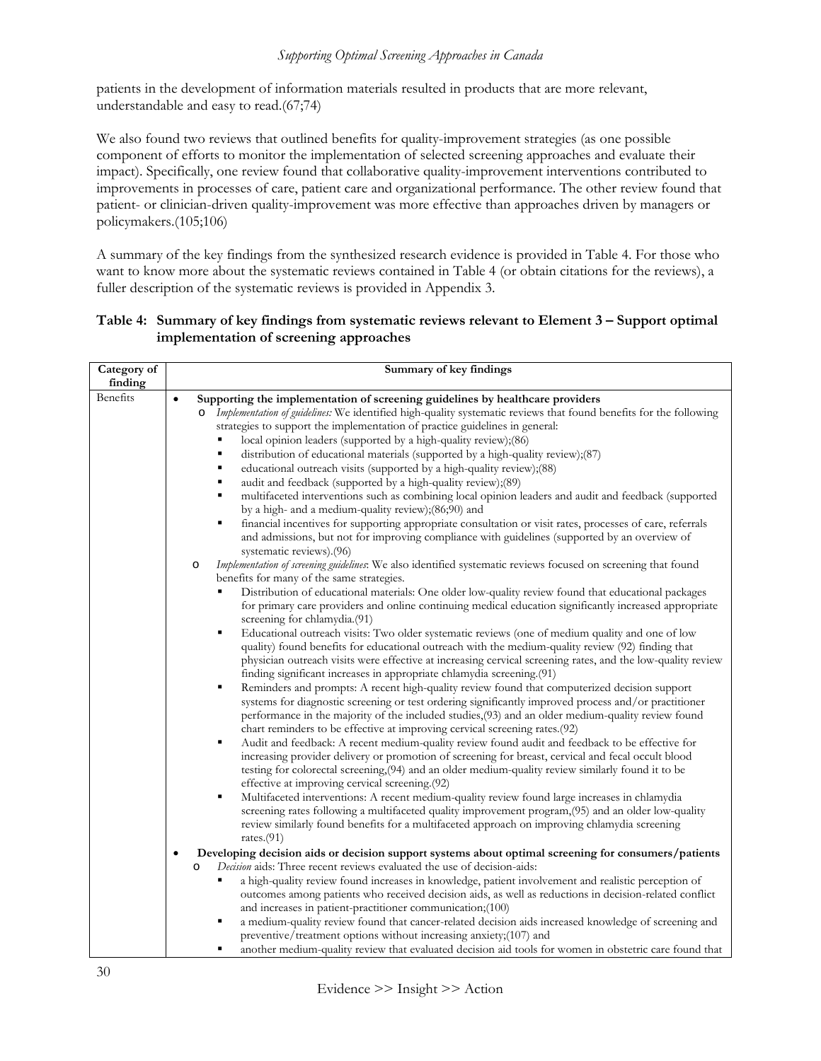patients in the development of information materials resulted in products that are more relevant, understandable and easy to read.(67;74)

We also found two reviews that outlined benefits for quality-improvement strategies (as one possible component of efforts to monitor the implementation of selected screening approaches and evaluate their impact). Specifically, one review found that collaborative quality-improvement interventions contributed to improvements in processes of care, patient care and organizational performance. The other review found that patient- or clinician-driven quality-improvement was more effective than approaches driven by managers or policymakers.(105;106)

A summary of the key findings from the synthesized research evidence is provided in Table 4. For those who want to know more about the systematic reviews contained in Table 4 (or obtain citations for the reviews), a fuller description of the systematic reviews is provided in Appendix 3.

**Table 4: Summary of key findings from systematic reviews relevant to Element 3 – Support optimal implementation of screening approaches**

| Category of finding | Summary of key findings |
|---|---|
| Benefits | • **Supporting the implementation of screening guidelines by healthcare providers**<br>o *Implementation of guidelines:* We identified high-quality systematic reviews that found benefits for the following strategies to support the implementation of practice guidelines in general:<br>▪ local opinion leaders (supported by a high-quality review);(86)<br>▪ distribution of educational materials (supported by a high-quality review);(87)<br>▪ educational outreach visits (supported by a high-quality review);(88)<br>▪ audit and feedback (supported by a high-quality review);(89)<br>▪ multifaceted interventions such as combining local opinion leaders and audit and feedback (supported by a high- and a medium-quality review);(86;90) and<br>▪ financial incentives for supporting appropriate consultation or visit rates, processes of care, referrals and admissions, but not for improving compliance with guidelines (supported by an overview of systematic reviews).(96)<br>o *Implementation of screening guidelines*: We also identified systematic reviews focused on screening that found benefits for many of the same strategies.<br>▪ Distribution of educational materials: One older low-quality review found that educational packages for primary care providers and online continuing medical education significantly increased appropriate screening for chlamydia.(91)<br>▪ Educational outreach visits: Two older systematic reviews (one of medium quality and one of low quality) found benefits for educational outreach with the medium-quality review (92) finding that physician outreach visits were effective at increasing cervical screening rates, and the low-quality review finding significant increases in appropriate chlamydia screening.(91)<br>▪ Reminders and prompts: A recent high-quality review found that computerized decision support systems for diagnostic screening or test ordering significantly improved process and/or practitioner performance in the majority of the included studies,(93) and an older medium-quality review found chart reminders to be effective at improving cervical screening rates.(92)<br>▪ Audit and feedback: A recent medium-quality review found audit and feedback to be effective for increasing provider delivery or promotion of screening for breast, cervical and fecal occult blood testing for colorectal screening,(94) and an older medium-quality review similarly found it to be effective at improving cervical screening.(92)<br>▪ Multifaceted interventions: A recent medium-quality review found large increases in chlamydia screening rates following a multifaceted quality improvement program,(95) and an older low-quality review similarly found benefits for a multifaceted approach on improving chlamydia screening rates.(91)<br>• **Developing decision aids or decision support systems about optimal screening for consumers/patients**<br>o *Decision* aids: Three recent reviews evaluated the use of decision-aids:<br>▪ a high-quality review found increases in knowledge, patient involvement and realistic perception of outcomes among patients who received decision aids, as well as reductions in decision-related conflict and increases in patient-practitioner communication;(100)<br>▪ a medium-quality review found that cancer-related decision aids increased knowledge of screening and preventive/treatment options without increasing anxiety;(107) and<br>▪ another medium-quality review that evaluated decision aid tools for women in obstetric care found that |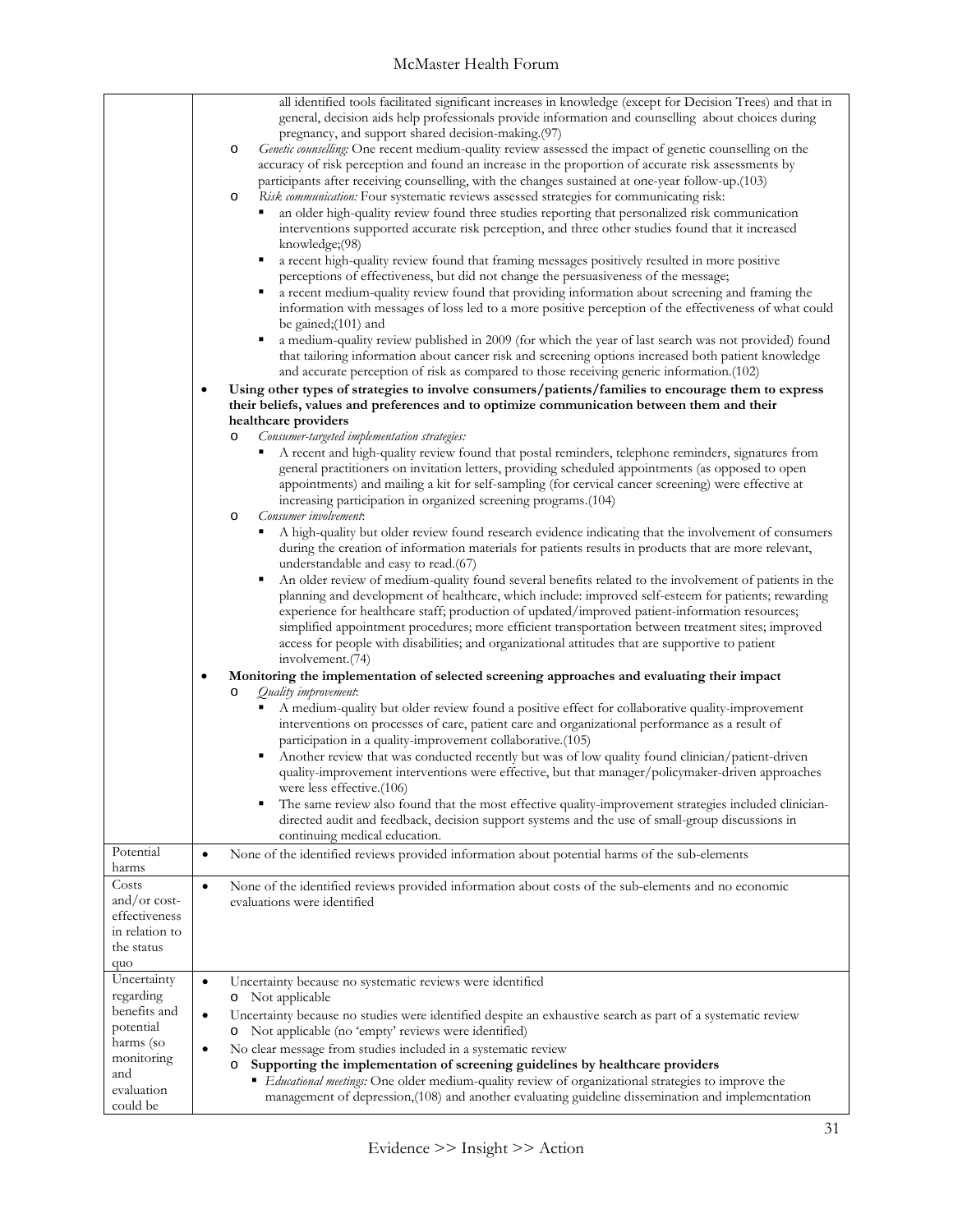| | |
|---|---|
| | all identified tools facilitated significant increases in knowledge (except for Decision Trees) and that in general, decision aids help professionals provide information and counselling about choices during pregnancy, and support shared decision-making.(97)<br>o *Genetic counselling:* One recent medium-quality review assessed the impact of genetic counselling on the accuracy of risk perception and found an increase in the proportion of accurate risk assessments by participants after receiving counselling, with the changes sustained at one-year follow-up.(103)<br>o *Risk communication:* Four systematic reviews assessed strategies for communicating risk:<br>▪ an older high-quality review found three studies reporting that personalized risk communication interventions supported accurate risk perception, and three other studies found that it increased knowledge;(98)<br>▪ a recent high-quality review found that framing messages positively resulted in more positive perceptions of effectiveness, but did not change the persuasiveness of the message;<br>▪ a recent medium-quality review found that providing information about screening and framing the information with messages of loss led to a more positive perception of the effectiveness of what could be gained;(101) and<br>▪ a medium-quality review published in 2009 (for which the year of last search was not provided) found that tailoring information about cancer risk and screening options increased both patient knowledge and accurate perception of risk as compared to those receiving generic information.(102)<br>• **Using other types of strategies to involve consumers/patients/families to encourage them to express their beliefs, values and preferences and to optimize communication between them and their healthcare providers**<br>o *Consumer-targeted implementation strategies:*<br>▪ A recent and high-quality review found that postal reminders, telephone reminders, signatures from general practitioners on invitation letters, providing scheduled appointments (as opposed to open appointments) and mailing a kit for self-sampling (for cervical cancer screening) were effective at increasing participation in organized screening programs.(104)<br>o *Consumer involvement*:<br>▪ A high-quality but older review found research evidence indicating that the involvement of consumers during the creation of information materials for patients results in products that are more relevant, understandable and easy to read.(67)<br>▪ An older review of medium-quality found several benefits related to the involvement of patients in the planning and development of healthcare, which include: improved self-esteem for patients; rewarding experience for healthcare staff; production of updated/improved patient-information resources; simplified appointment procedures; more efficient transportation between treatment sites; improved access for people with disabilities; and organizational attitudes that are supportive to patient involvement.(74)<br>• **Monitoring the implementation of selected screening approaches and evaluating their impact**<br>o *Quality improvement*:<br>▪ A medium-quality but older review found a positive effect for collaborative quality-improvement interventions on processes of care, patient care and organizational performance as a result of participation in a quality-improvement collaborative.(105)<br>▪ Another review that was conducted recently but was of low quality found clinician/patient-driven quality-improvement interventions were effective, but that manager/policymaker-driven approaches were less effective.(106)<br>▪ The same review also found that the most effective quality-improvement strategies included clinician-directed audit and feedback, decision support systems and the use of small-group discussions in continuing medical education. |
| Potential harms | • None of the identified reviews provided information about potential harms of the sub-elements |
| Costs and/or cost-effectiveness in relation to the status quo | • None of the identified reviews provided information about costs of the sub-elements and no economic evaluations were identified |
| Uncertainty regarding benefits and potential harms (so monitoring and evaluation could be | • Uncertainty because no systematic reviews were identified<br>o Not applicable<br>• Uncertainty because no studies were identified despite an exhaustive search as part of a systematic review<br>o Not applicable (no 'empty' reviews were identified)<br>• No clear message from studies included in a systematic review<br>o **Supporting the implementation of screening guidelines by healthcare providers**<br>▪ *Educational meetings:* One older medium-quality review of organizational strategies to improve the management of depression,(108) and another evaluating guideline dissemination and implementation |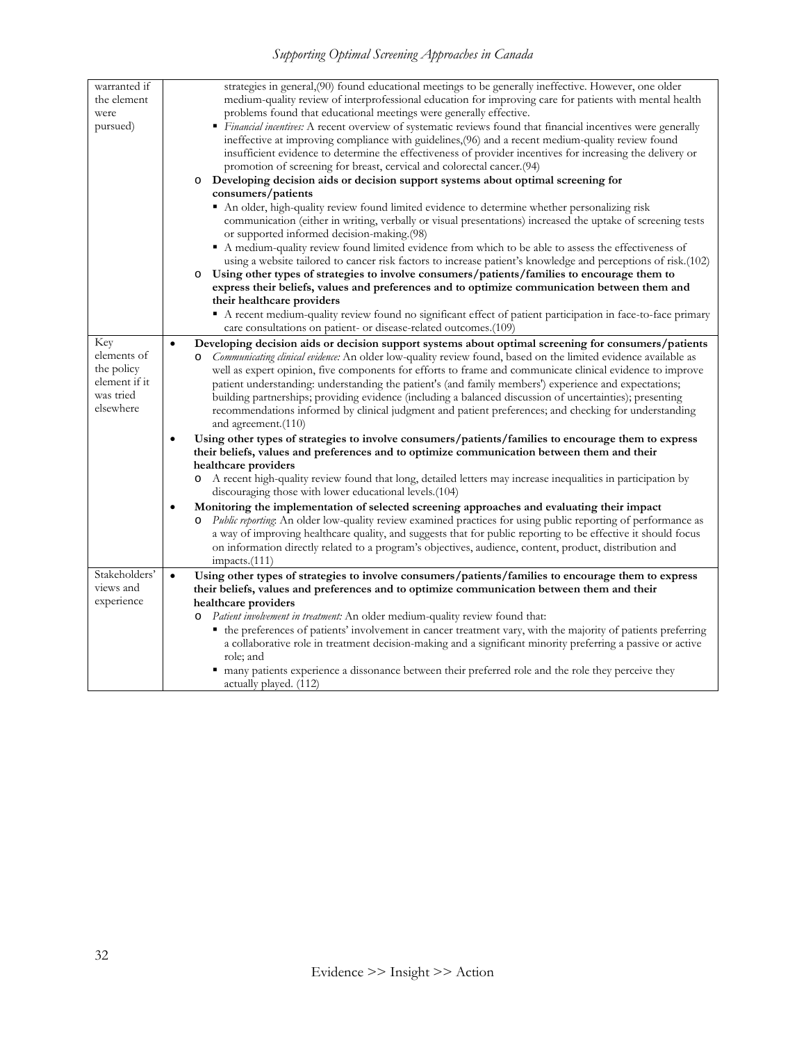| | |
|---|---|
| warranted if the element were pursued) | strategies in general,(90) found educational meetings to be generally ineffective. However, one older medium-quality review of interprofessional education for improving care for patients with mental health problems found that educational meetings were generally effective.<br>▪ *Financial incentives:* A recent overview of systematic reviews found that financial incentives were generally ineffective at improving compliance with guidelines,(96) and a recent medium-quality review found insufficient evidence to determine the effectiveness of provider incentives for increasing the delivery or promotion of screening for breast, cervical and colorectal cancer.(94)<br>o **Developing decision aids or decision support systems about optimal screening for consumers/patients**<br>▪ An older, high-quality review found limited evidence to determine whether personalizing risk communication (either in writing, verbally or visual presentations) increased the uptake of screening tests or supported informed decision-making.(98)<br>▪ A medium-quality review found limited evidence from which to be able to assess the effectiveness of using a website tailored to cancer risk factors to increase patient's knowledge and perceptions of risk.(102)<br>o **Using other types of strategies to involve consumers/patients/families to encourage them to express their beliefs, values and preferences and to optimize communication between them and their healthcare providers**<br>▪ A recent medium-quality review found no significant effect of patient participation in face-to-face primary care consultations on patient- or disease-related outcomes.(109) |
| Key elements of the policy element if it was tried elsewhere | • **Developing decision aids or decision support systems about optimal screening for consumers/patients**<br>o *Communicating clinical evidence:* An older low-quality review found, based on the limited evidence available as well as expert opinion, five components for efforts to frame and communicate clinical evidence to improve patient understanding: understanding the patient's (and family members') experience and expectations; building partnerships; providing evidence (including a balanced discussion of uncertainties); presenting recommendations informed by clinical judgment and patient preferences; and checking for understanding and agreement.(110)<br>• **Using other types of strategies to involve consumers/patients/families to encourage them to express their beliefs, values and preferences and to optimize communication between them and their healthcare providers**<br>o A recent high-quality review found that long, detailed letters may increase inequalities in participation by discouraging those with lower educational levels.(104)<br>• **Monitoring the implementation of selected screening approaches and evaluating their impact**<br>o *Public reporting*: An older low-quality review examined practices for using public reporting of performance as a way of improving healthcare quality, and suggests that for public reporting to be effective it should focus on information directly related to a program's objectives, audience, content, product, distribution and impacts.(111) |
| Stakeholders' views and experience | • **Using other types of strategies to involve consumers/patients/families to encourage them to express their beliefs, values and preferences and to optimize communication between them and their healthcare providers**<br>o *Patient involvement in treatment:* An older medium-quality review found that:<br>▪ the preferences of patients' involvement in cancer treatment vary, with the majority of patients preferring a collaborative role in treatment decision-making and a significant minority preferring a passive or active role; and<br>▪ many patients experience a dissonance between their preferred role and the role they perceive they actually played. (112) |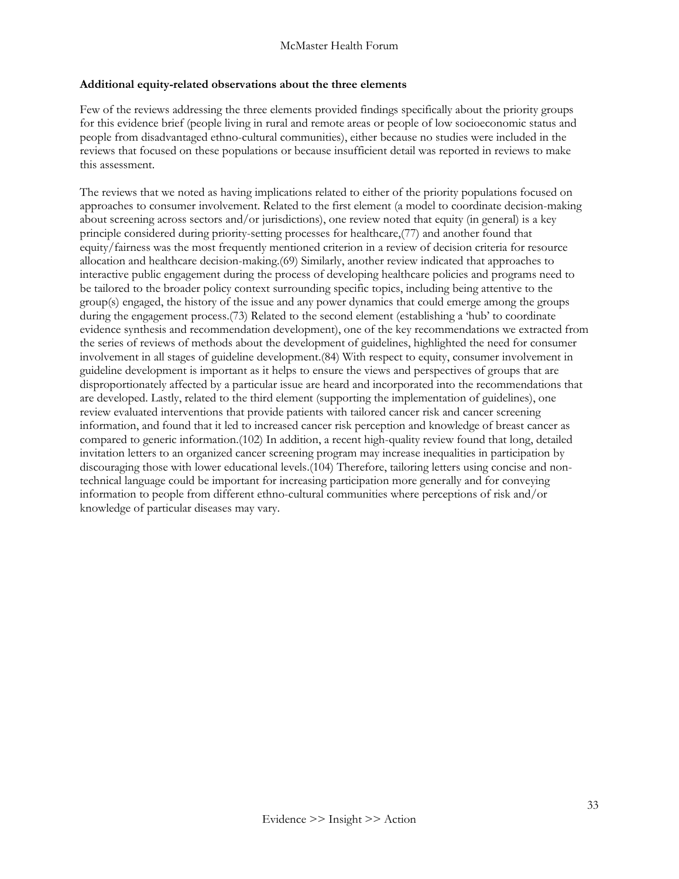**Additional equity-related observations about the three elements**

Few of the reviews addressing the three elements provided findings specifically about the priority groups for this evidence brief (people living in rural and remote areas or people of low socioeconomic status and people from disadvantaged ethno-cultural communities), either because no studies were included in the reviews that focused on these populations or because insufficient detail was reported in reviews to make this assessment.

The reviews that we noted as having implications related to either of the priority populations focused on approaches to consumer involvement. Related to the first element (a model to coordinate decision-making about screening across sectors and/or jurisdictions), one review noted that equity (in general) is a key principle considered during priority-setting processes for healthcare,(77) and another found that equity/fairness was the most frequently mentioned criterion in a review of decision criteria for resource allocation and healthcare decision-making.(69) Similarly, another review indicated that approaches to interactive public engagement during the process of developing healthcare policies and programs need to be tailored to the broader policy context surrounding specific topics, including being attentive to the group(s) engaged, the history of the issue and any power dynamics that could emerge among the groups during the engagement process.(73) Related to the second element (establishing a 'hub' to coordinate evidence synthesis and recommendation development), one of the key recommendations we extracted from the series of reviews of methods about the development of guidelines, highlighted the need for consumer involvement in all stages of guideline development.(84) With respect to equity, consumer involvement in guideline development is important as it helps to ensure the views and perspectives of groups that are disproportionately affected by a particular issue are heard and incorporated into the recommendations that are developed. Lastly, related to the third element (supporting the implementation of guidelines), one review evaluated interventions that provide patients with tailored cancer risk and cancer screening information, and found that it led to increased cancer risk perception and knowledge of breast cancer as compared to generic information.(102) In addition, a recent high-quality review found that long, detailed invitation letters to an organized cancer screening program may increase inequalities in participation by discouraging those with lower educational levels.(104) Therefore, tailoring letters using concise and non-technical language could be important for increasing participation more generally and for conveying information to people from different ethno-cultural communities where perceptions of risk and/or knowledge of particular diseases may vary.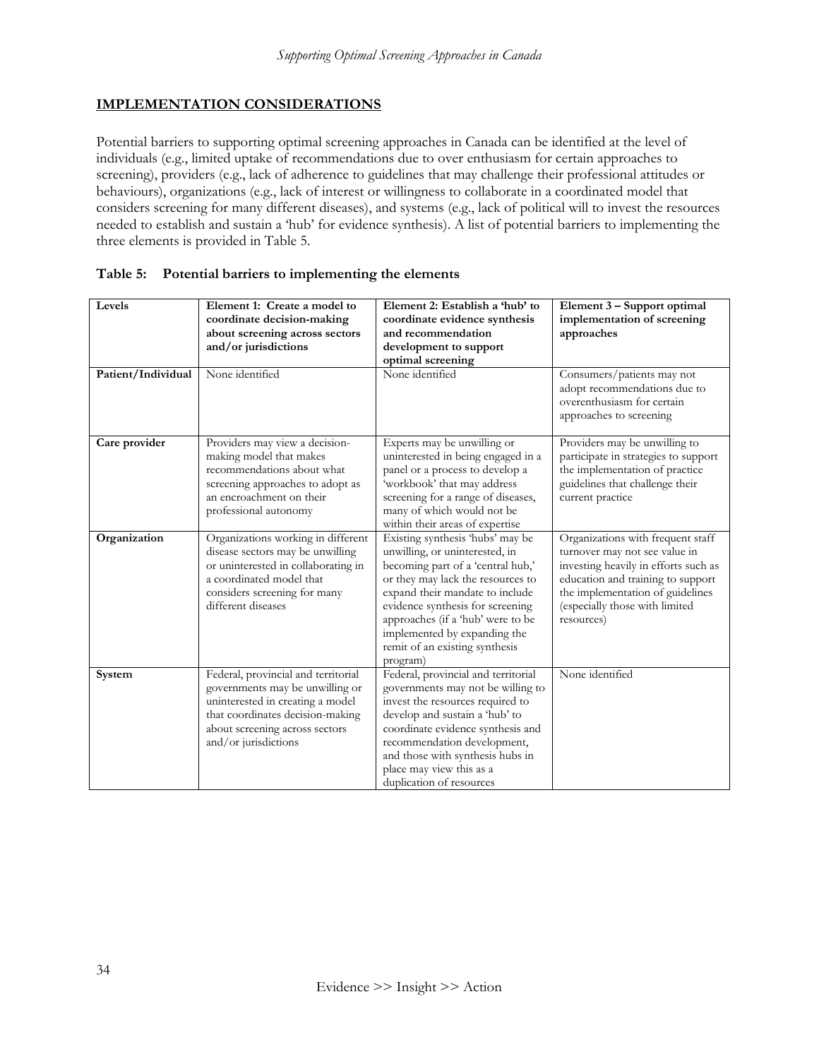## IMPLEMENTATION CONSIDERATIONS

Potential barriers to supporting optimal screening approaches in Canada can be identified at the level of individuals (e.g., limited uptake of recommendations due to over enthusiasm for certain approaches to screening), providers (e.g., lack of adherence to guidelines that may challenge their professional attitudes or behaviours), organizations (e.g., lack of interest or willingness to collaborate in a coordinated model that considers screening for many different diseases), and systems (e.g., lack of political will to invest the resources needed to establish and sustain a 'hub' for evidence synthesis). A list of potential barriers to implementing the three elements is provided in Table 5.

**Table 5: Potential barriers to implementing the elements**

| Levels | Element 1: Create a model to coordinate decision-making about screening across sectors and/or jurisdictions | Element 2: Establish a 'hub' to coordinate evidence synthesis and recommendation development to support optimal screening | Element 3 – Support optimal implementation of screening approaches |
|---|---|---|---|
| **Patient/Individual** | None identified | None identified | Consumers/patients may not adopt recommendations due to overenthusiasm for certain approaches to screening |
| **Care provider** | Providers may view a decision-making model that makes recommendations about what screening approaches to adopt as an encroachment on their professional autonomy | Experts may be unwilling or uninterested in being engaged in a panel or a process to develop a 'workbook' that may address screening for a range of diseases, many of which would not be within their areas of expertise | Providers may be unwilling to participate in strategies to support the implementation of practice guidelines that challenge their current practice |
| **Organization** | Organizations working in different disease sectors may be unwilling or uninterested in collaborating in a coordinated model that considers screening for many different diseases | Existing synthesis 'hubs' may be unwilling, or uninterested, in becoming part of a 'central hub,' or they may lack the resources to expand their mandate to include evidence synthesis for screening approaches (if a 'hub' were to be implemented by expanding the remit of an existing synthesis program) | Organizations with frequent staff turnover may not see value in investing heavily in efforts such as education and training to support the implementation of guidelines (especially those with limited resources) |
| **System** | Federal, provincial and territorial governments may be unwilling or uninterested in creating a model that coordinates decision-making about screening across sectors and/or jurisdictions | Federal, provincial and territorial governments may not be willing to invest the resources required to develop and sustain a 'hub' to coordinate evidence synthesis and recommendation development, and those with synthesis hubs in place may view this as a duplication of resources | None identified |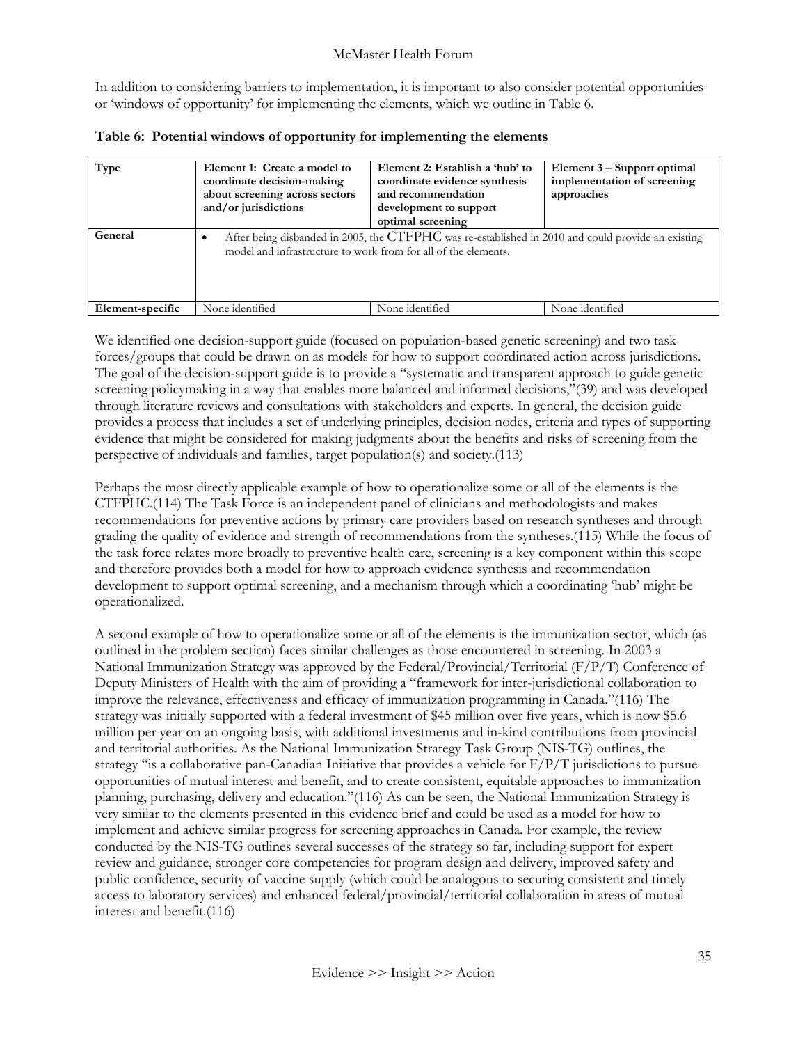In addition to considering barriers to implementation, it is important to also consider potential opportunities or 'windows of opportunity' for implementing the elements, which we outline in Table 6.

**Table 6: Potential windows of opportunity for implementing the elements**

| Type | Element 1: Create a model to coordinate decision-making about screening across sectors and/or jurisdictions | Element 2: Establish a 'hub' to coordinate evidence synthesis and recommendation development to support optimal screening | Element 3 – Support optimal implementation of screening approaches |
|---|---|---|---|
| **General** | • After being disbanded in 2005, the CTFPHC was re-established in 2010 and could provide an existing model and infrastructure to work from for all of the elements. | | |
| **Element-specific** | None identified | None identified | None identified |

We identified one decision-support guide (focused on population-based genetic screening) and two task forces/groups that could be drawn on as models for how to support coordinated action across jurisdictions. The goal of the decision-support guide is to provide a "systematic and transparent approach to guide genetic screening policymaking in a way that enables more balanced and informed decisions,"(39) and was developed through literature reviews and consultations with stakeholders and experts. In general, the decision guide provides a process that includes a set of underlying principles, decision nodes, criteria and types of supporting evidence that might be considered for making judgments about the benefits and risks of screening from the perspective of individuals and families, target population(s) and society.(113)

Perhaps the most directly applicable example of how to operationalize some or all of the elements is the CTFPHC.(114) The Task Force is an independent panel of clinicians and methodologists and makes recommendations for preventive actions by primary care providers based on research syntheses and through grading the quality of evidence and strength of recommendations from the syntheses.(115) While the focus of the task force relates more broadly to preventive health care, screening is a key component within this scope and therefore provides both a model for how to approach evidence synthesis and recommendation development to support optimal screening, and a mechanism through which a coordinating 'hub' might be operationalized.

A second example of how to operationalize some or all of the elements is the immunization sector, which (as outlined in the problem section) faces similar challenges as those encountered in screening. In 2003 a National Immunization Strategy was approved by the Federal/Provincial/Territorial (F/P/T) Conference of Deputy Ministers of Health with the aim of providing a "framework for inter-jurisdictional collaboration to improve the relevance, effectiveness and efficacy of immunization programming in Canada."(116) The strategy was initially supported with a federal investment of $45 million over five years, which is now $5.6 million per year on an ongoing basis, with additional investments and in-kind contributions from provincial and territorial authorities. As the National Immunization Strategy Task Group (NIS-TG) outlines, the strategy "is a collaborative pan-Canadian Initiative that provides a vehicle for F/P/T jurisdictions to pursue opportunities of mutual interest and benefit, and to create consistent, equitable approaches to immunization planning, purchasing, delivery and education."(116) As can be seen, the National Immunization Strategy is very similar to the elements presented in this evidence brief and could be used as a model for how to implement and achieve similar progress for screening approaches in Canada. For example, the review conducted by the NIS-TG outlines several successes of the strategy so far, including support for expert review and guidance, stronger core competencies for program design and delivery, improved safety and public confidence, security of vaccine supply (which could be analogous to securing consistent and timely access to laboratory services) and enhanced federal/provincial/territorial collaboration in areas of mutual interest and benefit.(116)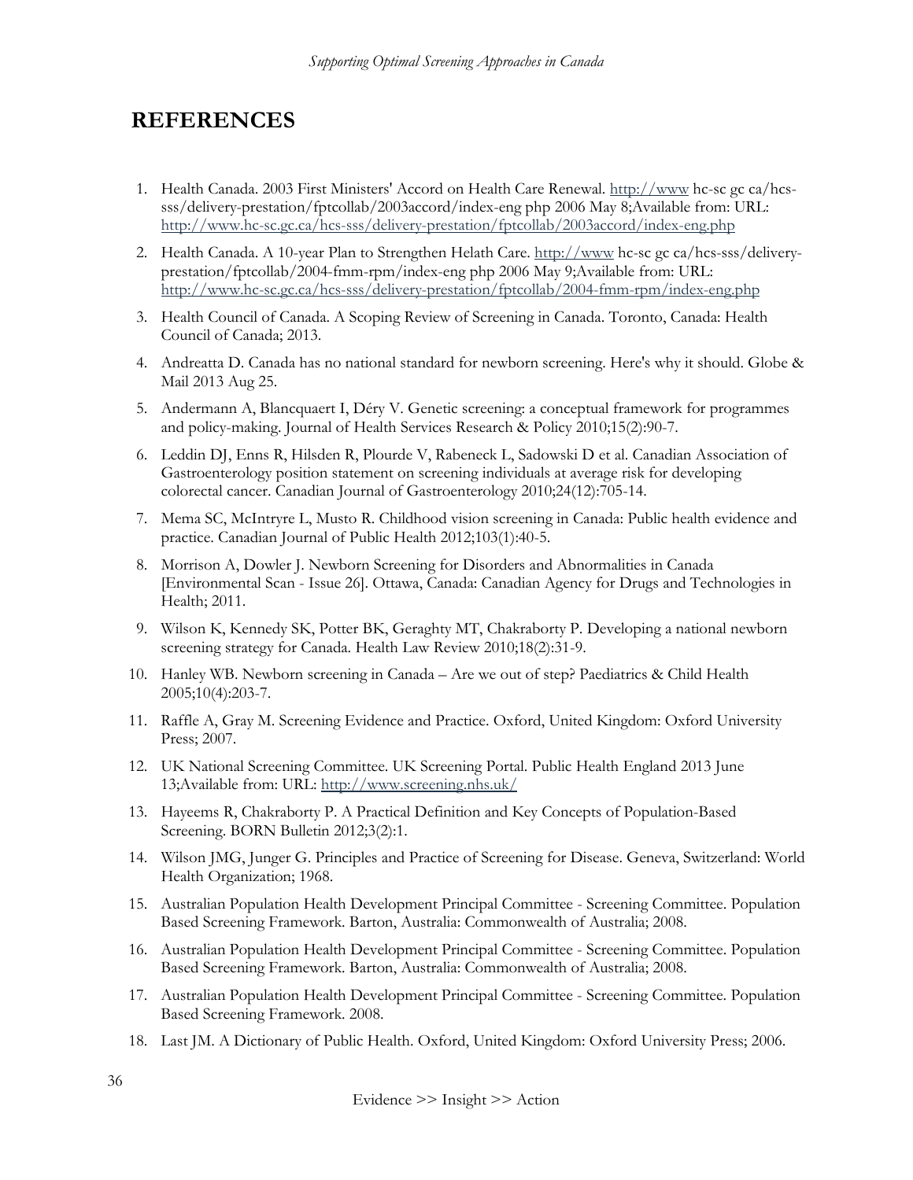# REFERENCES

1. Health Canada. 2003 First Ministers' Accord on Health Care Renewal. http://www hc-sc gc ca/hcs-sss/delivery-prestation/fptcollab/2003accord/index-eng php 2006 May 8;Available from: URL: http://www.hc-sc.gc.ca/hcs-sss/delivery-prestation/fptcollab/2003accord/index-eng.php
2. Health Canada. A 10-year Plan to Strengthen Helath Care. http://www hc-sc gc ca/hcs-sss/delivery-prestation/fptcollab/2004-fmm-rpm/index-eng php 2006 May 9;Available from: URL: http://www.hc-sc.gc.ca/hcs-sss/delivery-prestation/fptcollab/2004-fmm-rpm/index-eng.php
3. Health Council of Canada. A Scoping Review of Screening in Canada. Toronto, Canada: Health Council of Canada; 2013.
4. Andreatta D. Canada has no national standard for newborn screening. Here's why it should. Globe & Mail 2013 Aug 25.
5. Andermann A, Blancquaert I, Déry V. Genetic screening: a conceptual framework for programmes and policy-making. Journal of Health Services Research & Policy 2010;15(2):90-7.
6. Leddin DJ, Enns R, Hilsden R, Plourde V, Rabeneck L, Sadowski D et al. Canadian Association of Gastroenterology position statement on screening individuals at average risk for developing colorectal cancer. Canadian Journal of Gastroenterology 2010;24(12):705-14.
7. Mema SC, McIntryre L, Musto R. Childhood vision screening in Canada: Public health evidence and practice. Canadian Journal of Public Health 2012;103(1):40-5.
8. Morrison A, Dowler J. Newborn Screening for Disorders and Abnormalities in Canada [Environmental Scan - Issue 26]. Ottawa, Canada: Canadian Agency for Drugs and Technologies in Health; 2011.
9. Wilson K, Kennedy SK, Potter BK, Geraghty MT, Chakraborty P. Developing a national newborn screening strategy for Canada. Health Law Review 2010;18(2):31-9.
10. Hanley WB. Newborn screening in Canada – Are we out of step? Paediatrics & Child Health 2005;10(4):203-7.
11. Raffle A, Gray M. Screening Evidence and Practice. Oxford, United Kingdom: Oxford University Press; 2007.
12. UK National Screening Committee. UK Screening Portal. Public Health England 2013 June 13;Available from: URL: http://www.screening.nhs.uk/
13. Hayeems R, Chakraborty P. A Practical Definition and Key Concepts of Population-Based Screening. BORN Bulletin 2012;3(2):1.
14. Wilson JMG, Junger G. Principles and Practice of Screening for Disease. Geneva, Switzerland: World Health Organization; 1968.
15. Australian Population Health Development Principal Committee - Screening Committee. Population Based Screening Framework. Barton, Australia: Commonwealth of Australia; 2008.
16. Australian Population Health Development Principal Committee - Screening Committee. Population Based Screening Framework. Barton, Australia: Commonwealth of Australia; 2008.
17. Australian Population Health Development Principal Committee - Screening Committee. Population Based Screening Framework. 2008.
18. Last JM. A Dictionary of Public Health. Oxford, United Kingdom: Oxford University Press; 2006.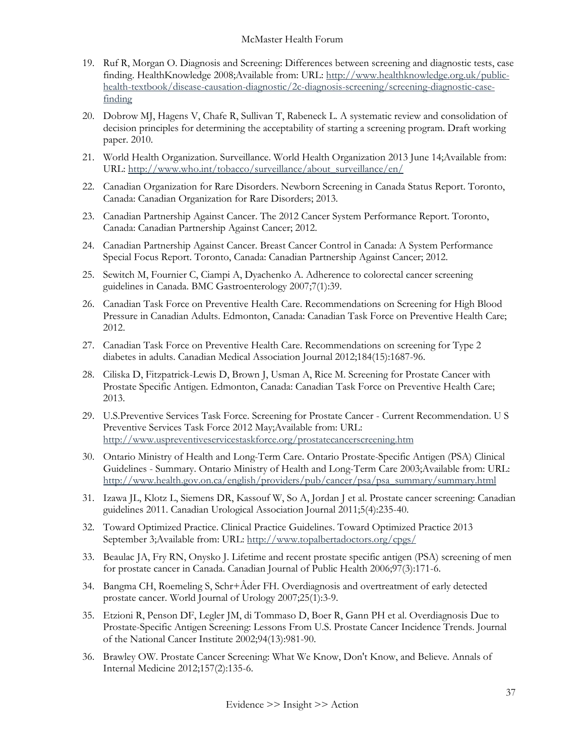19. Ruf R, Morgan O. Diagnosis and Screening: Differences between screening and diagnostic tests, case finding. HealthKnowledge 2008;Available from: URL: http://www.healthknowledge.org.uk/public-health-textbook/disease-causation-diagnostic/2c-diagnosis-screening/screening-diagnostic-case-finding

20. Dobrow MJ, Hagens V, Chafe R, Sullivan T, Rabeneck L. A systematic review and consolidation of decision principles for determining the acceptability of starting a screening program. Draft working paper. 2010.

21. World Health Organization. Surveillance. World Health Organization 2013 June 14;Available from: URL: http://www.who.int/tobacco/surveillance/about_surveillance/en/

22. Canadian Organization for Rare Disorders. Newborn Screening in Canada Status Report. Toronto, Canada: Canadian Organization for Rare Disorders; 2013.

23. Canadian Partnership Against Cancer. The 2012 Cancer System Performance Report. Toronto, Canada: Canadian Partnership Against Cancer; 2012.

24. Canadian Partnership Against Cancer. Breast Cancer Control in Canada: A System Performance Special Focus Report. Toronto, Canada: Canadian Partnership Against Cancer; 2012.

25. Sewitch M, Fournier C, Ciampi A, Dyachenko A. Adherence to colorectal cancer screening guidelines in Canada. BMC Gastroenterology 2007;7(1):39.

26. Canadian Task Force on Preventive Health Care. Recommendations on Screening for High Blood Pressure in Canadian Adults. Edmonton, Canada: Canadian Task Force on Preventive Health Care; 2012.

27. Canadian Task Force on Preventive Health Care. Recommendations on screening for Type 2 diabetes in adults. Canadian Medical Association Journal 2012;184(15):1687-96.

28. Ciliska D, Fitzpatrick-Lewis D, Brown J, Usman A, Rice M. Screening for Prostate Cancer with Prostate Specific Antigen. Edmonton, Canada: Canadian Task Force on Preventive Health Care; 2013.

29. U.S.Preventive Services Task Force. Screening for Prostate Cancer - Current Recommendation. U S Preventive Services Task Force 2012 May;Available from: URL: http://www.uspreventiveservicestaskforce.org/prostatecancerscreening.htm

30. Ontario Ministry of Health and Long-Term Care. Ontario Prostate-Specific Antigen (PSA) Clinical Guidelines - Summary. Ontario Ministry of Health and Long-Term Care 2003;Available from: URL: http://www.health.gov.on.ca/english/providers/pub/cancer/psa/psa_summary/summary.html

31. Izawa JL, Klotz L, Siemens DR, Kassouf W, So A, Jordan J et al. Prostate cancer screening: Canadian guidelines 2011. Canadian Urological Association Journal 2011;5(4):235-40.

32. Toward Optimized Practice. Clinical Practice Guidelines. Toward Optimized Practice 2013 September 3;Available from: URL: http://www.topalbertadoctors.org/cpgs/

33. Beaulac JA, Fry RN, Onysko J. Lifetime and recent prostate specific antigen (PSA) screening of men for prostate cancer in Canada. Canadian Journal of Public Health 2006;97(3):171-6.

34. Bangma CH, Roemeling S, Schr+Âder FH. Overdiagnosis and overtreatment of early detected prostate cancer. World Journal of Urology 2007;25(1):3-9.

35. Etzioni R, Penson DF, Legler JM, di Tommaso D, Boer R, Gann PH et al. Overdiagnosis Due to Prostate-Specific Antigen Screening: Lessons From U.S. Prostate Cancer Incidence Trends. Journal of the National Cancer Institute 2002;94(13):981-90.

36. Brawley OW. Prostate Cancer Screening: What We Know, Don't Know, and Believe. Annals of Internal Medicine 2012;157(2):135-6.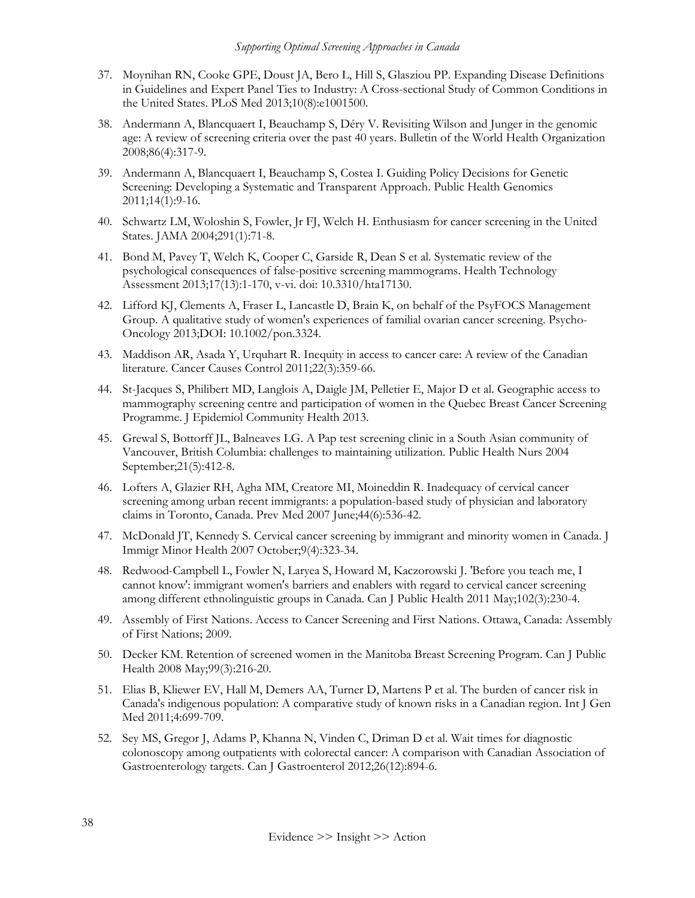37. Moynihan RN, Cooke GPE, Doust JA, Bero L, Hill S, Glasziou PP. Expanding Disease Definitions in Guidelines and Expert Panel Ties to Industry: A Cross-sectional Study of Common Conditions in the United States. PLoS Med 2013;10(8):e1001500.

38. Andermann A, Blancquaert I, Beauchamp S, Déry V. Revisiting Wilson and Junger in the genomic age: A review of screening criteria over the past 40 years. Bulletin of the World Health Organization 2008;86(4):317-9.

39. Andermann A, Blancquaert I, Beauchamp S, Costea I. Guiding Policy Decisions for Genetic Screening: Developing a Systematic and Transparent Approach. Public Health Genomics 2011;14(1):9-16.

40. Schwartz LM, Woloshin S, Fowler, Jr FJ, Welch H. Enthusiasm for cancer screening in the United States. JAMA 2004;291(1):71-8.

41. Bond M, Pavey T, Welch K, Cooper C, Garside R, Dean S et al. Systematic review of the psychological consequences of false-positive screening mammograms. Health Technology Assessment 2013;17(13):1-170, v-vi. doi: 10.3310/hta17130.

42. Lifford KJ, Clements A, Fraser L, Lancastle D, Brain K, on behalf of the PsyFOCS Management Group. A qualitative study of women's experiences of familial ovarian cancer screening. Psycho-Oncology 2013;DOI: 10.1002/pon.3324.

43. Maddison AR, Asada Y, Urquhart R. Inequity in access to cancer care: A review of the Canadian literature. Cancer Causes Control 2011;22(3):359-66.

44. St-Jacques S, Philibert MD, Langlois A, Daigle JM, Pelletier E, Major D et al. Geographic access to mammography screening centre and participation of women in the Quebec Breast Cancer Screening Programme. J Epidemiol Community Health 2013.

45. Grewal S, Bottorff JL, Balneaves LG. A Pap test screening clinic in a South Asian community of Vancouver, British Columbia: challenges to maintaining utilization. Public Health Nurs 2004 September;21(5):412-8.

46. Lofters A, Glazier RH, Agha MM, Creatore MI, Moineddin R. Inadequacy of cervical cancer screening among urban recent immigrants: a population-based study of physician and laboratory claims in Toronto, Canada. Prev Med 2007 June;44(6):536-42.

47. McDonald JT, Kennedy S. Cervical cancer screening by immigrant and minority women in Canada. J Immigr Minor Health 2007 October;9(4):323-34.

48. Redwood-Campbell L, Fowler N, Laryea S, Howard M, Kaczorowski J. 'Before you teach me, I cannot know': immigrant women's barriers and enablers with regard to cervical cancer screening among different ethnolinguistic groups in Canada. Can J Public Health 2011 May;102(3):230-4.

49. Assembly of First Nations. Access to Cancer Screening and First Nations. Ottawa, Canada: Assembly of First Nations; 2009.

50. Decker KM. Retention of screened women in the Manitoba Breast Screening Program. Can J Public Health 2008 May;99(3):216-20.

51. Elias B, Kliewer EV, Hall M, Demers AA, Turner D, Martens P et al. The burden of cancer risk in Canada's indigenous population: A comparative study of known risks in a Canadian region. Int J Gen Med 2011;4:699-709.

52. Sey MS, Gregor J, Adams P, Khanna N, Vinden C, Driman D et al. Wait times for diagnostic colonoscopy among outpatients with colorectal cancer: A comparison with Canadian Association of Gastroenterology targets. Can J Gastroenterol 2012;26(12):894-6.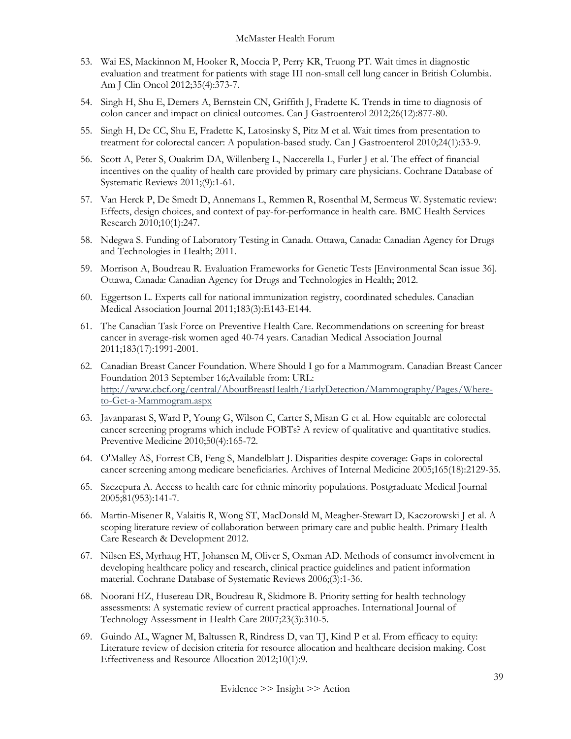53. Wai ES, Mackinnon M, Hooker R, Moccia P, Perry KR, Truong PT. Wait times in diagnostic evaluation and treatment for patients with stage III non-small cell lung cancer in British Columbia. Am J Clin Oncol 2012;35(4):373-7.

54. Singh H, Shu E, Demers A, Bernstein CN, Griffith J, Fradette K. Trends in time to diagnosis of colon cancer and impact on clinical outcomes. Can J Gastroenterol 2012;26(12):877-80.

55. Singh H, De CC, Shu E, Fradette K, Latosinsky S, Pitz M et al. Wait times from presentation to treatment for colorectal cancer: A population-based study. Can J Gastroenterol 2010;24(1):33-9.

56. Scott A, Peter S, Ouakrim DA, Willenberg L, Naccerella L, Furler J et al. The effect of financial incentives on the quality of health care provided by primary care physicians. Cochrane Database of Systematic Reviews 2011;(9):1-61.

57. Van Herck P, De Smedt D, Annemans L, Remmen R, Rosenthal M, Sermeus W. Systematic review: Effects, design choices, and context of pay-for-performance in health care. BMC Health Services Research 2010;10(1):247.

58. Ndegwa S. Funding of Laboratory Testing in Canada. Ottawa, Canada: Canadian Agency for Drugs and Technologies in Health; 2011.

59. Morrison A, Boudreau R. Evaluation Frameworks for Genetic Tests [Environmental Scan issue 36]. Ottawa, Canada: Canadian Agency for Drugs and Technologies in Health; 2012.

60. Eggertson L. Experts call for national immunization registry, coordinated schedules. Canadian Medical Association Journal 2011;183(3):E143-E144.

61. The Canadian Task Force on Preventive Health Care. Recommendations on screening for breast cancer in average-risk women aged 40-74 years. Canadian Medical Association Journal 2011;183(17):1991-2001.

62. Canadian Breast Cancer Foundation. Where Should I go for a Mammogram. Canadian Breast Cancer Foundation 2013 September 16;Available from: URL: http://www.cbcf.org/central/AboutBreastHealth/EarlyDetection/Mammography/Pages/Where-to-Get-a-Mammogram.aspx

63. Javanparast S, Ward P, Young G, Wilson C, Carter S, Misan G et al. How equitable are colorectal cancer screening programs which include FOBTs? A review of qualitative and quantitative studies. Preventive Medicine 2010;50(4):165-72.

64. O'Malley AS, Forrest CB, Feng S, Mandelblatt J. Disparities despite coverage: Gaps in colorectal cancer screening among medicare beneficiaries. Archives of Internal Medicine 2005;165(18):2129-35.

65. Szczepura A. Access to health care for ethnic minority populations. Postgraduate Medical Journal 2005;81(953):141-7.

66. Martin-Misener R, Valaitis R, Wong ST, MacDonald M, Meagher-Stewart D, Kaczorowski J et al. A scoping literature review of collaboration between primary care and public health. Primary Health Care Research & Development 2012.

67. Nilsen ES, Myrhaug HT, Johansen M, Oliver S, Oxman AD. Methods of consumer involvement in developing healthcare policy and research, clinical practice guidelines and patient information material. Cochrane Database of Systematic Reviews 2006;(3):1-36.

68. Noorani HZ, Husereau DR, Boudreau R, Skidmore B. Priority setting for health technology assessments: A systematic review of current practical approaches. International Journal of Technology Assessment in Health Care 2007;23(3):310-5.

69. Guindo AL, Wagner M, Baltussen R, Rindress D, van TJ, Kind P et al. From efficacy to equity: Literature review of decision criteria for resource allocation and healthcare decision making. Cost Effectiveness and Resource Allocation 2012;10(1):9.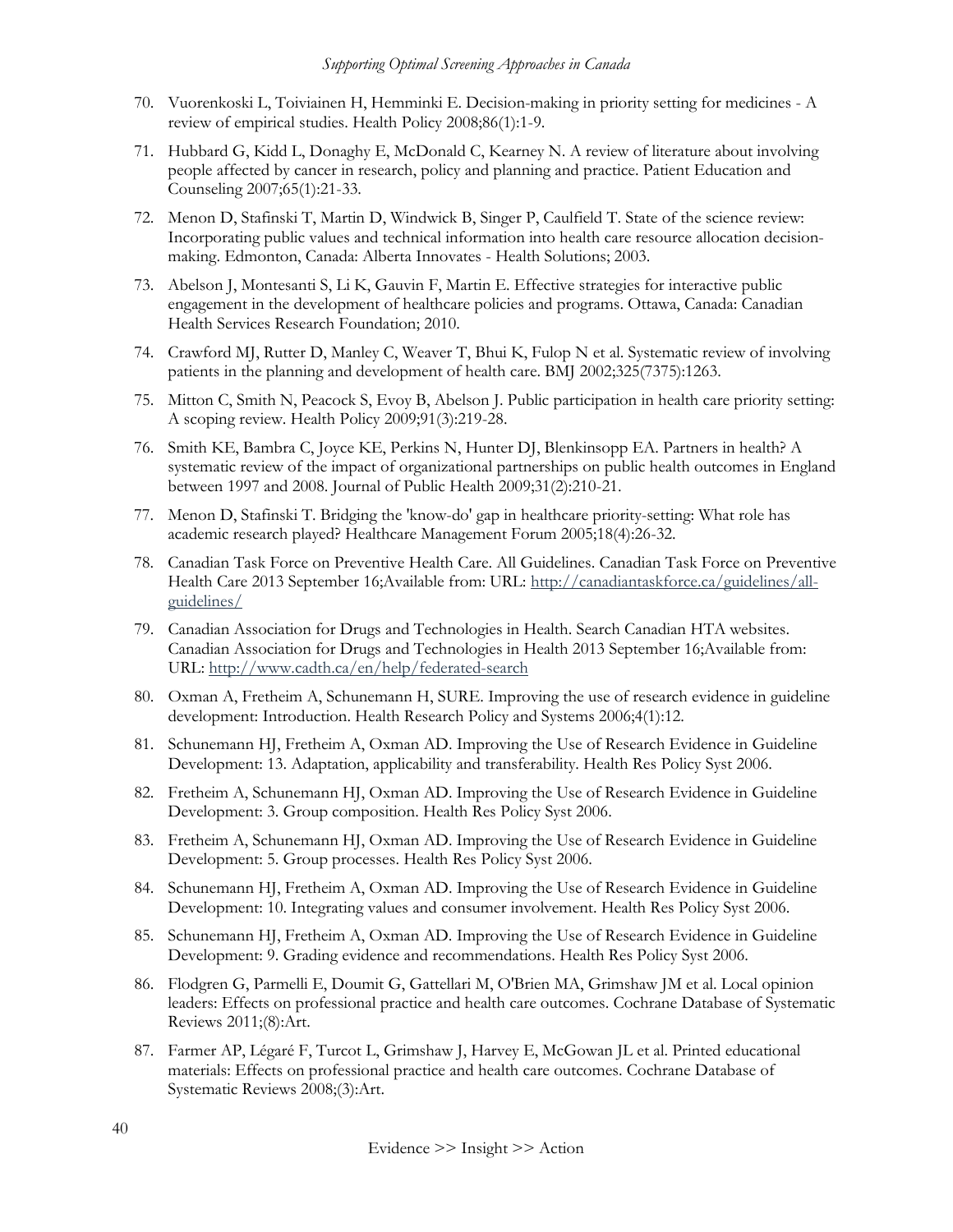70. Vuorenkoski L, Toiviainen H, Hemminki E. Decision-making in priority setting for medicines - A review of empirical studies. Health Policy 2008;86(1):1-9.
71. Hubbard G, Kidd L, Donaghy E, McDonald C, Kearney N. A review of literature about involving people affected by cancer in research, policy and planning and practice. Patient Education and Counseling 2007;65(1):21-33.
72. Menon D, Stafinski T, Martin D, Windwick B, Singer P, Caulfield T. State of the science review: Incorporating public values and technical information into health care resource allocation decision-making. Edmonton, Canada: Alberta Innovates - Health Solutions; 2003.
73. Abelson J, Montesanti S, Li K, Gauvin F, Martin E. Effective strategies for interactive public engagement in the development of healthcare policies and programs. Ottawa, Canada: Canadian Health Services Research Foundation; 2010.
74. Crawford MJ, Rutter D, Manley C, Weaver T, Bhui K, Fulop N et al. Systematic review of involving patients in the planning and development of health care. BMJ 2002;325(7375):1263.
75. Mitton C, Smith N, Peacock S, Evoy B, Abelson J. Public participation in health care priority setting: A scoping review. Health Policy 2009;91(3):219-28.
76. Smith KE, Bambra C, Joyce KE, Perkins N, Hunter DJ, Blenkinsopp EA. Partners in health? A systematic review of the impact of organizational partnerships on public health outcomes in England between 1997 and 2008. Journal of Public Health 2009;31(2):210-21.
77. Menon D, Stafinski T. Bridging the 'know-do' gap in healthcare priority-setting: What role has academic research played? Healthcare Management Forum 2005;18(4):26-32.
78. Canadian Task Force on Preventive Health Care. All Guidelines. Canadian Task Force on Preventive Health Care 2013 September 16;Available from: URL: http://canadiantaskforce.ca/guidelines/all-guidelines/
79. Canadian Association for Drugs and Technologies in Health. Search Canadian HTA websites. Canadian Association for Drugs and Technologies in Health 2013 September 16;Available from: URL: http://www.cadth.ca/en/help/federated-search
80. Oxman A, Fretheim A, Schunemann H, SURE. Improving the use of research evidence in guideline development: Introduction. Health Research Policy and Systems 2006;4(1):12.
81. Schunemann HJ, Fretheim A, Oxman AD. Improving the Use of Research Evidence in Guideline Development: 13. Adaptation, applicability and transferability. Health Res Policy Syst 2006.
82. Fretheim A, Schunemann HJ, Oxman AD. Improving the Use of Research Evidence in Guideline Development: 3. Group composition. Health Res Policy Syst 2006.
83. Fretheim A, Schunemann HJ, Oxman AD. Improving the Use of Research Evidence in Guideline Development: 5. Group processes. Health Res Policy Syst 2006.
84. Schunemann HJ, Fretheim A, Oxman AD. Improving the Use of Research Evidence in Guideline Development: 10. Integrating values and consumer involvement. Health Res Policy Syst 2006.
85. Schunemann HJ, Fretheim A, Oxman AD. Improving the Use of Research Evidence in Guideline Development: 9. Grading evidence and recommendations. Health Res Policy Syst 2006.
86. Flodgren G, Parmelli E, Doumit G, Gattellari M, O'Brien MA, Grimshaw JM et al. Local opinion leaders: Effects on professional practice and health care outcomes. Cochrane Database of Systematic Reviews 2011;(8):Art.
87. Farmer AP, Légaré F, Turcot L, Grimshaw J, Harvey E, McGowan JL et al. Printed educational materials: Effects on professional practice and health care outcomes. Cochrane Database of Systematic Reviews 2008;(3):Art.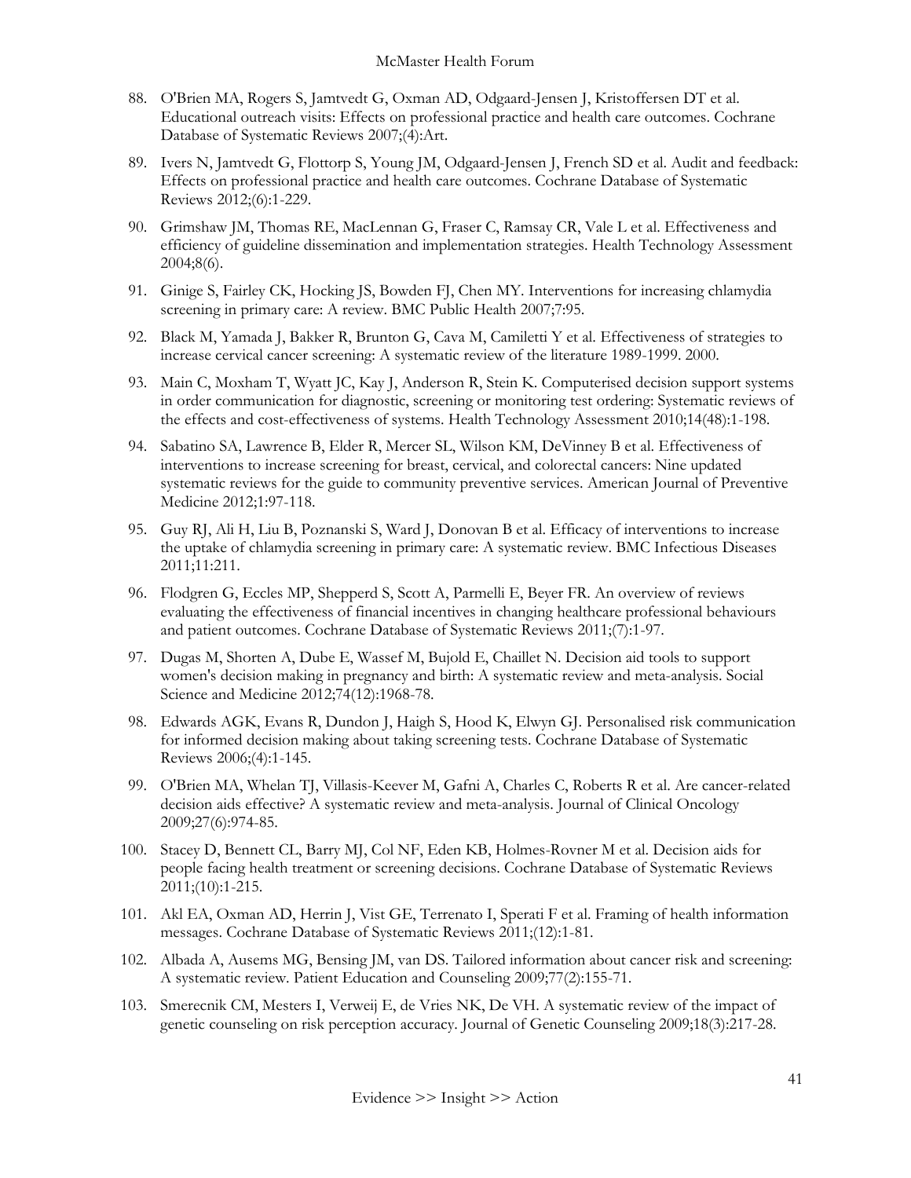88. O'Brien MA, Rogers S, Jamtvedt G, Oxman AD, Odgaard-Jensen J, Kristoffersen DT et al. Educational outreach visits: Effects on professional practice and health care outcomes. Cochrane Database of Systematic Reviews 2007;(4):Art.

89. Ivers N, Jamtvedt G, Flottorp S, Young JM, Odgaard-Jensen J, French SD et al. Audit and feedback: Effects on professional practice and health care outcomes. Cochrane Database of Systematic Reviews 2012;(6):1-229.

90. Grimshaw JM, Thomas RE, MacLennan G, Fraser C, Ramsay CR, Vale L et al. Effectiveness and efficiency of guideline dissemination and implementation strategies. Health Technology Assessment 2004;8(6).

91. Ginige S, Fairley CK, Hocking JS, Bowden FJ, Chen MY. Interventions for increasing chlamydia screening in primary care: A review. BMC Public Health 2007;7:95.

92. Black M, Yamada J, Bakker R, Brunton G, Cava M, Camiletti Y et al. Effectiveness of strategies to increase cervical cancer screening: A systematic review of the literature 1989-1999. 2000.

93. Main C, Moxham T, Wyatt JC, Kay J, Anderson R, Stein K. Computerised decision support systems in order communication for diagnostic, screening or monitoring test ordering: Systematic reviews of the effects and cost-effectiveness of systems. Health Technology Assessment 2010;14(48):1-198.

94. Sabatino SA, Lawrence B, Elder R, Mercer SL, Wilson KM, DeVinney B et al. Effectiveness of interventions to increase screening for breast, cervical, and colorectal cancers: Nine updated systematic reviews for the guide to community preventive services. American Journal of Preventive Medicine 2012;1:97-118.

95. Guy RJ, Ali H, Liu B, Poznanski S, Ward J, Donovan B et al. Efficacy of interventions to increase the uptake of chlamydia screening in primary care: A systematic review. BMC Infectious Diseases 2011;11:211.

96. Flodgren G, Eccles MP, Shepperd S, Scott A, Parmelli E, Beyer FR. An overview of reviews evaluating the effectiveness of financial incentives in changing healthcare professional behaviours and patient outcomes. Cochrane Database of Systematic Reviews 2011;(7):1-97.

97. Dugas M, Shorten A, Dube E, Wassef M, Bujold E, Chaillet N. Decision aid tools to support women's decision making in pregnancy and birth: A systematic review and meta-analysis. Social Science and Medicine 2012;74(12):1968-78.

98. Edwards AGK, Evans R, Dundon J, Haigh S, Hood K, Elwyn GJ. Personalised risk communication for informed decision making about taking screening tests. Cochrane Database of Systematic Reviews 2006;(4):1-145.

99. O'Brien MA, Whelan TJ, Villasis-Keever M, Gafni A, Charles C, Roberts R et al. Are cancer-related decision aids effective? A systematic review and meta-analysis. Journal of Clinical Oncology 2009;27(6):974-85.

100. Stacey D, Bennett CL, Barry MJ, Col NF, Eden KB, Holmes-Rovner M et al. Decision aids for people facing health treatment or screening decisions. Cochrane Database of Systematic Reviews 2011;(10):1-215.

101. Akl EA, Oxman AD, Herrin J, Vist GE, Terrenato I, Sperati F et al. Framing of health information messages. Cochrane Database of Systematic Reviews 2011;(12):1-81.

102. Albada A, Ausems MG, Bensing JM, van DS. Tailored information about cancer risk and screening: A systematic review. Patient Education and Counseling 2009;77(2):155-71.

103. Smerecnik CM, Mesters I, Verweij E, de Vries NK, De VH. A systematic review of the impact of genetic counseling on risk perception accuracy. Journal of Genetic Counseling 2009;18(3):217-28.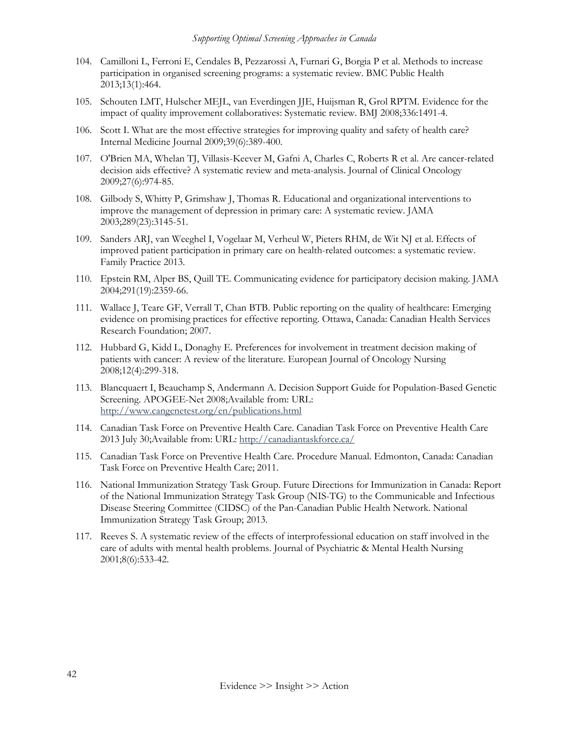104. Camilloni L, Ferroni E, Cendales B, Pezzarossi A, Furnari G, Borgia P et al. Methods to increase participation in organised screening programs: a systematic review. BMC Public Health 2013;13(1):464.

105. Schouten LMT, Hulscher MEJL, van Everdingen JJE, Huijsman R, Grol RPTM. Evidence for the impact of quality improvement collaboratives: Systematic review. BMJ 2008;336:1491-4.

106. Scott I. What are the most effective strategies for improving quality and safety of health care? Internal Medicine Journal 2009;39(6):389-400.

107. O'Brien MA, Whelan TJ, Villasis-Keever M, Gafni A, Charles C, Roberts R et al. Are cancer-related decision aids effective? A systematic review and meta-analysis. Journal of Clinical Oncology 2009;27(6):974-85.

108. Gilbody S, Whitty P, Grimshaw J, Thomas R. Educational and organizational interventions to improve the management of depression in primary care: A systematic review. JAMA 2003;289(23):3145-51.

109. Sanders ARJ, van Weeghel I, Vogelaar M, Verheul W, Pieters RHM, de Wit NJ et al. Effects of improved patient participation in primary care on health-related outcomes: a systematic review. Family Practice 2013.

110. Epstein RM, Alper BS, Quill TE. Communicating evidence for participatory decision making. JAMA 2004;291(19):2359-66.

111. Wallace J, Teare GF, Verrall T, Chan BTB. Public reporting on the quality of healthcare: Emerging evidence on promising practices for effective reporting. Ottawa, Canada: Canadian Health Services Research Foundation; 2007.

112. Hubbard G, Kidd L, Donaghy E. Preferences for involvement in treatment decision making of patients with cancer: A review of the literature. European Journal of Oncology Nursing 2008;12(4):299-318.

113. Blancquaert I, Beauchamp S, Andermann A. Decision Support Guide for Population-Based Genetic Screening. APOGEE-Net 2008;Available from: URL: http://www.cangenetest.org/en/publications.html

114. Canadian Task Force on Preventive Health Care. Canadian Task Force on Preventive Health Care 2013 July 30;Available from: URL: http://canadiantaskforce.ca/

115. Canadian Task Force on Preventive Health Care. Procedure Manual. Edmonton, Canada: Canadian Task Force on Preventive Health Care; 2011.

116. National Immunization Strategy Task Group. Future Directions for Immunization in Canada: Report of the National Immunization Strategy Task Group (NIS-TG) to the Communicable and Infectious Disease Steering Committee (CIDSC) of the Pan-Canadian Public Health Network. National Immunization Strategy Task Group; 2013.

117. Reeves S. A systematic review of the effects of interprofessional education on staff involved in the care of adults with mental health problems. Journal of Psychiatric & Mental Health Nursing 2001;8(6):533-42.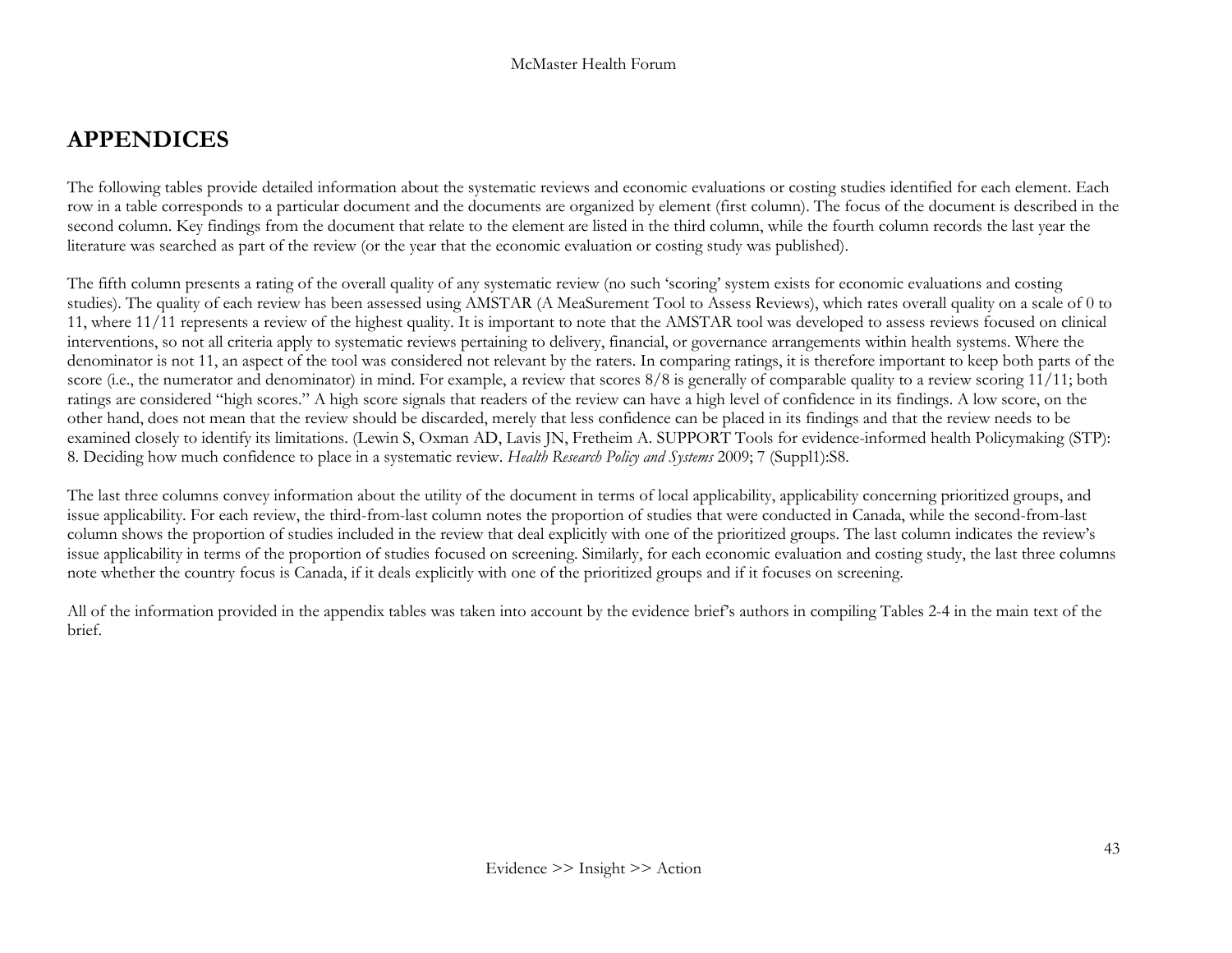# APPENDICES

The following tables provide detailed information about the systematic reviews and economic evaluations or costing studies identified for each element. Each row in a table corresponds to a particular document and the documents are organized by element (first column). The focus of the document is described in the second column. Key findings from the document that relate to the element are listed in the third column, while the fourth column records the last year the literature was searched as part of the review (or the year that the economic evaluation or costing study was published).

The fifth column presents a rating of the overall quality of any systematic review (no such 'scoring' system exists for economic evaluations and costing studies). The quality of each review has been assessed using AMSTAR (A MeaSurement Tool to Assess Reviews), which rates overall quality on a scale of 0 to 11, where 11/11 represents a review of the highest quality. It is important to note that the AMSTAR tool was developed to assess reviews focused on clinical interventions, so not all criteria apply to systematic reviews pertaining to delivery, financial, or governance arrangements within health systems. Where the denominator is not 11, an aspect of the tool was considered not relevant by the raters. In comparing ratings, it is therefore important to keep both parts of the score (i.e., the numerator and denominator) in mind. For example, a review that scores 8/8 is generally of comparable quality to a review scoring 11/11; both ratings are considered "high scores." A high score signals that readers of the review can have a high level of confidence in its findings. A low score, on the other hand, does not mean that the review should be discarded, merely that less confidence can be placed in its findings and that the review needs to be examined closely to identify its limitations. (Lewin S, Oxman AD, Lavis JN, Fretheim A. SUPPORT Tools for evidence-informed health Policymaking (STP): 8. Deciding how much confidence to place in a systematic review. *Health Research Policy and Systems* 2009; 7 (Suppl1):S8.

The last three columns convey information about the utility of the document in terms of local applicability, applicability concerning prioritized groups, and issue applicability. For each review, the third-from-last column notes the proportion of studies that were conducted in Canada, while the second-from-last column shows the proportion of studies included in the review that deal explicitly with one of the prioritized groups. The last column indicates the review's issue applicability in terms of the proportion of studies focused on screening. Similarly, for each economic evaluation and costing study, the last three columns note whether the country focus is Canada, if it deals explicitly with one of the prioritized groups and if it focuses on screening.

All of the information provided in the appendix tables was taken into account by the evidence brief's authors in compiling Tables 2-4 in the main text of the brief.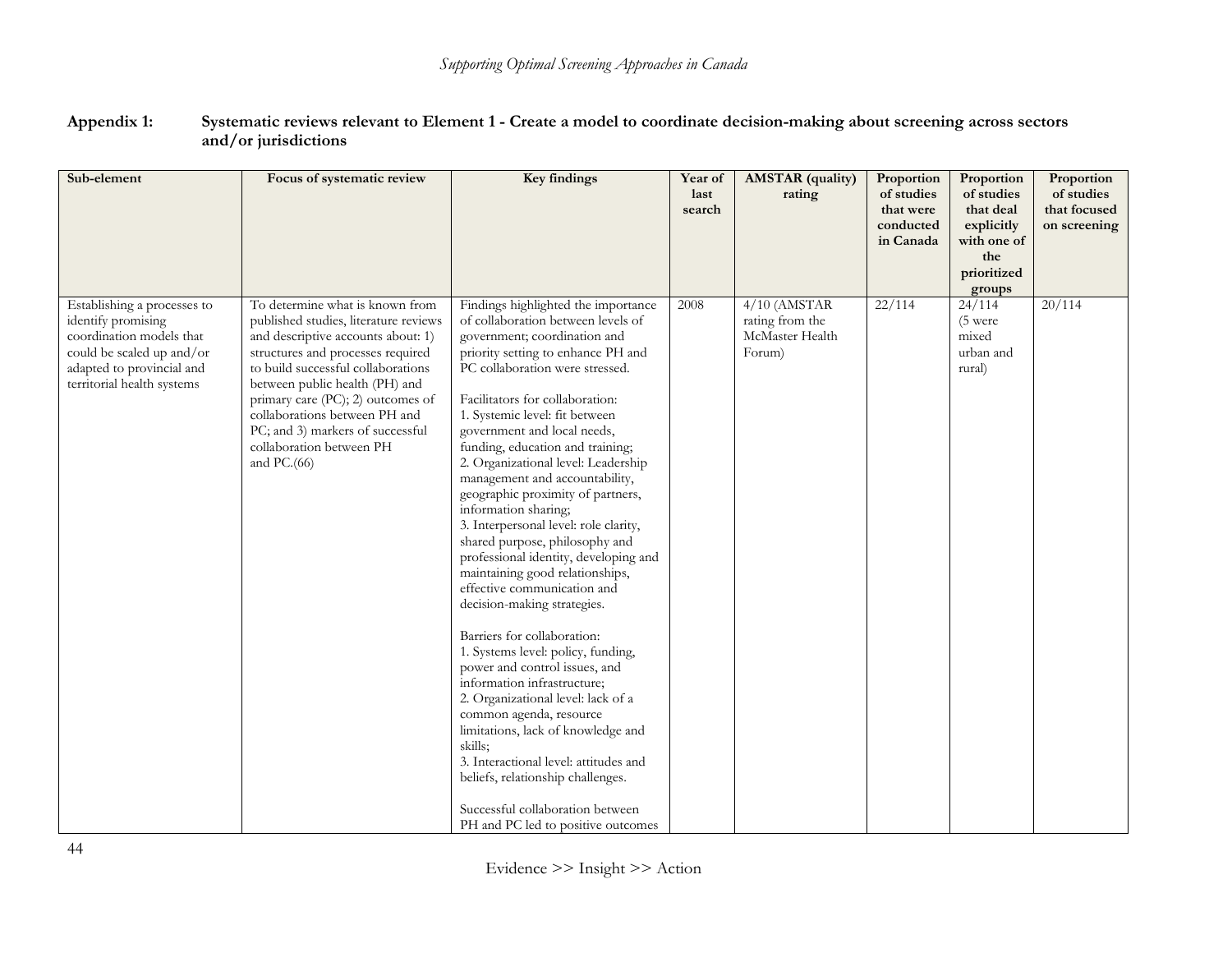**Appendix 1: Systematic reviews relevant to Element 1 - Create a model to coordinate decision-making about screening across sectors and/or jurisdictions**

| Sub-element | Focus of systematic review | Key findings | Year of last search | AMSTAR (quality) rating | Proportion of studies that were conducted in Canada | Proportion of studies that deal explicitly with one of the prioritized groups | Proportion of studies that focused on screening |
|---|---|---|---|---|---|---|---|
| Establishing a processes to identify promising coordination models that could be scaled up and/or adapted to provincial and territorial health systems | To determine what is known from published studies, literature reviews and descriptive accounts about: 1) structures and processes required to build successful collaborations between public health (PH) and primary care (PC); 2) outcomes of collaborations between PH and PC; and 3) markers of successful collaboration between PH and PC.(66) | Findings highlighted the importance of collaboration between levels of government; coordination and priority setting to enhance PH and PC collaboration were stressed.<br><br>Facilitators for collaboration:<br>1. Systemic level: fit between government and local needs, funding, education and training;<br>2. Organizational level: Leadership management and accountability, geographic proximity of partners, information sharing;<br>3. Interpersonal level: role clarity, shared purpose, philosophy and professional identity, developing and maintaining good relationships, effective communication and decision-making strategies.<br><br>Barriers for collaboration:<br>1. Systems level: policy, funding, power and control issues, and information infrastructure;<br>2. Organizational level: lack of a common agenda, resource limitations, lack of knowledge and skills;<br>3. Interactional level: attitudes and beliefs, relationship challenges.<br><br>Successful collaboration between PH and PC led to positive outcomes | 2008 | 4/10 (AMSTAR rating from the McMaster Health Forum) | 22/114 | 24/114 (5 were mixed urban and rural) | 20/114 |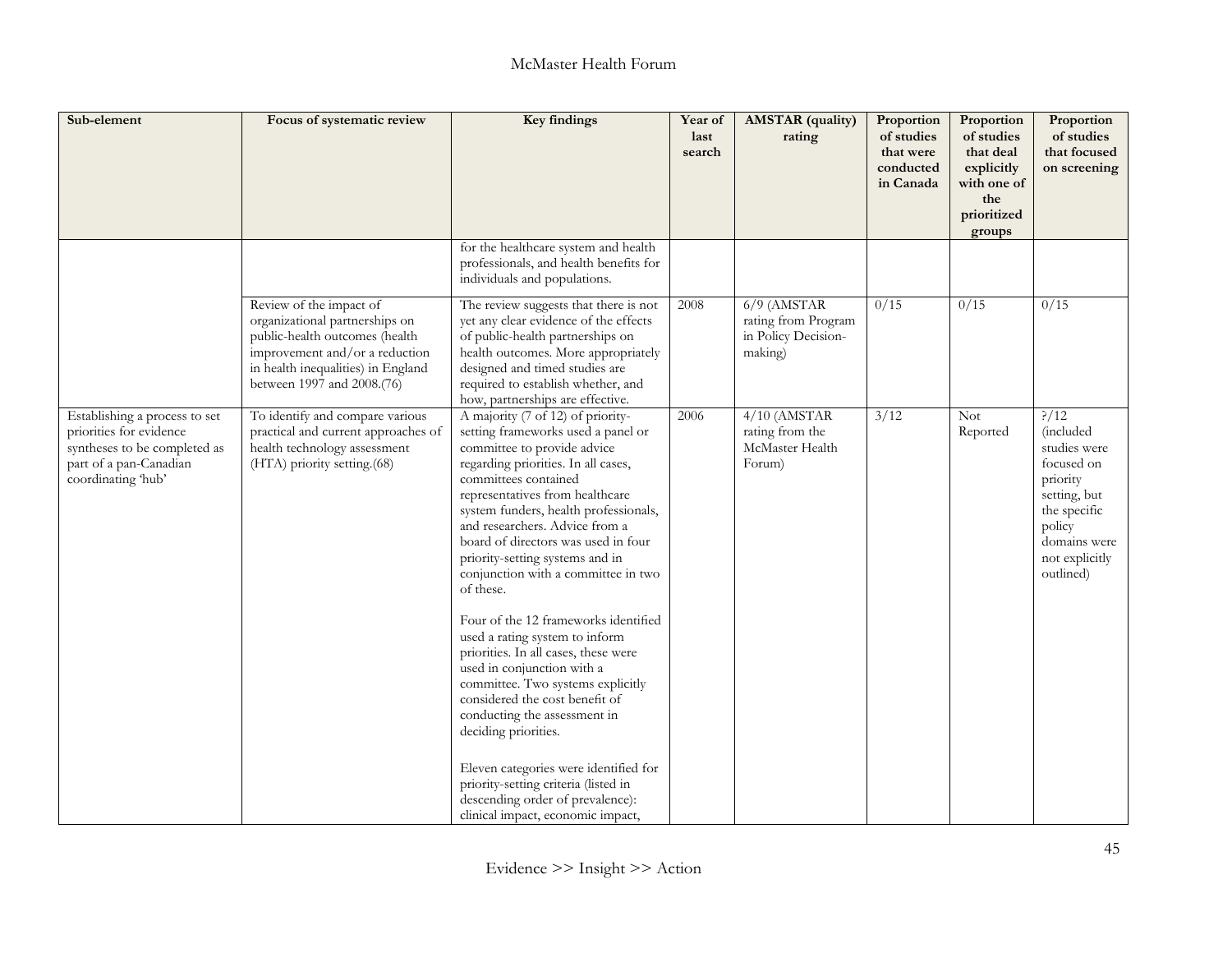| Sub-element | Focus of systematic review | Key findings | Year of last search | AMSTAR (quality) rating | Proportion of studies that were conducted in Canada | Proportion of studies that deal explicitly with one of the prioritized groups | Proportion of studies that focused on screening |
|---|---|---|---|---|---|---|---|
| | | for the healthcare system and health professionals, and health benefits for individuals and populations. | | | | | |
| | Review of the impact of organizational partnerships on public-health outcomes (health improvement and/or a reduction in health inequalities) in England between 1997 and 2008.(76) | The review suggests that there is not yet any clear evidence of the effects of public-health partnerships on health outcomes. More appropriately designed and timed studies are required to establish whether, and how, partnerships are effective. | 2008 | 6/9 (AMSTAR rating from Program in Policy Decision-making) | 0/15 | 0/15 | 0/15 |
| Establishing a process to set priorities for evidence syntheses to be completed as part of a pan-Canadian coordinating 'hub' | To identify and compare various practical and current approaches of health technology assessment (HTA) priority setting.(68) | A majority (7 of 12) of priority-setting frameworks used a panel or committee to provide advice regarding priorities. In all cases, committees contained representatives from healthcare system funders, health professionals, and researchers. Advice from a board of directors was used in four priority-setting systems and in conjunction with a committee in two of these.<br><br>Four of the 12 frameworks identified used a rating system to inform priorities. In all cases, these were used in conjunction with a committee. Two systems explicitly considered the cost benefit of conducting the assessment in deciding priorities.<br><br>Eleven categories were identified for priority-setting criteria (listed in descending order of prevalence): clinical impact, economic impact, | 2006 | 4/10 (AMSTAR rating from the McMaster Health Forum) | 3/12 | Not Reported | ?/12 (included studies were focused on priority setting, but the specific policy domains were not explicitly outlined) |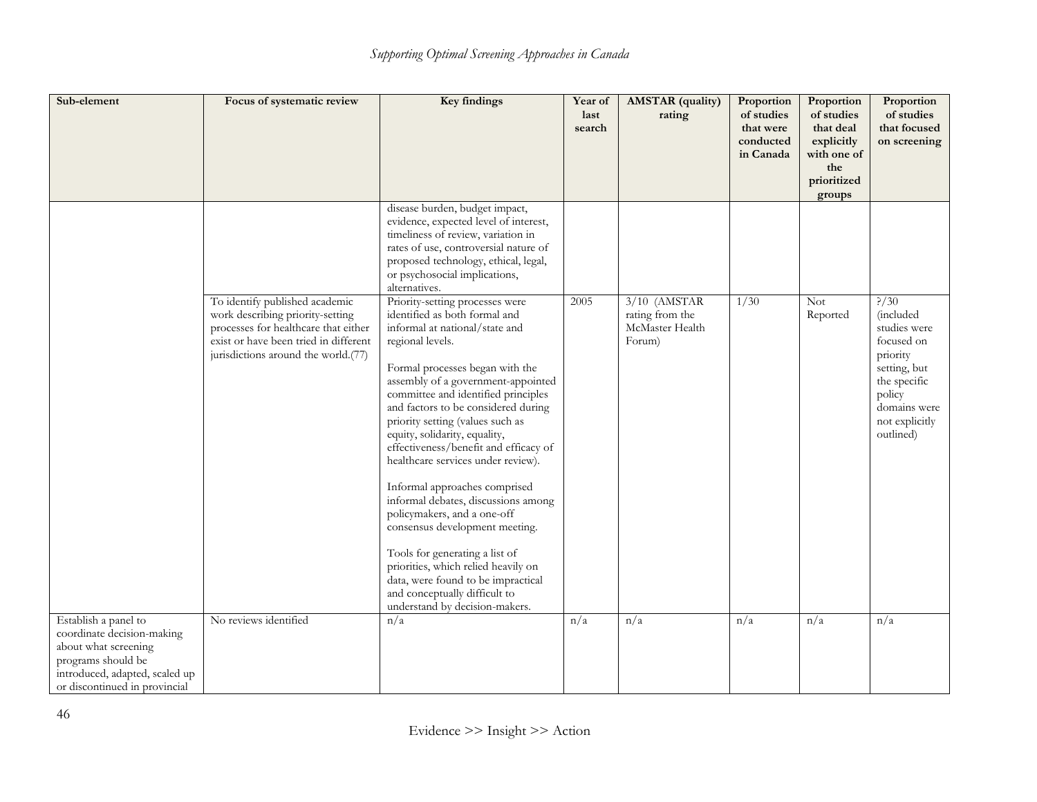| Sub-element | Focus of systematic review | Key findings | Year of last search | AMSTAR (quality) rating | Proportion of studies that were conducted in Canada | Proportion of studies that deal explicitly with one of the prioritized groups | Proportion of studies that focused on screening |
|---|---|---|---|---|---|---|---|
| | | disease burden, budget impact, evidence, expected level of interest, timeliness of review, variation in rates of use, controversial nature of proposed technology, ethical, legal, or psychosocial implications, alternatives. | | | | | |
| | To identify published academic work describing priority-setting processes for healthcare that either exist or have been tried in different jurisdictions around the world.(77) | Priority-setting processes were identified as both formal and informal at national/state and regional levels.<br><br>Formal processes began with the assembly of a government-appointed committee and identified principles and factors to be considered during priority setting (values such as equity, solidarity, equality, effectiveness/benefit and efficacy of healthcare services under review).<br><br>Informal approaches comprised informal debates, discussions among policymakers, and a one-off consensus development meeting.<br><br>Tools for generating a list of priorities, which relied heavily on data, were found to be impractical and conceptually difficult to understand by decision-makers. | 2005 | 3/10 (AMSTAR rating from the McMaster Health Forum) | 1/30 | Not Reported | ?/30 (included studies were focused on priority setting, but the specific policy domains were not explicitly outlined) |
| Establish a panel to coordinate decision-making about what screening programs should be introduced, adapted, scaled up or discontinued in provincial | No reviews identified | n/a | n/a | n/a | n/a | n/a | n/a |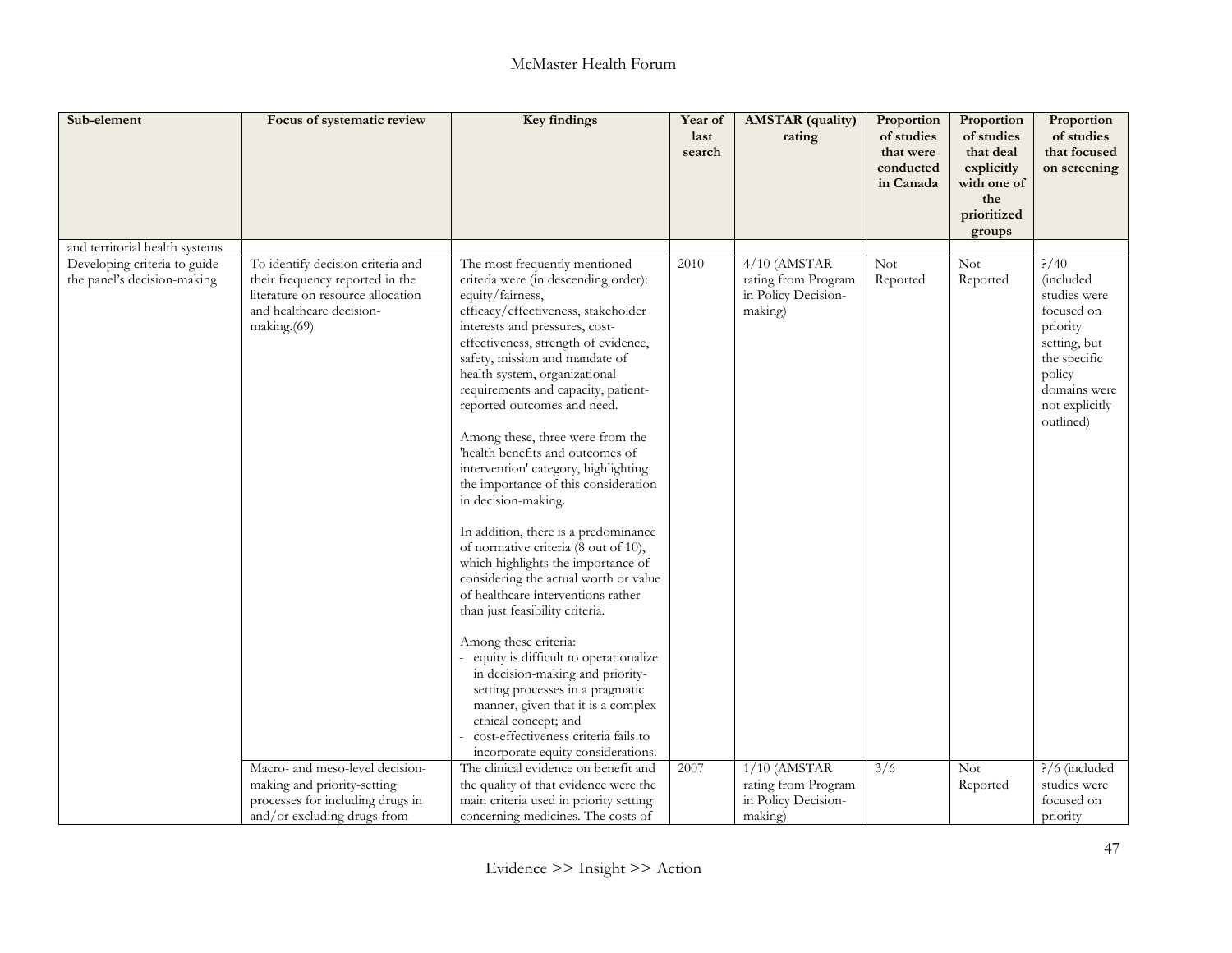| Sub-element | Focus of systematic review | Key findings | Year of last search | AMSTAR (quality) rating | Proportion of studies that were conducted in Canada | Proportion of studies that deal explicitly with one of the prioritized groups | Proportion of studies that focused on screening |
|---|---|---|---|---|---|---|---|
| and territorial health systems | | | | | | | |
| Developing criteria to guide the panel's decision-making | To identify decision criteria and their frequency reported in the literature on resource allocation and healthcare decision-making.(69) | The most frequently mentioned criteria were (in descending order): equity/fairness, efficacy/effectiveness, stakeholder interests and pressures, cost-effectiveness, strength of evidence, safety, mission and mandate of health system, organizational requirements and capacity, patient-reported outcomes and need.<br><br>Among these, three were from the 'health benefits and outcomes of intervention' category, highlighting the importance of this consideration in decision-making.<br><br>In addition, there is a predominance of normative criteria (8 out of 10), which highlights the importance of considering the actual worth or value of healthcare interventions rather than just feasibility criteria.<br><br>Among these criteria:<br>- equity is difficult to operationalize in decision-making and priority-setting processes in a pragmatic manner, given that it is a complex ethical concept; and<br>- cost-effectiveness criteria fails to incorporate equity considerations. | 2010 | 4/10 (AMSTAR rating from Program in Policy Decision-making) | Not Reported | Not Reported | ?/40 (included studies were focused on priority setting, but the specific policy domains were not explicitly outlined) |
| | Macro- and meso-level decision-making and priority-setting processes for including drugs in and/or excluding drugs from | The clinical evidence on benefit and the quality of that evidence were the main criteria used in priority setting concerning medicines. The costs of | 2007 | 1/10 (AMSTAR rating from Program in Policy Decision-making) | 3/6 | Not Reported | ?/6 (included studies were focused on priority |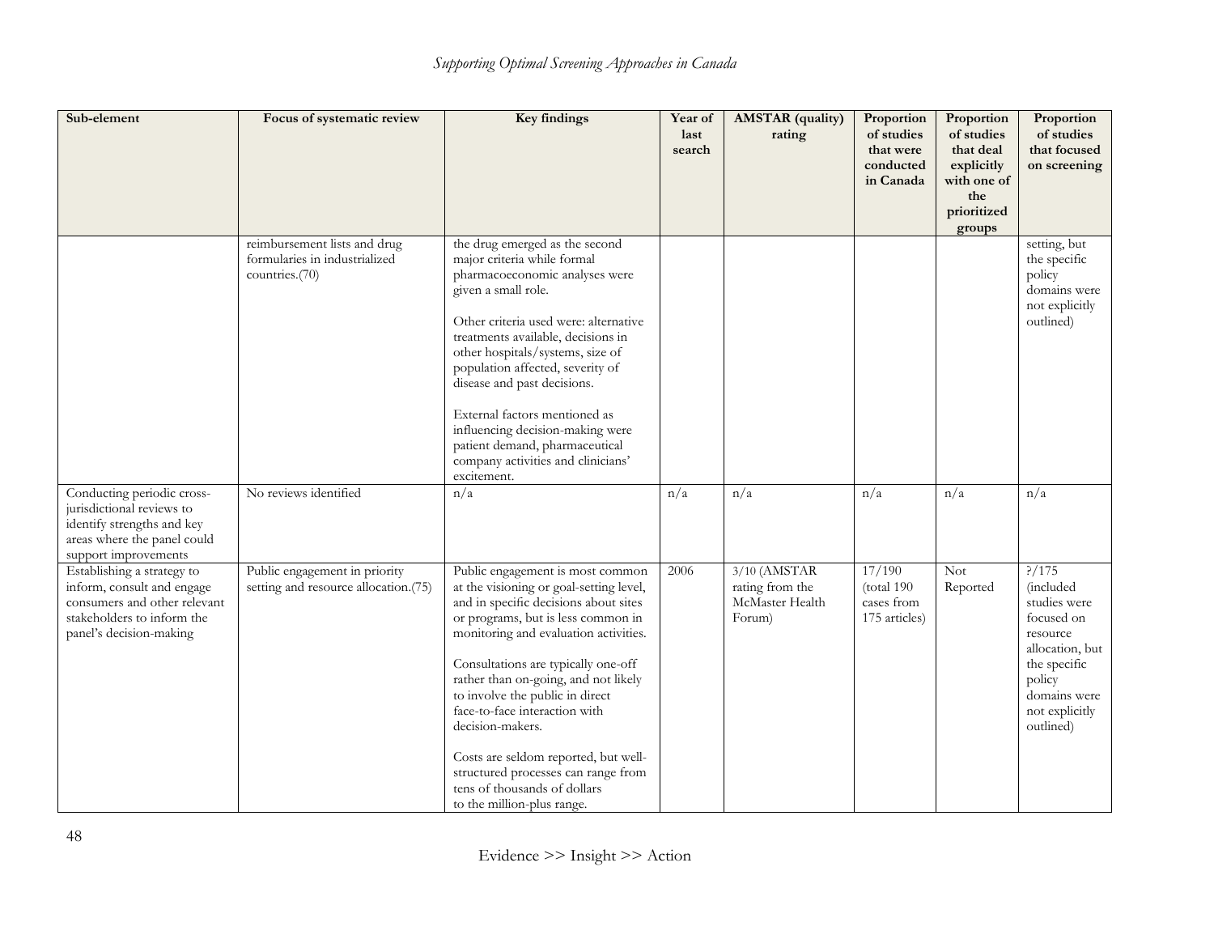| Sub-element | Focus of systematic review | Key findings | Year of last search | AMSTAR (quality) rating | Proportion of studies that were conducted in Canada | Proportion of studies that deal explicitly with one of the prioritized groups | Proportion of studies that focused on screening |
|---|---|---|---|---|---|---|---|
| | reimbursement lists and drug formularies in industrialized countries.(70) | the drug emerged as the second major criteria while formal pharmacoeconomic analyses were given a small role.<br><br>Other criteria used were: alternative treatments available, decisions in other hospitals/systems, size of population affected, severity of disease and past decisions.<br><br>External factors mentioned as influencing decision-making were patient demand, pharmaceutical company activities and clinicians' excitement. | | | | | setting, but the specific policy domains were not explicitly outlined) |
| Conducting periodic cross-jurisdictional reviews to identify strengths and key areas where the panel could support improvements | No reviews identified | n/a | n/a | n/a | n/a | n/a | n/a |
| Establishing a strategy to inform, consult and engage consumers and other relevant stakeholders to inform the panel's decision-making | Public engagement in priority setting and resource allocation.(75) | Public engagement is most common at the visioning or goal-setting level, and in specific decisions about sites or programs, but is less common in monitoring and evaluation activities.<br><br>Consultations are typically one-off rather than on-going, and not likely to involve the public in direct face-to-face interaction with decision-makers.<br><br>Costs are seldom reported, but well-structured processes can range from tens of thousands of dollars to the million-plus range. | 2006 | 3/10 (AMSTAR rating from the McMaster Health Forum) | 17/190 (total 190 cases from 175 articles) | Not Reported | ?/175 (included studies were focused on resource allocation, but the specific policy domains were not explicitly outlined) |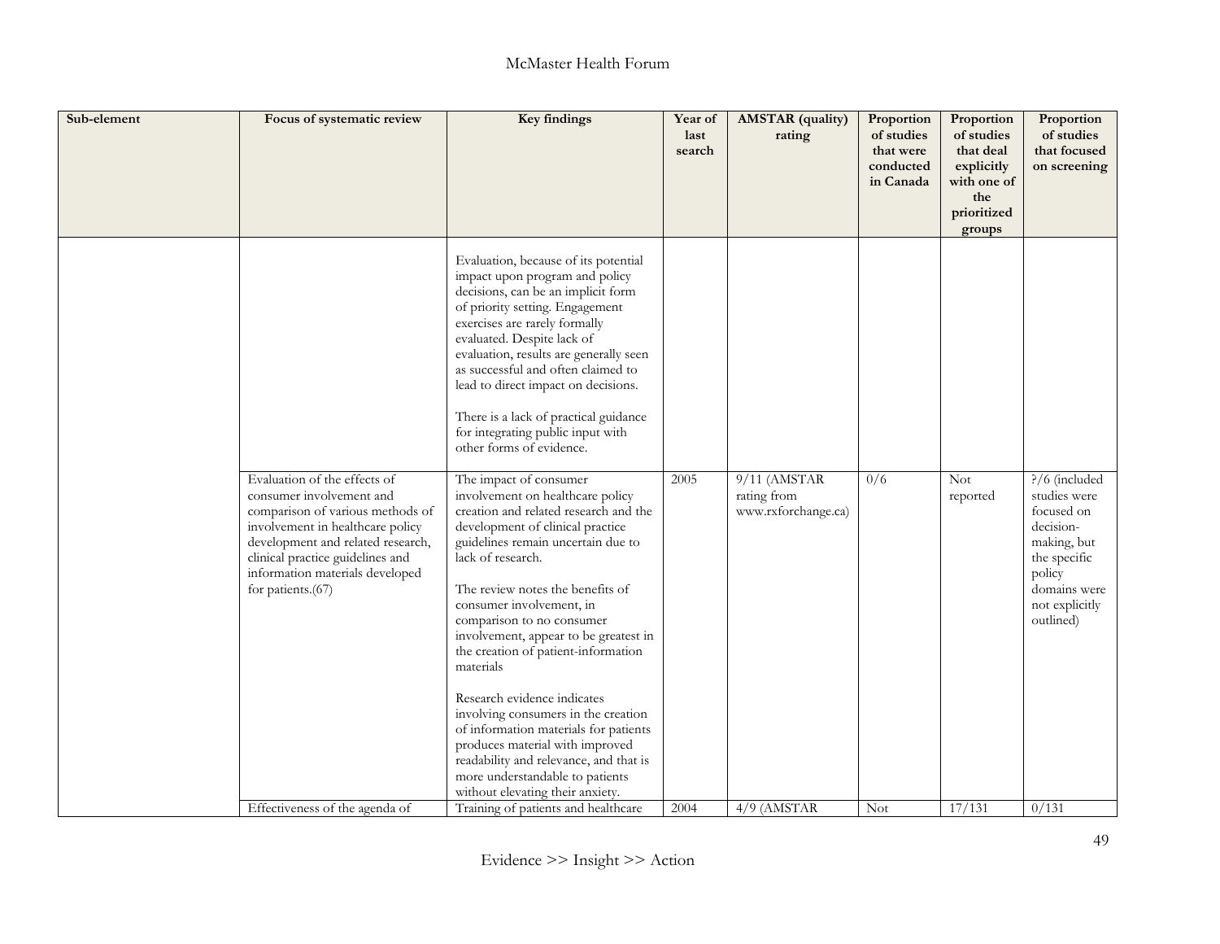| Sub-element | Focus of systematic review | Key findings | Year of last search | AMSTAR (quality) rating | Proportion of studies that were conducted in Canada | Proportion of studies that deal explicitly with one of the prioritized groups | Proportion of studies that focused on screening |
|---|---|---|---|---|---|---|---|
| | | Evaluation, because of its potential impact upon program and policy decisions, can be an implicit form of priority setting. Engagement exercises are rarely formally evaluated. Despite lack of evaluation, results are generally seen as successful and often claimed to lead to direct impact on decisions.<br><br>There is a lack of practical guidance for integrating public input with other forms of evidence. | | | | | |
| | Evaluation of the effects of consumer involvement and comparison of various methods of involvement in healthcare policy development and related research, clinical practice guidelines and information materials developed for patients.(67) | The impact of consumer involvement on healthcare policy creation and related research and the development of clinical practice guidelines remain uncertain due to lack of research.<br><br>The review notes the benefits of consumer involvement, in comparison to no consumer involvement, appear to be greatest in the creation of patient-information materials<br><br>Research evidence indicates involving consumers in the creation of information materials for patients produces material with improved readability and relevance, and that is more understandable to patients without elevating their anxiety. | 2005 | 9/11 (AMSTAR rating from www.rxforchange.ca) | 0/6 | Not reported | ?/6 (included studies were focused on decision-making, but the specific policy domains were not explicitly outlined) |
| | Effectiveness of the agenda of | Training of patients and healthcare | 2004 | 4/9 (AMSTAR | Not | 17/131 | 0/131 |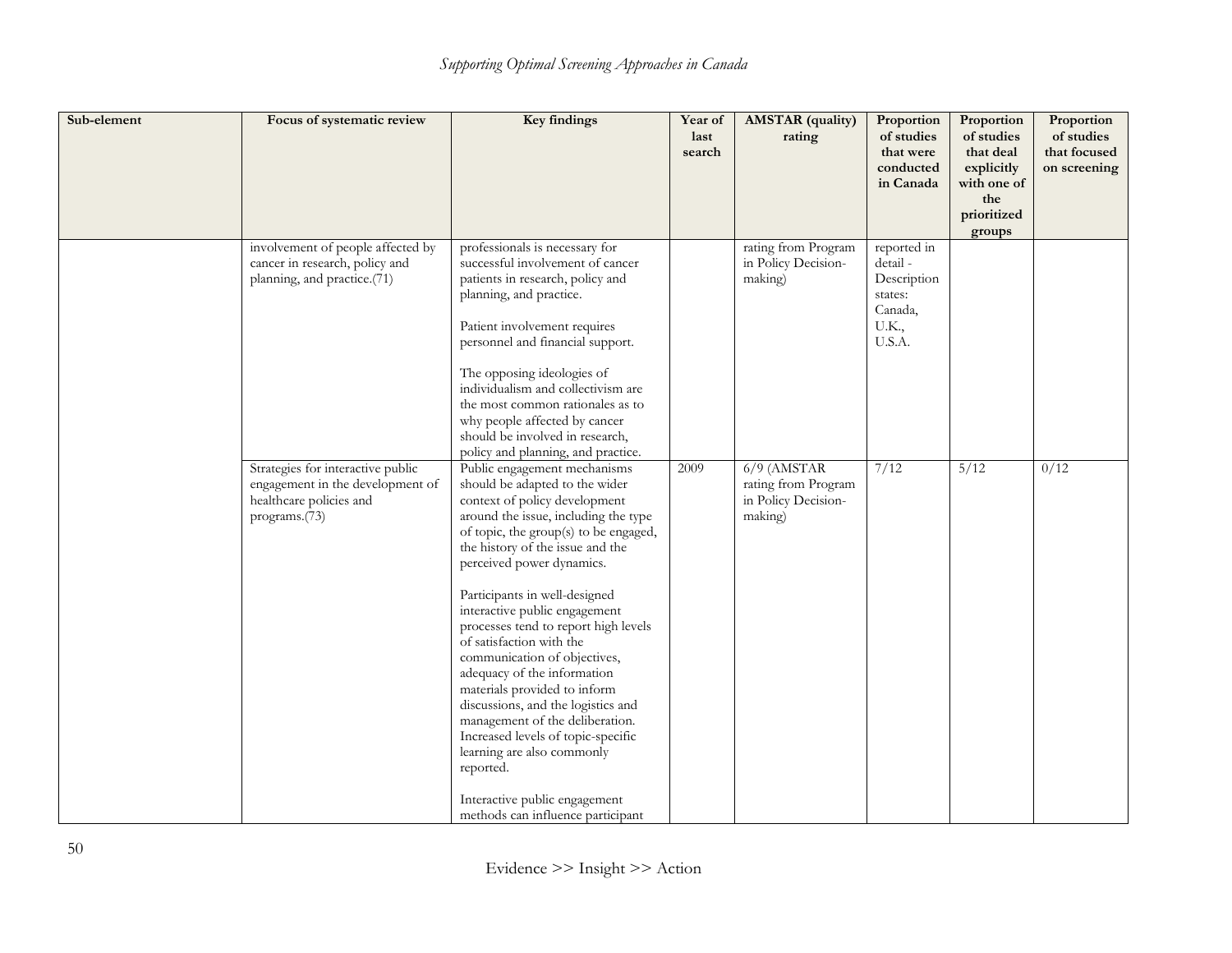| Sub-element | Focus of systematic review | Key findings | Year of last search | AMSTAR (quality) rating | Proportion of studies that were conducted in Canada | Proportion of studies that deal explicitly with one of the prioritized groups | Proportion of studies that focused on screening |
|---|---|---|---|---|---|---|---|
| | involvement of people affected by cancer in research, policy and planning, and practice.(71) | professionals is necessary for successful involvement of cancer patients in research, policy and planning, and practice.<br><br>Patient involvement requires personnel and financial support.<br><br>The opposing ideologies of individualism and collectivism are the most common rationales as to why people affected by cancer should be involved in research, policy and planning, and practice. | | rating from Program in Policy Decision-making) | reported in detail - Description states: Canada, U.K., U.S.A. | | |
| | Strategies for interactive public engagement in the development of healthcare policies and programs.(73) | Public engagement mechanisms should be adapted to the wider context of policy development around the issue, including the type of topic, the group(s) to be engaged, the history of the issue and the perceived power dynamics.<br><br>Participants in well-designed interactive public engagement processes tend to report high levels of satisfaction with the communication of objectives, adequacy of the information materials provided to inform discussions, and the logistics and management of the deliberation. Increased levels of topic-specific learning are also commonly reported.<br><br>Interactive public engagement methods can influence participant | 2009 | 6/9 (AMSTAR rating from Program in Policy Decision-making) | 7/12 | 5/12 | 0/12 |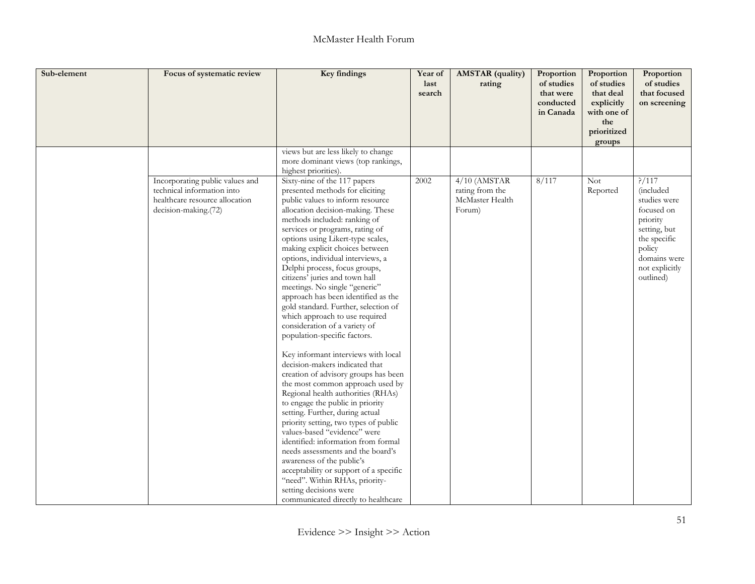| Sub-element | Focus of systematic review | Key findings | Year of last search | AMSTAR (quality) rating | Proportion of studies that were conducted in Canada | Proportion of studies that deal explicitly with one of the prioritized groups | Proportion of studies that focused on screening |
|---|---|---|---|---|---|---|---|
| | | views but are less likely to change more dominant views (top rankings, highest priorities). | | | | | |
| | Incorporating public values and technical information into healthcare resource allocation decision-making.(72) | Sixty-nine of the 117 papers presented methods for eliciting public values to inform resource allocation decision-making. These methods included: ranking of services or programs, rating of options using Likert-type scales, making explicit choices between options, individual interviews, a Delphi process, focus groups, citizens' juries and town hall meetings. No single "generic" approach has been identified as the gold standard. Further, selection of which approach to use required consideration of a variety of population-specific factors.<br><br>Key informant interviews with local decision-makers indicated that creation of advisory groups has been the most common approach used by Regional health authorities (RHAs) to engage the public in priority setting. Further, during actual priority setting, two types of public values-based "evidence" were identified: information from formal needs assessments and the board's awareness of the public's acceptability or support of a specific "need". Within RHAs, priority-setting decisions were communicated directly to healthcare | 2002 | 4/10 (AMSTAR rating from the McMaster Health Forum) | 8/117 | Not Reported | ?/117 (included studies were focused on priority setting, but the specific policy domains were not explicitly outlined) |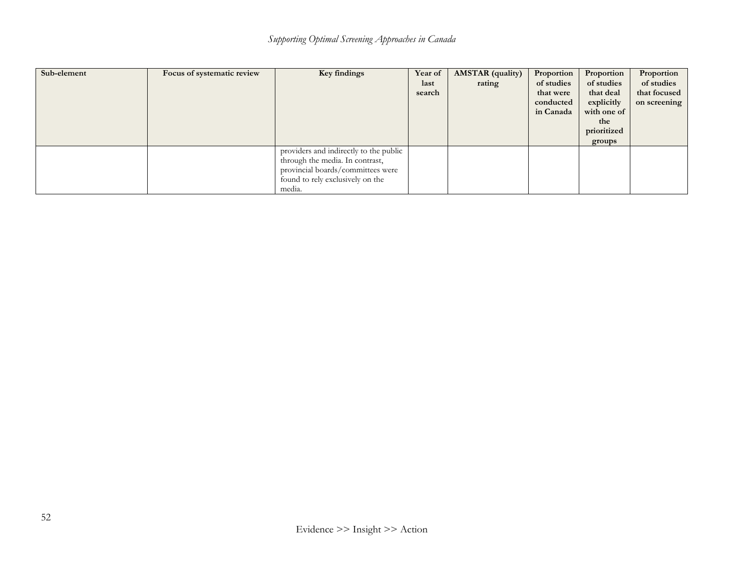| Sub-element | Focus of systematic review | Key findings | Year of last search | AMSTAR (quality) rating | Proportion of studies that were conducted in Canada | Proportion of studies that deal explicitly with one of the prioritized groups | Proportion of studies that focused on screening |
|---|---|---|---|---|---|---|---|
| | | providers and indirectly to the public through the media. In contrast, provincial boards/committees were found to rely exclusively on the media. | | | | | |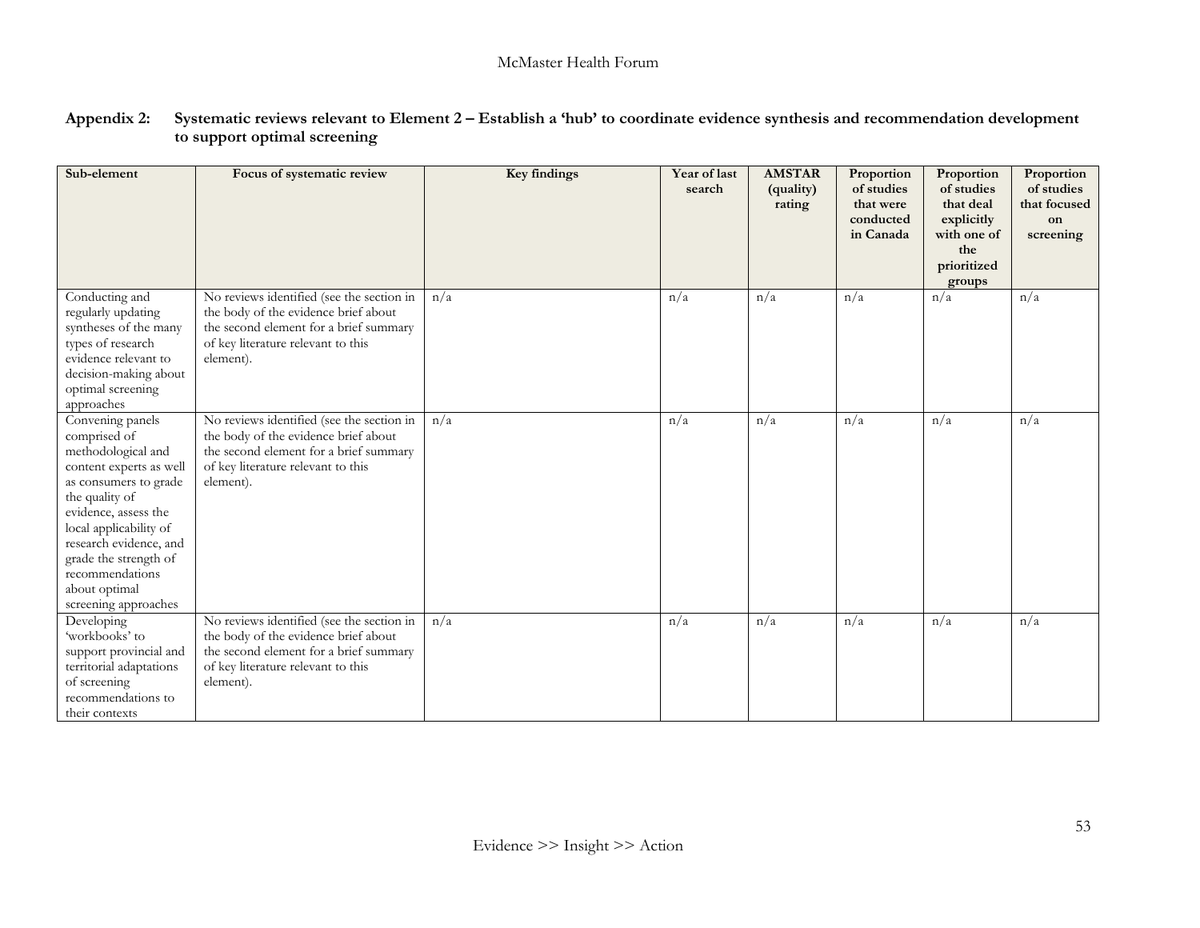**Appendix 2: Systematic reviews relevant to Element 2 – Establish a 'hub' to coordinate evidence synthesis and recommendation development to support optimal screening**

| Sub-element | Focus of systematic review | Key findings | Year of last search | AMSTAR (quality) rating | Proportion of studies that were conducted in Canada | Proportion of studies that deal explicitly with one of the prioritized groups | Proportion of studies that focused on screening |
|---|---|---|---|---|---|---|---|
| Conducting and regularly updating syntheses of the many types of research evidence relevant to decision-making about optimal screening approaches | No reviews identified (see the section in the body of the evidence brief about the second element for a brief summary of key literature relevant to this element). | n/a | n/a | n/a | n/a | n/a | n/a |
| Convening panels comprised of methodological and content experts as well as consumers to grade the quality of evidence, assess the local applicability of research evidence, and grade the strength of recommendations about optimal screening approaches | No reviews identified (see the section in the body of the evidence brief about the second element for a brief summary of key literature relevant to this element). | n/a | n/a | n/a | n/a | n/a | n/a |
| Developing 'workbooks' to support provincial and territorial adaptations of screening recommendations to their contexts | No reviews identified (see the section in the body of the evidence brief about the second element for a brief summary of key literature relevant to this element). | n/a | n/a | n/a | n/a | n/a | n/a |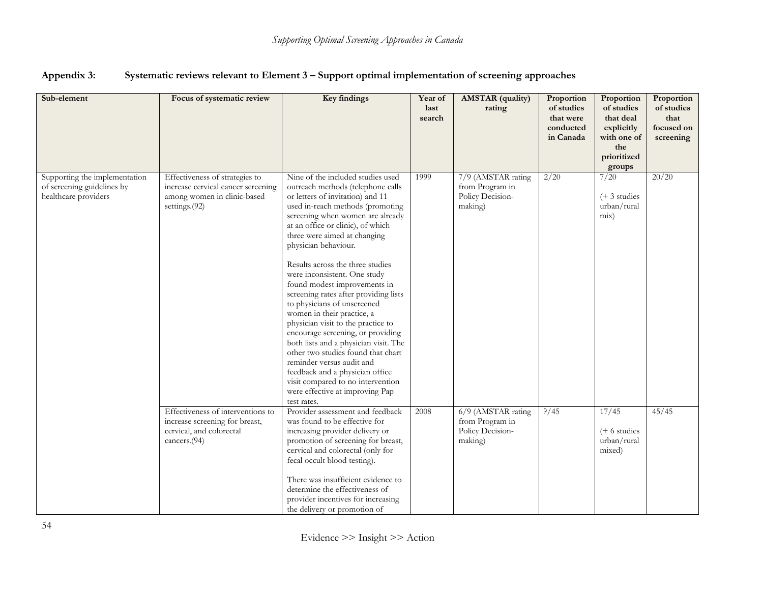## Appendix 3: Systematic reviews relevant to Element 3 – Support optimal implementation of screening approaches

| Sub-element | Focus of systematic review | Key findings | Year of last search | AMSTAR (quality) rating | Proportion of studies that were conducted in Canada | Proportion of studies that deal explicitly with one of the prioritized groups | Proportion of studies that focused on screening |
|---|---|---|---|---|---|---|---|
| Supporting the implementation of screening guidelines by healthcare providers | Effectiveness of strategies to increase cervical cancer screening among women in clinic-based settings.(92) | Nine of the included studies used outreach methods (telephone calls or letters of invitation) and 11 used in-reach methods (promoting screening when women are already at an office or clinic), of which three were aimed at changing physician behaviour.<br><br>Results across the three studies were inconsistent. One study found modest improvements in screening rates after providing lists to physicians of unscreened women in their practice, a physician visit to the practice to encourage screening, or providing both lists and a physician visit. The other two studies found that chart reminder versus audit and feedback and a physician office visit compared to no intervention were effective at improving Pap test rates. | 1999 | 7/9 (AMSTAR rating from Program in Policy Decision-making) | 2/20 | 7/20<br><br>(+ 3 studies urban/rural mix) | 20/20 |
| | Effectiveness of interventions to increase screening for breast, cervical, and colorectal cancers.(94) | Provider assessment and feedback was found to be effective for increasing provider delivery or promotion of screening for breast, cervical and colorectal (only for fecal occult blood testing).<br><br>There was insufficient evidence to determine the effectiveness of provider incentives for increasing the delivery or promotion of | 2008 | 6/9 (AMSTAR rating from Program in Policy Decision-making) | ?/45 | 17/45<br><br>(+ 6 studies urban/rural mixed) | 45/45 |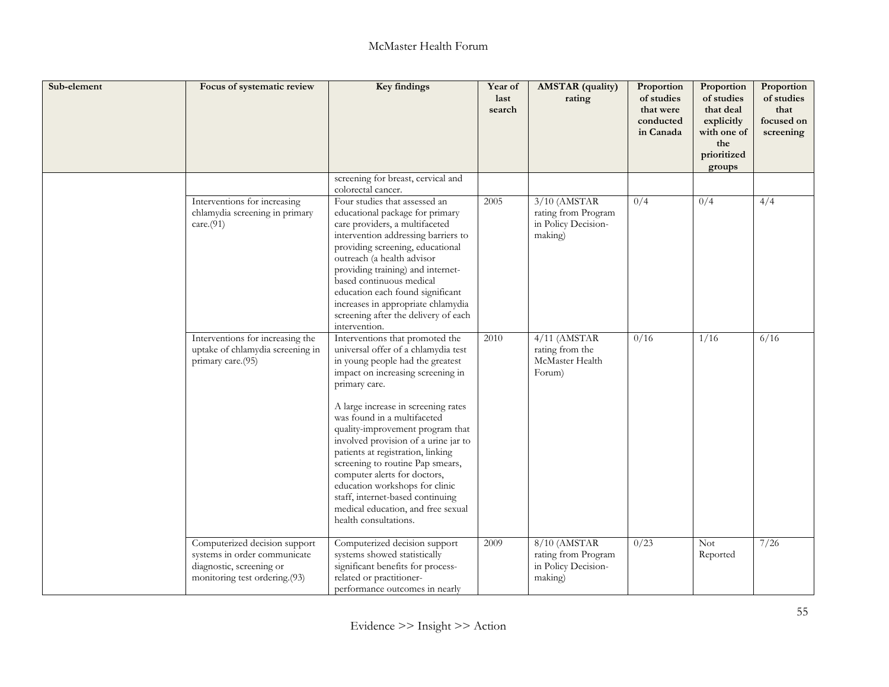| Sub-element | Focus of systematic review | Key findings | Year of last search | AMSTAR (quality) rating | Proportion of studies that were conducted in Canada | Proportion of studies that deal explicitly with one of the prioritized groups | Proportion of studies that focused on screening |
|---|---|---|---|---|---|---|---|
| | | screening for breast, cervical and colorectal cancer. | | | | | |
| | Interventions for increasing chlamydia screening in primary care.(91) | Four studies that assessed an educational package for primary care providers, a multifaceted intervention addressing barriers to providing screening, educational outreach (a health advisor providing training) and internet-based continuous medical education each found significant increases in appropriate chlamydia screening after the delivery of each intervention. | 2005 | 3/10 (AMSTAR rating from Program in Policy Decision-making) | 0/4 | 0/4 | 4/4 |
| | Interventions for increasing the uptake of chlamydia screening in primary care.(95) | Interventions that promoted the universal offer of a chlamydia test in young people had the greatest impact on increasing screening in primary care.<br><br>A large increase in screening rates was found in a multifaceted quality-improvement program that involved provision of a urine jar to patients at registration, linking screening to routine Pap smears, computer alerts for doctors, education workshops for clinic staff, internet-based continuing medical education, and free sexual health consultations. | 2010 | 4/11 (AMSTAR rating from the McMaster Health Forum) | 0/16 | 1/16 | 6/16 |
| | Computerized decision support systems in order communicate diagnostic, screening or monitoring test ordering.(93) | Computerized decision support systems showed statistically significant benefits for process-related or practitioner-performance outcomes in nearly | 2009 | 8/10 (AMSTAR rating from Program in Policy Decision-making) | 0/23 | Not Reported | 7/26 |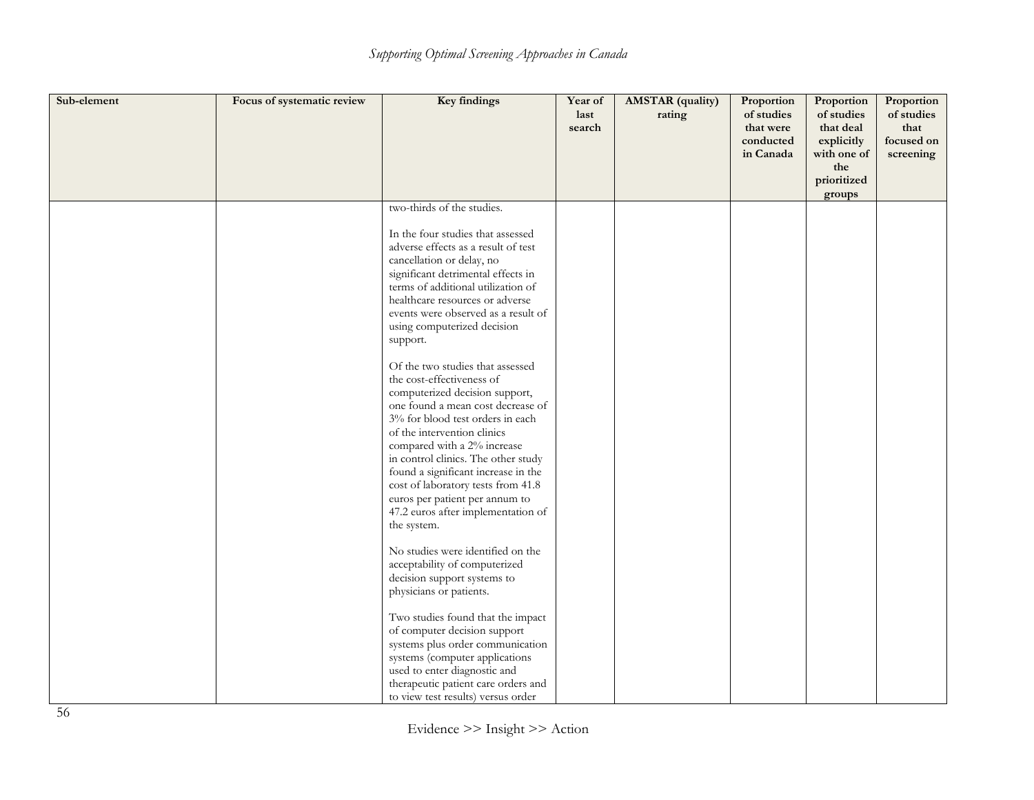| Sub-element | Focus of systematic review | Key findings | Year of last search | AMSTAR (quality) rating | Proportion of studies that were conducted in Canada | Proportion of studies that deal explicitly with one of the prioritized groups | Proportion of studies that focused on screening |
|---|---|---|---|---|---|---|---|
| | | two-thirds of the studies.<br><br>In the four studies that assessed adverse effects as a result of test cancellation or delay, no significant detrimental effects in terms of additional utilization of healthcare resources or adverse events were observed as a result of using computerized decision support.<br><br>Of the two studies that assessed the cost-effectiveness of computerized decision support, one found a mean cost decrease of 3% for blood test orders in each of the intervention clinics compared with a 2% increase in control clinics. The other study found a significant increase in the cost of laboratory tests from 41.8 euros per patient per annum to 47.2 euros after implementation of the system.<br><br>No studies were identified on the acceptability of computerized decision support systems to physicians or patients.<br><br>Two studies found that the impact of computer decision support systems plus order communication systems (computer applications used to enter diagnostic and therapeutic patient care orders and to view test results) versus order | | | | | |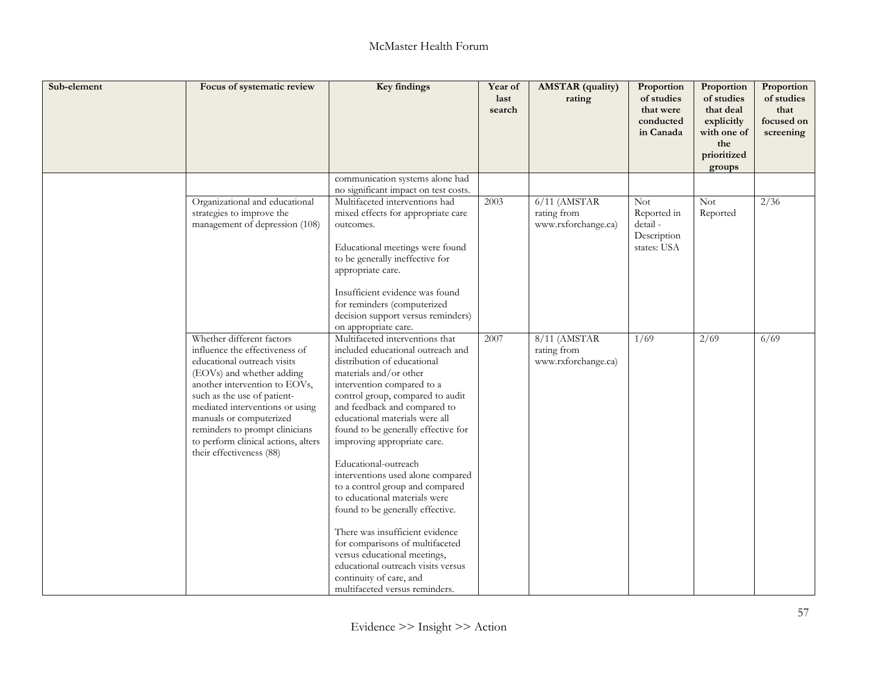| Sub-element | Focus of systematic review | Key findings | Year of last search | AMSTAR (quality) rating | Proportion of studies that were conducted in Canada | Proportion of studies that deal explicitly with one of the prioritized groups | Proportion of studies that focused on screening |
|---|---|---|---|---|---|---|---|
| | | communication systems alone had no significant impact on test costs. | | | | | |
| | Organizational and educational strategies to improve the management of depression (108) | Multifaceted interventions had mixed effects for appropriate care outcomes.<br><br>Educational meetings were found to be generally ineffective for appropriate care.<br><br>Insufficient evidence was found for reminders (computerized decision support versus reminders) on appropriate care. | 2003 | 6/11 (AMSTAR rating from www.rxforchange.ca) | Not Reported in detail - Description states: USA | Not Reported | 2/36 |
| | Whether different factors influence the effectiveness of educational outreach visits (EOVs) and whether adding another intervention to EOVs, such as the use of patient-mediated interventions or using manuals or computerized reminders to prompt clinicians to perform clinical actions, alters their effectiveness (88) | Multifaceted interventions that included educational outreach and distribution of educational materials and/or other intervention compared to a control group, compared to audit and feedback and compared to educational materials were all found to be generally effective for improving appropriate care.<br><br>Educational-outreach interventions used alone compared to a control group and compared to educational materials were found to be generally effective.<br><br>There was insufficient evidence for comparisons of multifaceted versus educational meetings, educational outreach visits versus continuity of care, and multifaceted versus reminders. | 2007 | 8/11 (AMSTAR rating from www.rxforchange.ca) | 1/69 | 2/69 | 6/69 |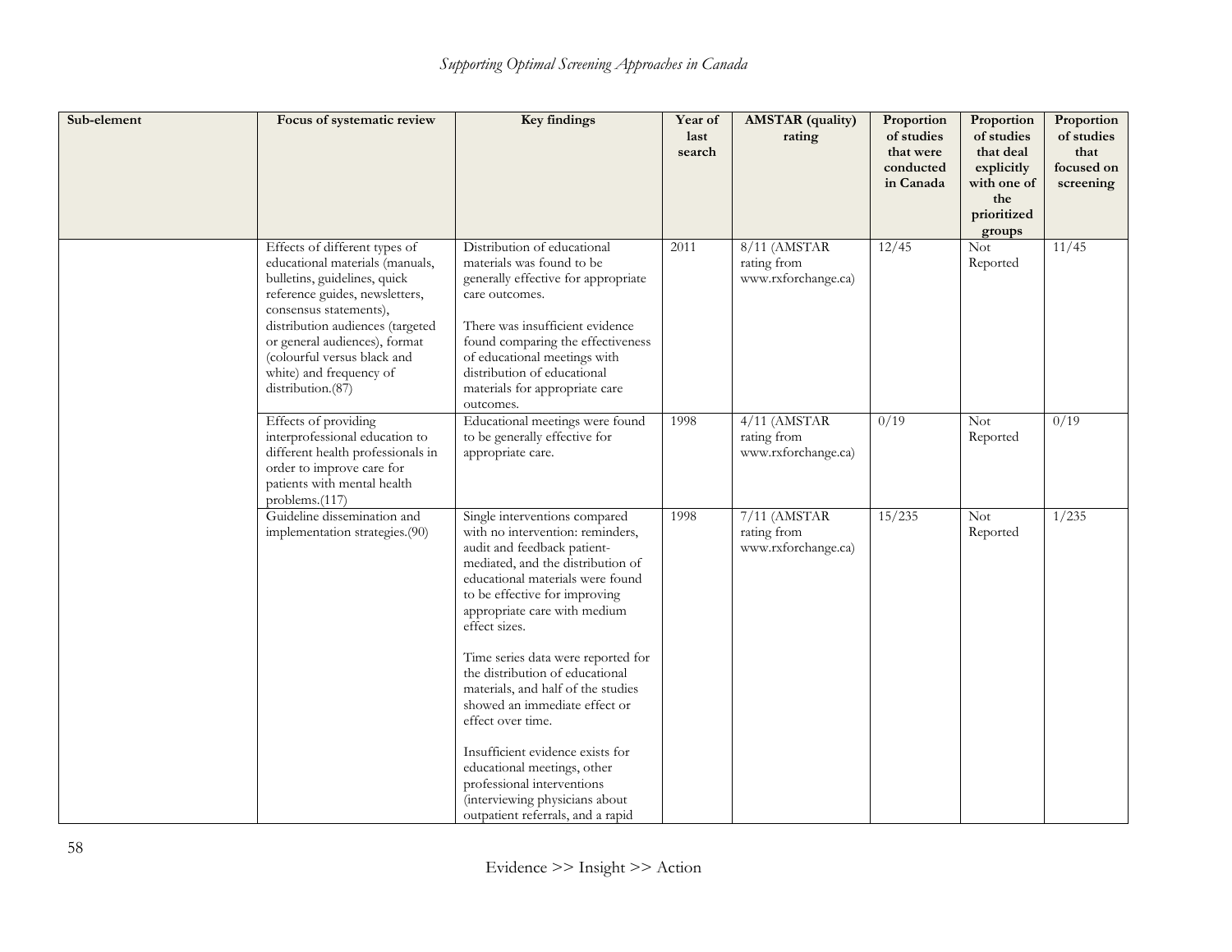| Sub-element | Focus of systematic review | Key findings | Year of last search | AMSTAR (quality) rating | Proportion of studies that were conducted in Canada | Proportion of studies that deal explicitly with one of the prioritized groups | Proportion of studies that focused on screening |
|---|---|---|---|---|---|---|---|
| | Effects of different types of educational materials (manuals, bulletins, guidelines, quick reference guides, newsletters, consensus statements), distribution audiences (targeted or general audiences), format (colourful versus black and white) and frequency of distribution.(87) | Distribution of educational materials was found to be generally effective for appropriate care outcomes.<br><br>There was insufficient evidence found comparing the effectiveness of educational meetings with distribution of educational materials for appropriate care outcomes. | 2011 | 8/11 (AMSTAR rating from www.rxforchange.ca) | 12/45 | Not Reported | 11/45 |
| | Effects of providing interprofessional education to different health professionals in order to improve care for patients with mental health problems.(117) | Educational meetings were found to be generally effective for appropriate care. | 1998 | 4/11 (AMSTAR rating from www.rxforchange.ca) | 0/19 | Not Reported | 0/19 |
| | Guideline dissemination and implementation strategies.(90) | Single interventions compared with no intervention: reminders, audit and feedback patient-mediated, and the distribution of educational materials were found to be effective for improving appropriate care with medium effect sizes.<br><br>Time series data were reported for the distribution of educational materials, and half of the studies showed an immediate effect or effect over time.<br><br>Insufficient evidence exists for educational meetings, other professional interventions (interviewing physicians about outpatient referrals, and a rapid | 1998 | 7/11 (AMSTAR rating from www.rxforchange.ca) | 15/235 | Not Reported | 1/235 |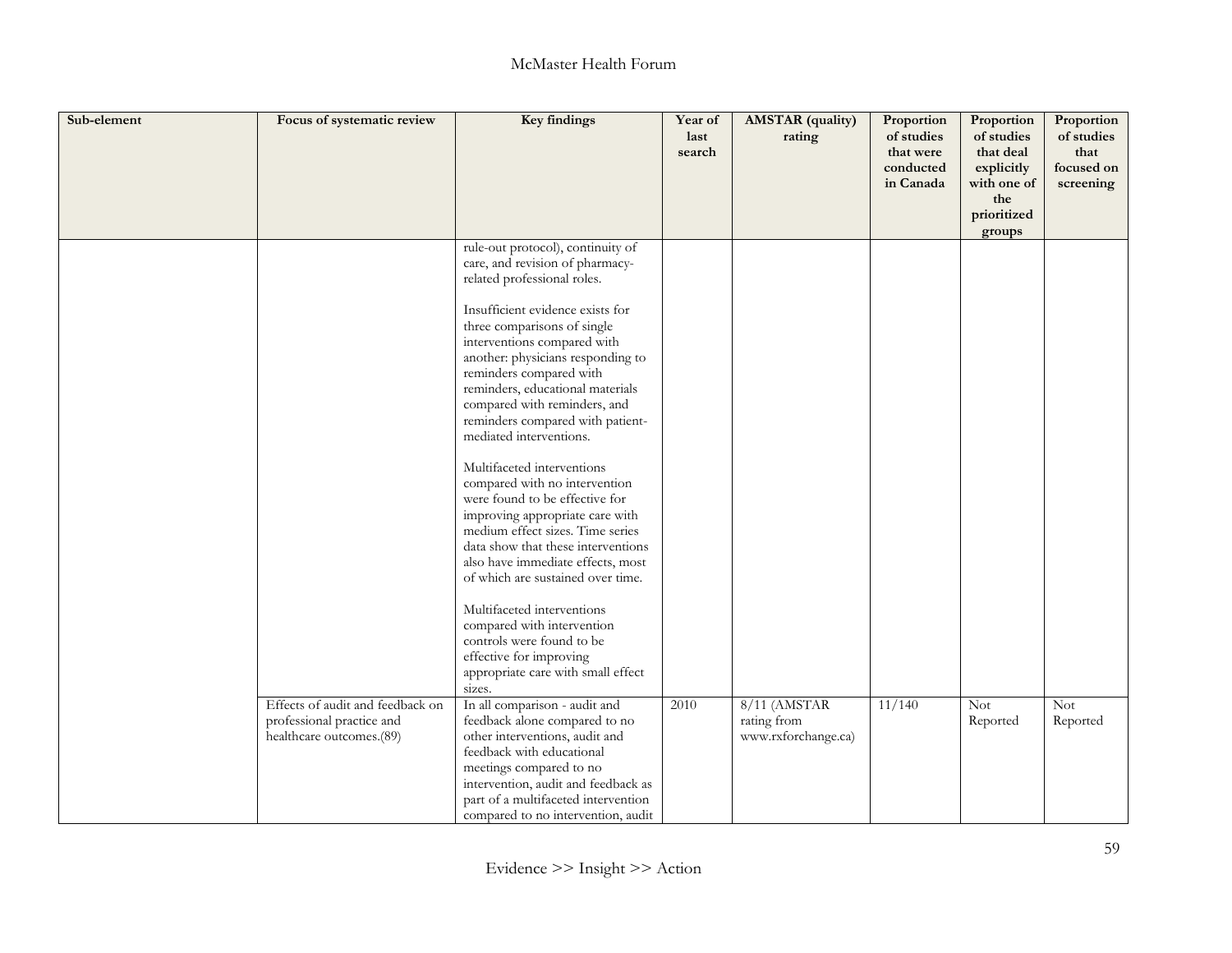| Sub-element | Focus of systematic review | Key findings | Year of last search | AMSTAR (quality) rating | Proportion of studies that were conducted in Canada | Proportion of studies that deal explicitly with one of the prioritized groups | Proportion of studies that focused on screening |
|---|---|---|---|---|---|---|---|
| | | rule-out protocol), continuity of care, and revision of pharmacy-related professional roles.<br><br>Insufficient evidence exists for three comparisons of single interventions compared with another: physicians responding to reminders compared with reminders, educational materials compared with reminders, and reminders compared with patient-mediated interventions.<br><br>Multifaceted interventions compared with no intervention were found to be effective for improving appropriate care with medium effect sizes. Time series data show that these interventions also have immediate effects, most of which are sustained over time.<br><br>Multifaceted interventions compared with intervention controls were found to be effective for improving appropriate care with small effect sizes. | | | | | |
| | Effects of audit and feedback on professional practice and healthcare outcomes.(89) | In all comparison - audit and feedback alone compared to no other interventions, audit and feedback with educational meetings compared to no intervention, audit and feedback as part of a multifaceted intervention compared to no intervention, audit | 2010 | 8/11 (AMSTAR rating from www.rxforchange.ca) | 11/140 | Not Reported | Not Reported |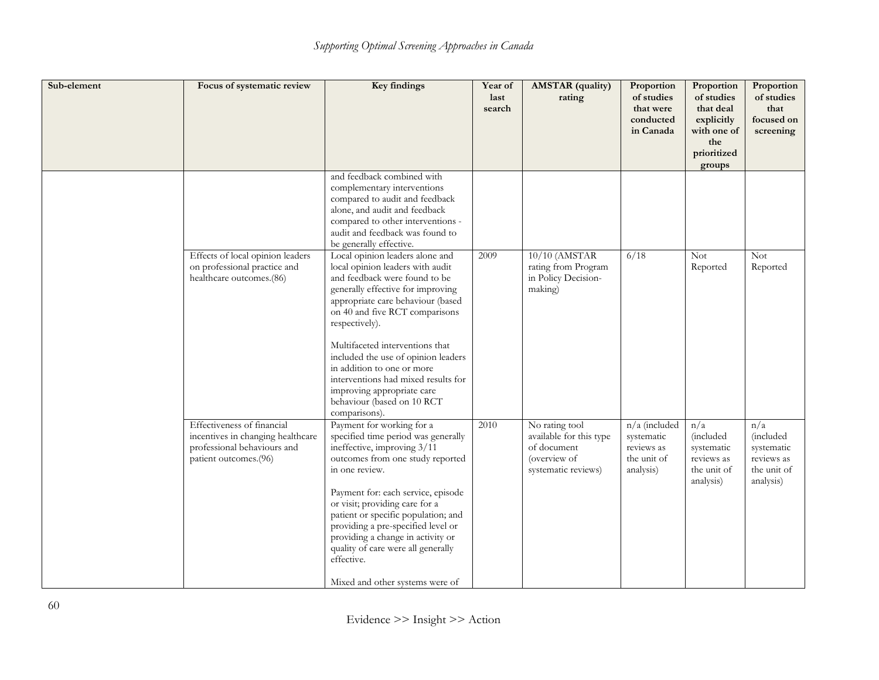| Sub-element | Focus of systematic review | Key findings | Year of last search | AMSTAR (quality) rating | Proportion of studies that were conducted in Canada | Proportion of studies that deal explicitly with one of the prioritized groups | Proportion of studies that focused on screening |
|---|---|---|---|---|---|---|---|
| | | and feedback combined with complementary interventions compared to audit and feedback alone, and audit and feedback compared to other interventions - audit and feedback was found to be generally effective. | | | | | |
| | Effects of local opinion leaders on professional practice and healthcare outcomes.(86) | Local opinion leaders alone and local opinion leaders with audit and feedback were found to be generally effective for improving appropriate care behaviour (based on 40 and five RCT comparisons respectively).<br><br>Multifaceted interventions that included the use of opinion leaders in addition to one or more interventions had mixed results for improving appropriate care behaviour (based on 10 RCT comparisons). | 2009 | 10/10 (AMSTAR rating from Program in Policy Decision-making) | 6/18 | Not Reported | Not Reported |
| | Effectiveness of financial incentives in changing healthcare professional behaviours and patient outcomes.(96) | Payment for working for a specified time period was generally ineffective, improving 3/11 outcomes from one study reported in one review.<br><br>Payment for: each service, episode or visit; providing care for a patient or specific population; and providing a pre-specified level or providing a change in activity or quality of care were all generally effective.<br><br>Mixed and other systems were of | 2010 | No rating tool available for this type of document (overview of systematic reviews) | n/a (included systematic reviews as the unit of analysis) | n/a (included systematic reviews as the unit of analysis) | n/a (included systematic reviews as the unit of analysis) |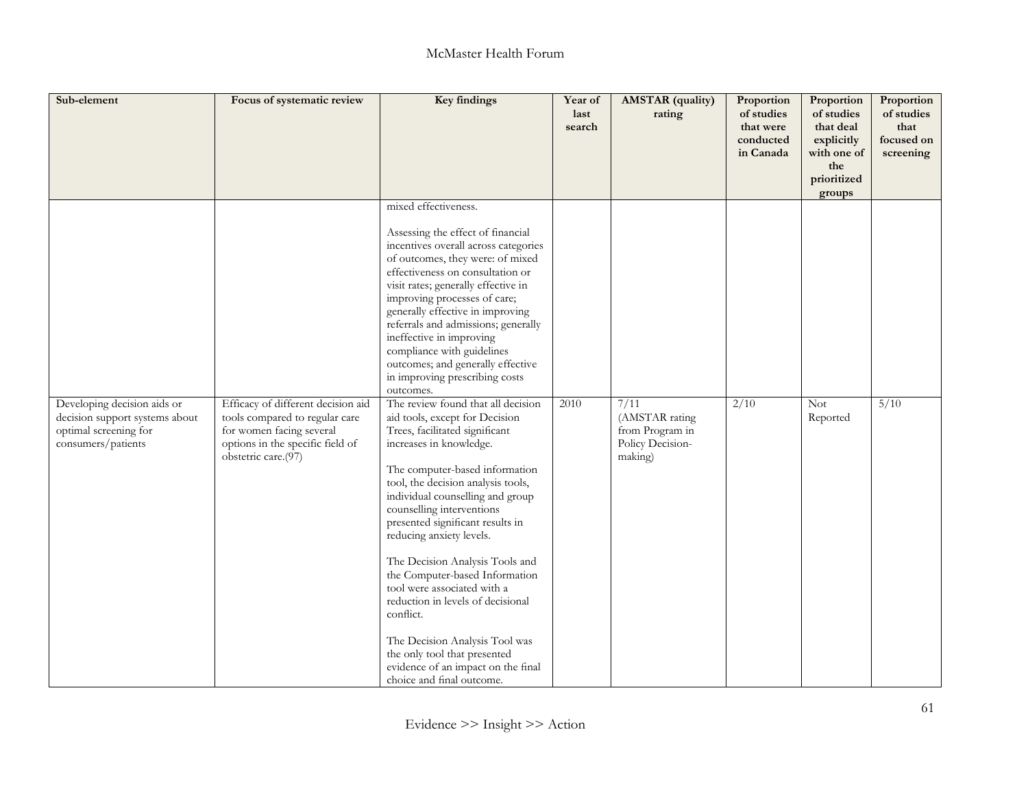| Sub-element | Focus of systematic review | Key findings | Year of last search | AMSTAR (quality) rating | Proportion of studies that were conducted in Canada | Proportion of studies that deal explicitly with one of the prioritized groups | Proportion of studies that focused on screening |
|---|---|---|---|---|---|---|---|
| | | mixed effectiveness.<br><br>Assessing the effect of financial incentives overall across categories of outcomes, they were: of mixed effectiveness on consultation or visit rates; generally effective in improving processes of care; generally effective in improving referrals and admissions; generally ineffective in improving compliance with guidelines outcomes; and generally effective in improving prescribing costs outcomes. | | | | | |
| Developing decision aids or decision support systems about optimal screening for consumers/patients | Efficacy of different decision aid tools compared to regular care for women facing several options in the specific field of obstetric care.(97) | The review found that all decision aid tools, except for Decision Trees, facilitated significant increases in knowledge.<br><br>The computer-based information tool, the decision analysis tools, individual counselling and group counselling interventions presented significant results in reducing anxiety levels.<br><br>The Decision Analysis Tools and the Computer-based Information tool were associated with a reduction in levels of decisional conflict.<br><br>The Decision Analysis Tool was the only tool that presented evidence of an impact on the final choice and final outcome. | 2010 | 7/11 (AMSTAR rating from Program in Policy Decision-making) | 2/10 | Not Reported | 5/10 |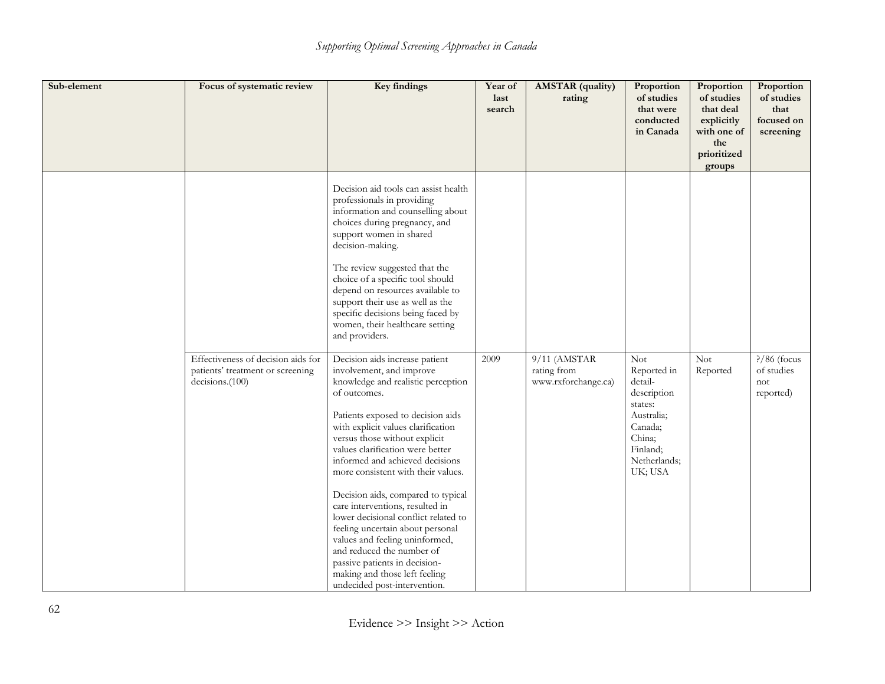| Sub-element | Focus of systematic review | Key findings | Year of last search | AMSTAR (quality) rating | Proportion of studies that were conducted in Canada | Proportion of studies that deal explicitly with one of the prioritized groups | Proportion of studies that focused on screening |
|---|---|---|---|---|---|---|---|
| | | Decision aid tools can assist health professionals in providing information and counselling about choices during pregnancy, and support women in shared decision-making.<br><br>The review suggested that the choice of a specific tool should depend on resources available to support their use as well as the specific decisions being faced by women, their healthcare setting and providers. | | | | | |
| | Effectiveness of decision aids for patients' treatment or screening decisions.(100) | Decision aids increase patient involvement, and improve knowledge and realistic perception of outcomes.<br><br>Patients exposed to decision aids with explicit values clarification versus those without explicit values clarification were better informed and achieved decisions more consistent with their values.<br><br>Decision aids, compared to typical care interventions, resulted in lower decisional conflict related to feeling uncertain about personal values and feeling uninformed, and reduced the number of passive patients in decision-making and those left feeling undecided post-intervention. | 2009 | 9/11 (AMSTAR rating from www.rxforchange.ca) | Not Reported in detail-description states: Australia; Canada; China; Finland; Netherlands; UK; USA | Not Reported | ?/86 (focus of studies not reported) |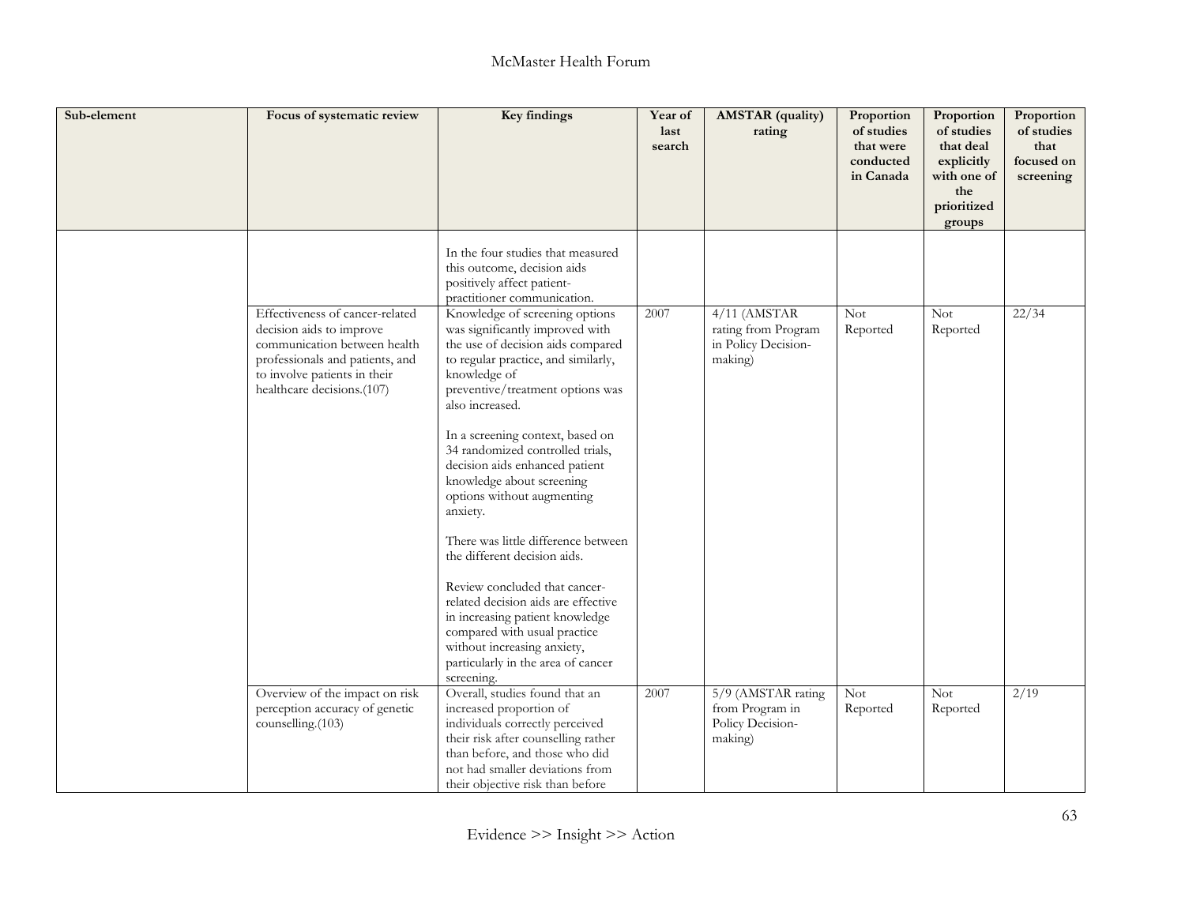| Sub-element | Focus of systematic review | Key findings | Year of last search | AMSTAR (quality) rating | Proportion of studies that were conducted in Canada | Proportion of studies that deal explicitly with one of the prioritized groups | Proportion of studies that focused on screening |
|---|---|---|---|---|---|---|---|
| | | In the four studies that measured this outcome, decision aids positively affect patient-practitioner communication. | | | | | |
| | Effectiveness of cancer-related decision aids to improve communication between health professionals and patients, and to involve patients in their healthcare decisions.(107) | Knowledge of screening options was significantly improved with the use of decision aids compared to regular practice, and similarly, knowledge of preventive/treatment options was also increased.<br><br>In a screening context, based on 34 randomized controlled trials, decision aids enhanced patient knowledge about screening options without augmenting anxiety.<br><br>There was little difference between the different decision aids.<br><br>Review concluded that cancer-related decision aids are effective in increasing patient knowledge compared with usual practice without increasing anxiety, particularly in the area of cancer screening. | 2007 | 4/11 (AMSTAR rating from Program in Policy Decision-making) | Not Reported | Not Reported | 22/34 |
| | Overview of the impact on risk perception accuracy of genetic counselling.(103) | Overall, studies found that an increased proportion of individuals correctly perceived their risk after counselling rather than before, and those who did not had smaller deviations from their objective risk than before | 2007 | 5/9 (AMSTAR rating from Program in Policy Decision-making) | Not Reported | Not Reported | 2/19 |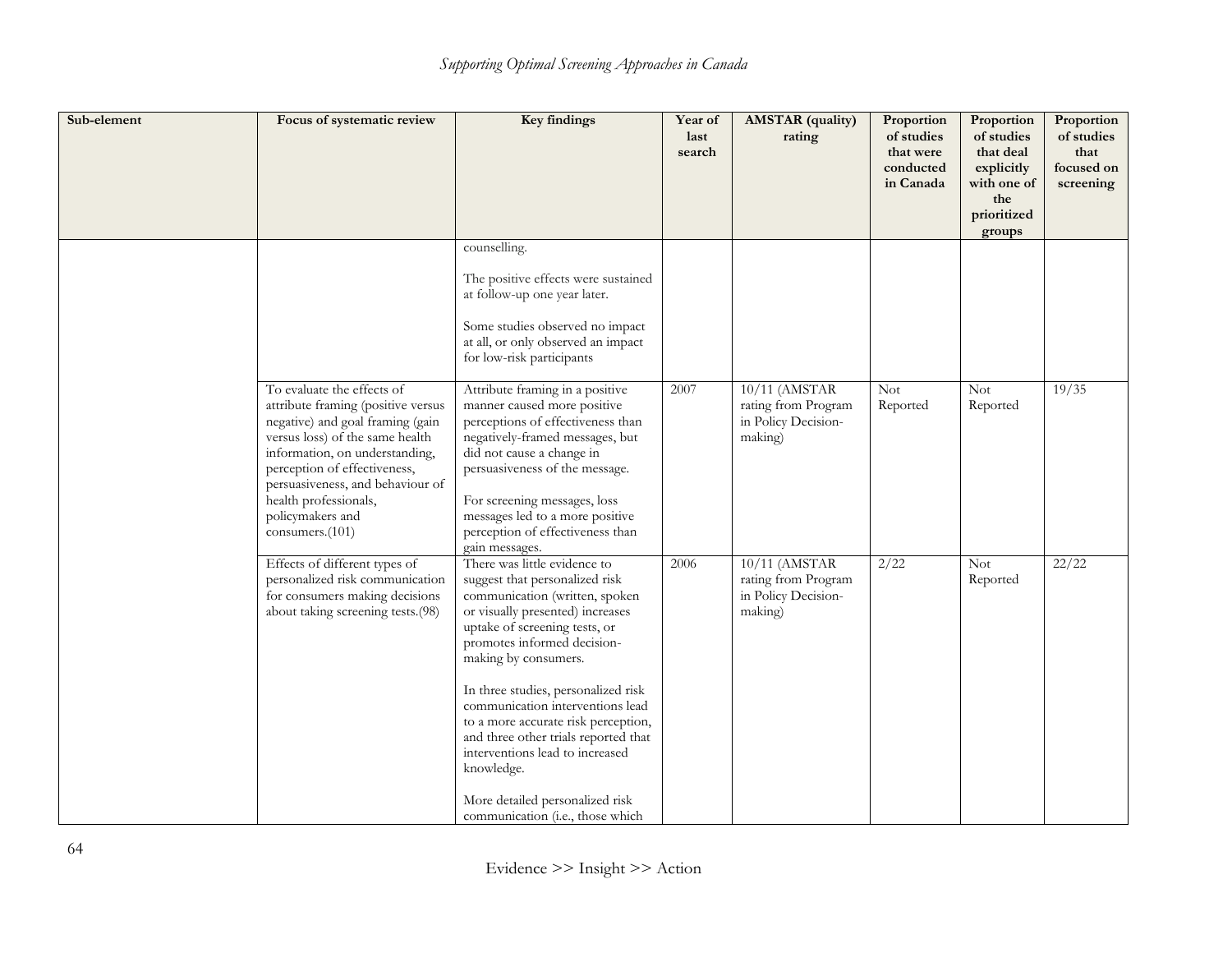| Sub-element | Focus of systematic review | Key findings | Year of last search | AMSTAR (quality) rating | Proportion of studies that were conducted in Canada | Proportion of studies that deal explicitly with one of the prioritized groups | Proportion of studies that focused on screening |
|---|---|---|---|---|---|---|---|
| | | counselling.<br><br>The positive effects were sustained at follow-up one year later.<br><br>Some studies observed no impact at all, or only observed an impact for low-risk participants | | | | | |
| | To evaluate the effects of attribute framing (positive versus negative) and goal framing (gain versus loss) of the same health information, on understanding, perception of effectiveness, persuasiveness, and behaviour of health professionals, policymakers and consumers.(101) | Attribute framing in a positive manner caused more positive perceptions of effectiveness than negatively-framed messages, but did not cause a change in persuasiveness of the message.<br><br>For screening messages, loss messages led to a more positive perception of effectiveness than gain messages. | 2007 | 10/11 (AMSTAR rating from Program in Policy Decision-making) | Not Reported | Not Reported | 19/35 |
| | Effects of different types of personalized risk communication for consumers making decisions about taking screening tests.(98) | There was little evidence to suggest that personalized risk communication (written, spoken or visually presented) increases uptake of screening tests, or promotes informed decision-making by consumers.<br><br>In three studies, personalized risk communication interventions lead to a more accurate risk perception, and three other trials reported that interventions lead to increased knowledge.<br><br>More detailed personalized risk communication (i.e., those which | 2006 | 10/11 (AMSTAR rating from Program in Policy Decision-making) | 2/22 | Not Reported | 22/22 |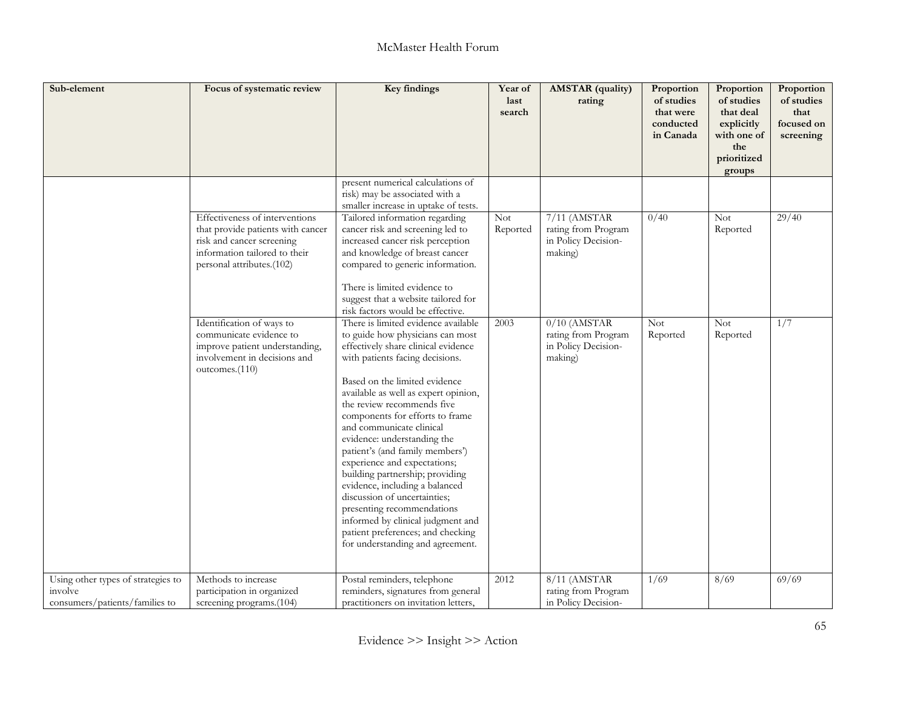| Sub-element | Focus of systematic review | Key findings | Year of last search | AMSTAR (quality) rating | Proportion of studies that were conducted in Canada | Proportion of studies that deal explicitly with one of the prioritized groups | Proportion of studies that focused on screening |
|---|---|---|---|---|---|---|---|
| | | present numerical calculations of risk) may be associated with a smaller increase in uptake of tests. | | | | | |
| | Effectiveness of interventions that provide patients with cancer risk and cancer screening information tailored to their personal attributes.(102) | Tailored information regarding cancer risk and screening led to increased cancer risk perception and knowledge of breast cancer compared to generic information.<br><br>There is limited evidence to suggest that a website tailored for risk factors would be effective. | Not Reported | 7/11 (AMSTAR rating from Program in Policy Decision-making) | 0/40 | Not Reported | 29/40 |
| | Identification of ways to communicate evidence to improve patient understanding, involvement in decisions and outcomes.(110) | There is limited evidence available to guide how physicians can most effectively share clinical evidence with patients facing decisions.<br><br>Based on the limited evidence available as well as expert opinion, the review recommends five components for efforts to frame and communicate clinical evidence: understanding the patient's (and family members') experience and expectations; building partnership; providing evidence, including a balanced discussion of uncertainties; presenting recommendations informed by clinical judgment and patient preferences; and checking for understanding and agreement. | 2003 | 0/10 (AMSTAR rating from Program in Policy Decision-making) | Not Reported | Not Reported | 1/7 |
| Using other types of strategies to involve consumers/patients/families to | Methods to increase participation in organized screening programs.(104) | Postal reminders, telephone reminders, signatures from general practitioners on invitation letters, | 2012 | 8/11 (AMSTAR rating from Program in Policy Decision- | 1/69 | 8/69 | 69/69 |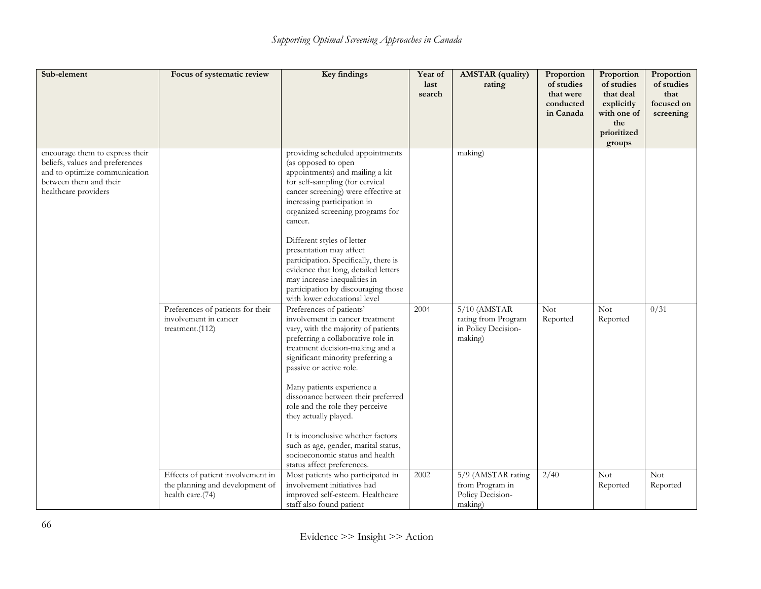| Sub-element | Focus of systematic review | Key findings | Year of last search | AMSTAR (quality) rating | Proportion of studies that were conducted in Canada | Proportion of studies that deal explicitly with one of the prioritized groups | Proportion of studies that focused on screening |
|---|---|---|---|---|---|---|---|
| encourage them to express their beliefs, values and preferences and to optimize communication between them and their healthcare providers | | providing scheduled appointments (as opposed to open appointments) and mailing a kit for self-sampling (for cervical cancer screening) were effective at increasing participation in organized screening programs for cancer.<br><br>Different styles of letter presentation may affect participation. Specifically, there is evidence that long, detailed letters may increase inequalities in participation by discouraging those with lower educational level | | making) | | | |
| | Preferences of patients for their involvement in cancer treatment.(112) | Preferences of patients' involvement in cancer treatment vary, with the majority of patients preferring a collaborative role in treatment decision-making and a significant minority preferring a passive or active role.<br><br>Many patients experience a dissonance between their preferred role and the role they perceive they actually played.<br><br>It is inconclusive whether factors such as age, gender, marital status, socioeconomic status and health status affect preferences. | 2004 | 5/10 (AMSTAR rating from Program in Policy Decision-making) | Not Reported | Not Reported | 0/31 |
| | Effects of patient involvement in the planning and development of health care.(74) | Most patients who participated in involvement initiatives had improved self-esteem. Healthcare staff also found patient | 2002 | 5/9 (AMSTAR rating from Program in Policy Decision-making) | 2/40 | Not Reported | Not Reported |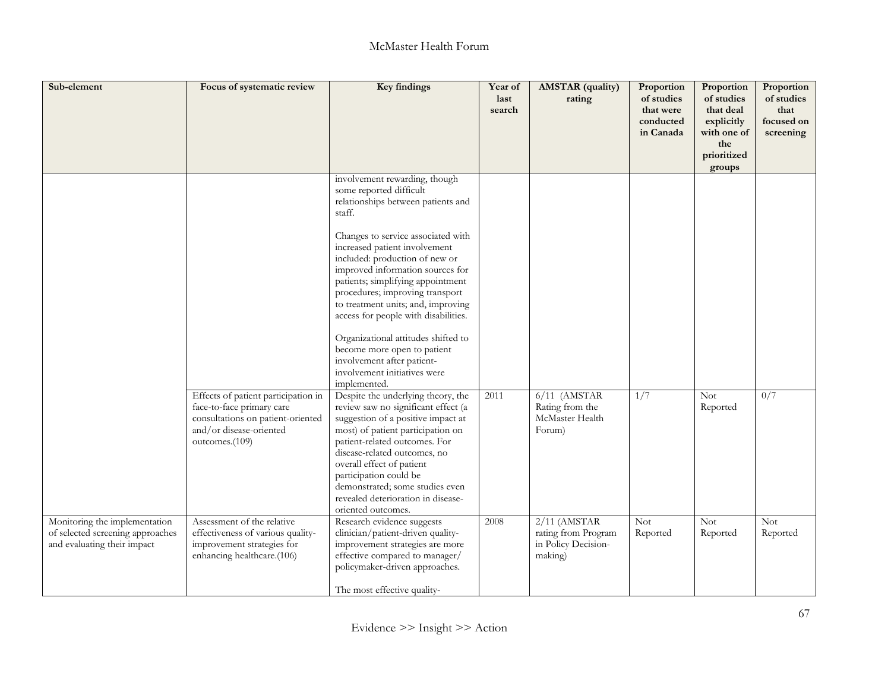| Sub-element | Focus of systematic review | Key findings | Year of last search | AMSTAR (quality) rating | Proportion of studies that were conducted in Canada | Proportion of studies that deal explicitly with one of the prioritized groups | Proportion of studies that focused on screening |
|---|---|---|---|---|---|---|---|
| | | involvement rewarding, though some reported difficult relationships between patients and staff.<br><br>Changes to service associated with increased patient involvement included: production of new or improved information sources for patients; simplifying appointment procedures; improving transport to treatment units; and, improving access for people with disabilities.<br><br>Organizational attitudes shifted to become more open to patient involvement after patient-involvement initiatives were implemented. | | | | | |
| | Effects of patient participation in face-to-face primary care consultations on patient-oriented and/or disease-oriented outcomes.(109) | Despite the underlying theory, the review saw no significant effect (a suggestion of a positive impact at most) of patient participation on patient-related outcomes. For disease-related outcomes, no overall effect of patient participation could be demonstrated; some studies even revealed deterioration in disease-oriented outcomes. | 2011 | 6/11 (AMSTAR Rating from the McMaster Health Forum) | 1/7 | Not Reported | 0/7 |
| Monitoring the implementation of selected screening approaches and evaluating their impact | Assessment of the relative effectiveness of various quality-improvement strategies for enhancing healthcare.(106) | Research evidence suggests clinician/patient-driven quality-improvement strategies are more effective compared to manager/ policymaker-driven approaches.<br><br>The most effective quality- | 2008 | 2/11 (AMSTAR rating from Program in Policy Decision-making) | Not Reported | Not Reported | Not Reported |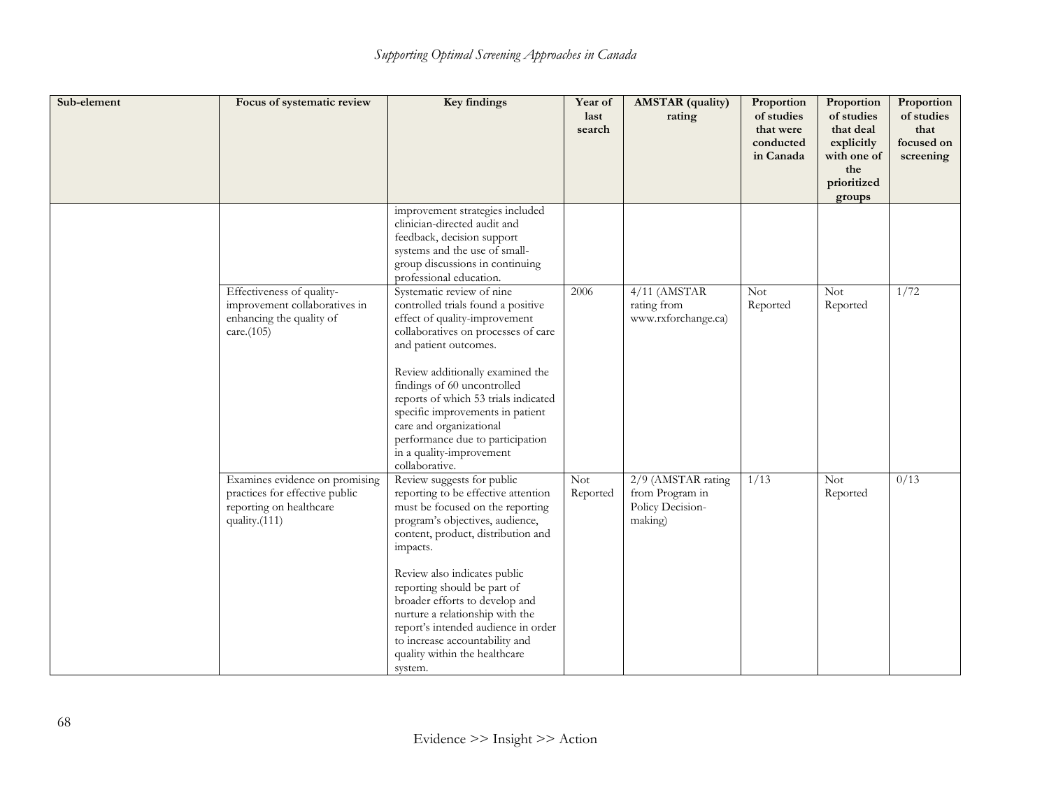| Sub-element | Focus of systematic review | Key findings | Year of last search | AMSTAR (quality) rating | Proportion of studies that were conducted in Canada | Proportion of studies that deal explicitly with one of the prioritized groups | Proportion of studies that focused on screening |
|---|---|---|---|---|---|---|---|
| | | improvement strategies included clinician-directed audit and feedback, decision support systems and the use of small-group discussions in continuing professional education. | | | | | |
| | Effectiveness of quality-improvement collaboratives in enhancing the quality of care.(105) | Systematic review of nine controlled trials found a positive effect of quality-improvement collaboratives on processes of care and patient outcomes.<br><br>Review additionally examined the findings of 60 uncontrolled reports of which 53 trials indicated specific improvements in patient care and organizational performance due to participation in a quality-improvement collaborative. | 2006 | 4/11 (AMSTAR rating from www.rxforchange.ca) | Not Reported | Not Reported | 1/72 |
| | Examines evidence on promising practices for effective public reporting on healthcare quality.(111) | Review suggests for public reporting to be effective attention must be focused on the reporting program's objectives, audience, content, product, distribution and impacts.<br><br>Review also indicates public reporting should be part of broader efforts to develop and nurture a relationship with the report's intended audience in order to increase accountability and quality within the healthcare system. | Not Reported | 2/9 (AMSTAR rating from Program in Policy Decision-making) | 1/13 | Not Reported | 0/13 |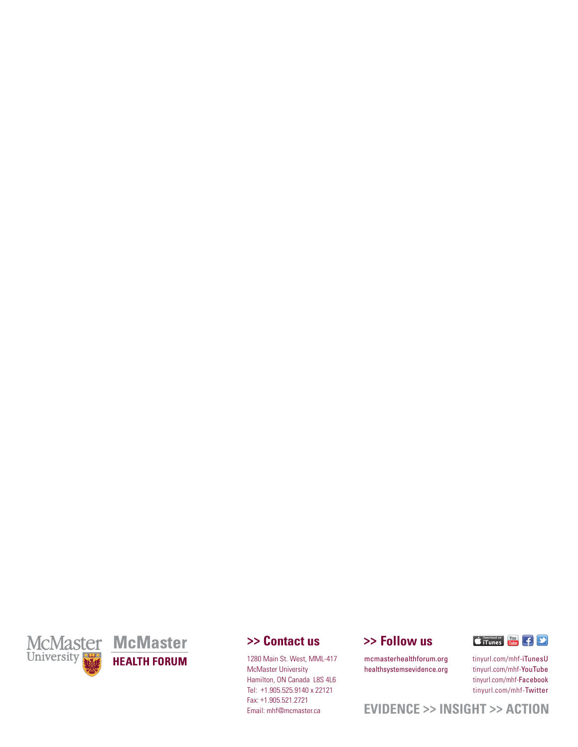McMaster University

McMaster HEALTH FORUM

## >> Contact us

1280 Main St. West, MML-417
McMaster University
Hamilton, ON Canada L8S 4L6
Tel: +1.905.525.9140 x 22121
Fax: +1.905.521.2721
Email: mhf@mcmaster.ca

## >> Follow us

mcmasterhealthforum.org
healthsystemsevidence.org

tinyurl.com/mhf-iTunesU
tinyurl.com/mhf-YouTube
tinyurl.com/mhf-Facebook
tinyurl.com/mhf-Twitter

EVIDENCE >> INSIGHT >> ACTION